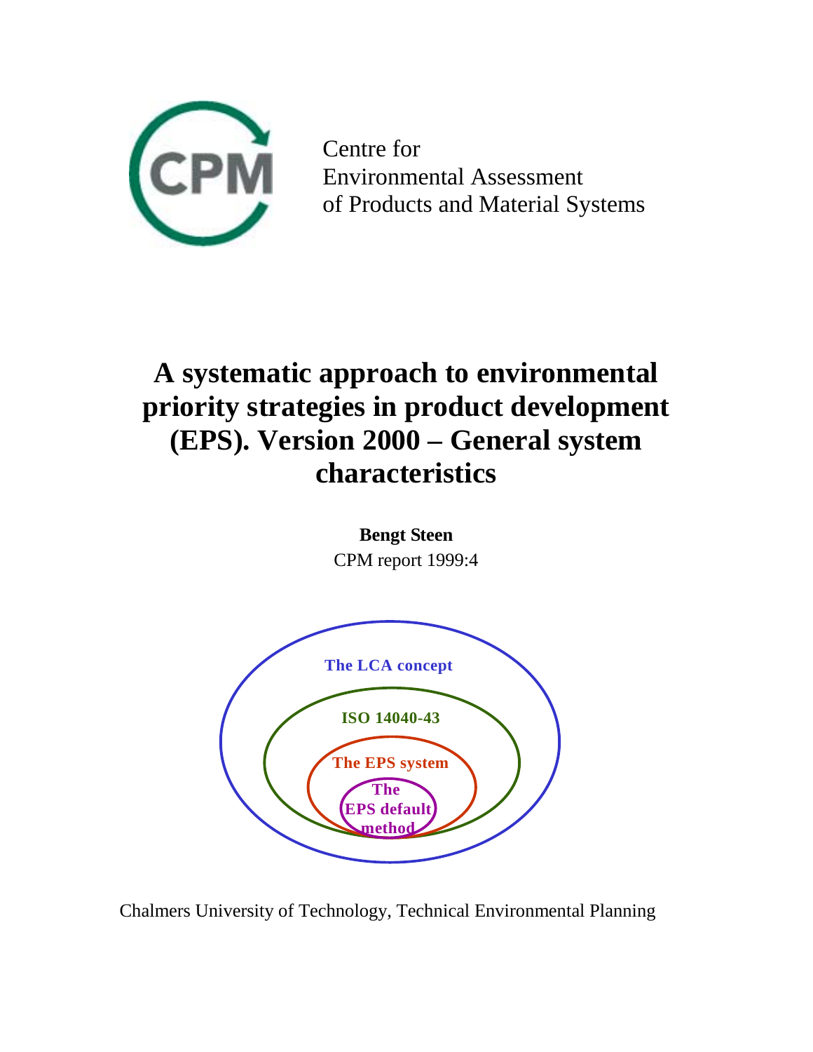Centre for
Environmental Assessment
of Products and Material Systems

# A systematic approach to environmental priority strategies in product development (EPS). Version 2000 – General system characteristics

**Bengt Steen**

CPM report 1999:4

The LCA concept

ISO 14040-43

The EPS system

The EPS default method

Chalmers University of Technology, Technical Environmental Planning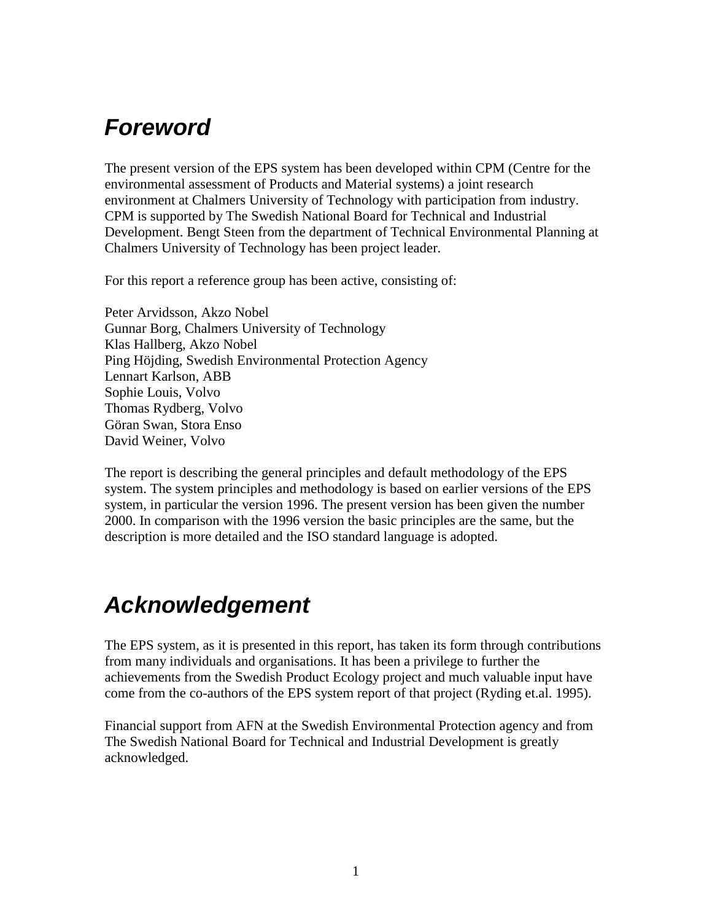## *Foreword*

The present version of the EPS system has been developed within CPM (Centre for the environmental assessment of Products and Material systems) a joint research environment at Chalmers University of Technology with participation from industry. CPM is supported by The Swedish National Board for Technical and Industrial Development. Bengt Steen from the department of Technical Environmental Planning at Chalmers University of Technology has been project leader.

For this report a reference group has been active, consisting of:

Peter Arvidsson, Akzo Nobel
Gunnar Borg, Chalmers University of Technology
Klas Hallberg, Akzo Nobel
Ping Höjding, Swedish Environmental Protection Agency
Lennart Karlson, ABB
Sophie Louis, Volvo
Thomas Rydberg, Volvo
Göran Swan, Stora Enso
David Weiner, Volvo

The report is describing the general principles and default methodology of the EPS system. The system principles and methodology is based on earlier versions of the EPS system, in particular the version 1996. The present version has been given the number 2000. In comparison with the 1996 version the basic principles are the same, but the description is more detailed and the ISO standard language is adopted.

## *Acknowledgement*

The EPS system, as it is presented in this report, has taken its form through contributions from many individuals and organisations. It has been a privilege to further the achievements from the Swedish Product Ecology project and much valuable input have come from the co-authors of the EPS system report of that project (Ryding et.al. 1995).

Financial support from AFN at the Swedish Environmental Protection agency and from The Swedish National Board for Technical and Industrial Development is greatly acknowledged.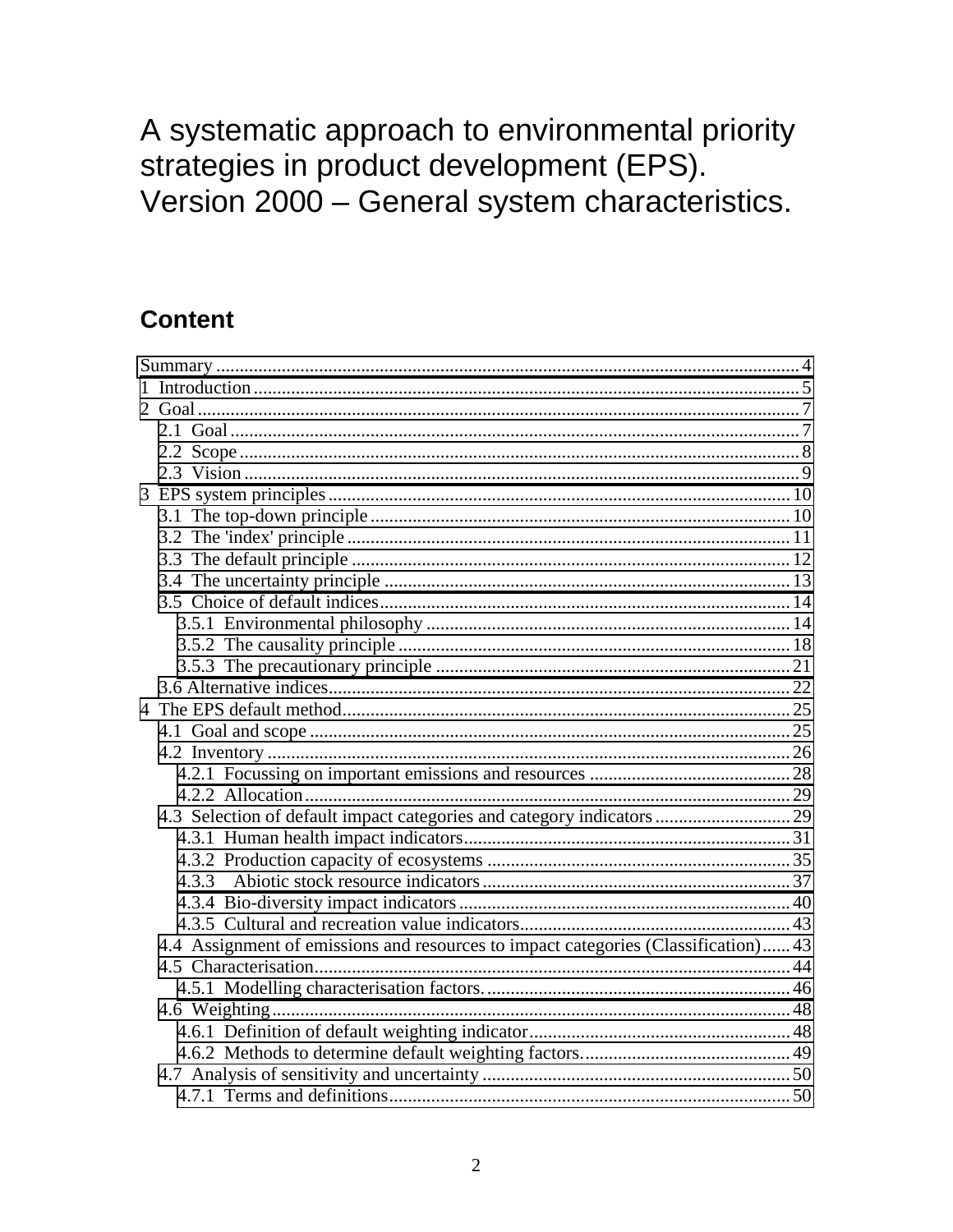# A systematic approach to environmental priority strategies in product development (EPS). Version 2000 – General system characteristics.

## Content

- Summary ............................................................ 4
- 1 Introduction ............................................................ 5
- 2 Goal ............................................................ 7
  - 2.1 Goal ............................................................ 7
  - 2.2 Scope ............................................................ 8
  - 2.3 Vision ............................................................ 9
- 3 EPS system principles ............................................................ 10
  - 3.1 The top-down principle ............................................................ 10
  - 3.2 The 'index' principle ............................................................ 11
  - 3.3 The default principle ............................................................ 12
  - 3.4 The uncertainty principle ............................................................ 13
  - 3.5 Choice of default indices ............................................................ 14
    - 3.5.1 Environmental philosophy ............................................................ 14
    - 3.5.2 The causality principle ............................................................ 18
    - 3.5.3 The precautionary principle ............................................................ 21
  - 3.6 Alternative indices ............................................................ 22
- 4 The EPS default method ............................................................ 25
  - 4.1 Goal and scope ............................................................ 25
  - 4.2 Inventory ............................................................ 26
    - 4.2.1 Focussing on important emissions and resources ............................................................ 28
    - 4.2.2 Allocation ............................................................ 29
  - 4.3 Selection of default impact categories and category indicators ............................................................ 29
    - 4.3.1 Human health impact indicators ............................................................ 31
    - 4.3.2 Production capacity of ecosystems ............................................................ 35
    - 4.3.3 Abiotic stock resource indicators ............................................................ 37
    - 4.3.4 Bio-diversity impact indicators ............................................................ 40
    - 4.3.5 Cultural and recreation value indicators ............................................................ 43
  - 4.4 Assignment of emissions and resources to impact categories (Classification) ............................................................ 43
  - 4.5 Characterisation ............................................................ 44
    - 4.5.1 Modelling characterisation factors. ............................................................ 46
  - 4.6 Weighting ............................................................ 48
    - 4.6.1 Definition of default weighting indicator ............................................................ 48
    - 4.6.2 Methods to determine default weighting factors. ............................................................ 49
  - 4.7 Analysis of sensitivity and uncertainty ............................................................ 50
    - 4.7.1 Terms and definitions ............................................................ 50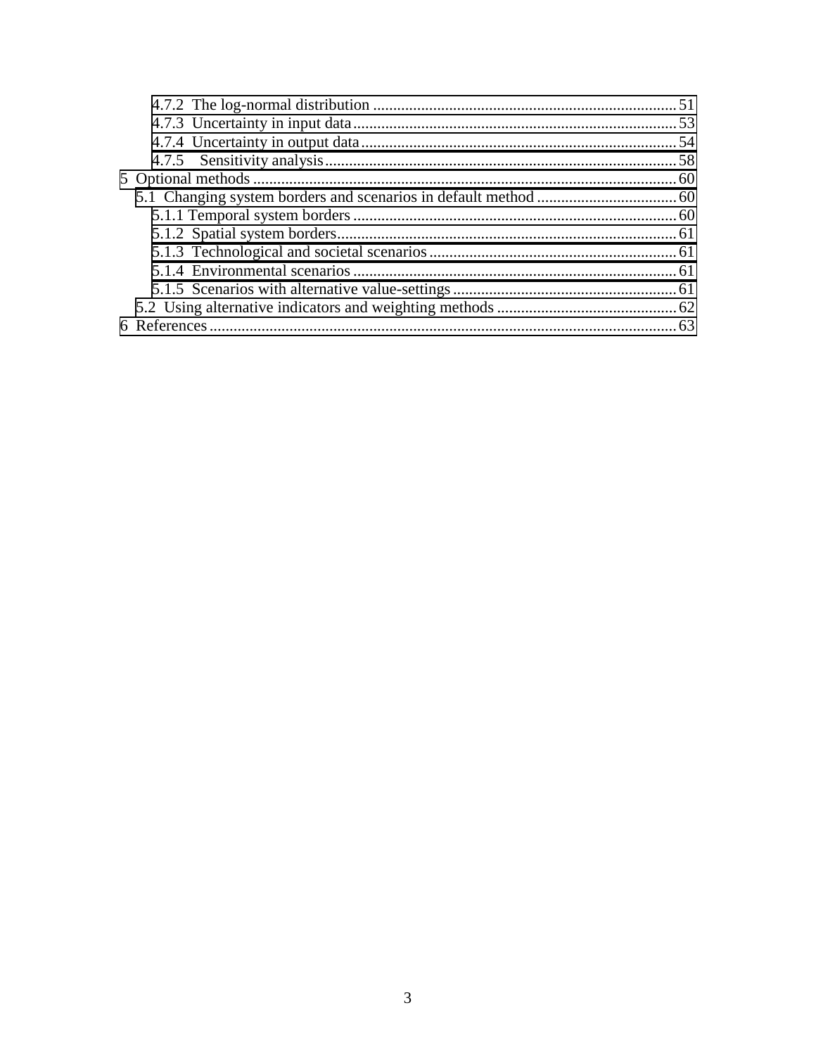4.7.2 The log-normal distribution ........................................................................... 51
4.7.3 Uncertainty in input data................................................................................ 53
4.7.4 Uncertainty in output data.............................................................................. 54
4.7.5 Sensitivity analysis........................................................................................ 58
5 Optional methods ......................................................................................................... 60
5.1 Changing system borders and scenarios in default method ................................... 60
5.1.1 Temporal system borders ................................................................................ 60
5.1.2 Spatial system borders.................................................................................... 61
5.1.3 Technological and societal scenarios ............................................................. 61
5.1.4 Environmental scenarios ................................................................................ 61
5.1.5 Scenarios with alternative value-settings ....................................................... 61
5.2 Using alternative indicators and weighting methods ............................................ 62
6 References .................................................................................................................... 63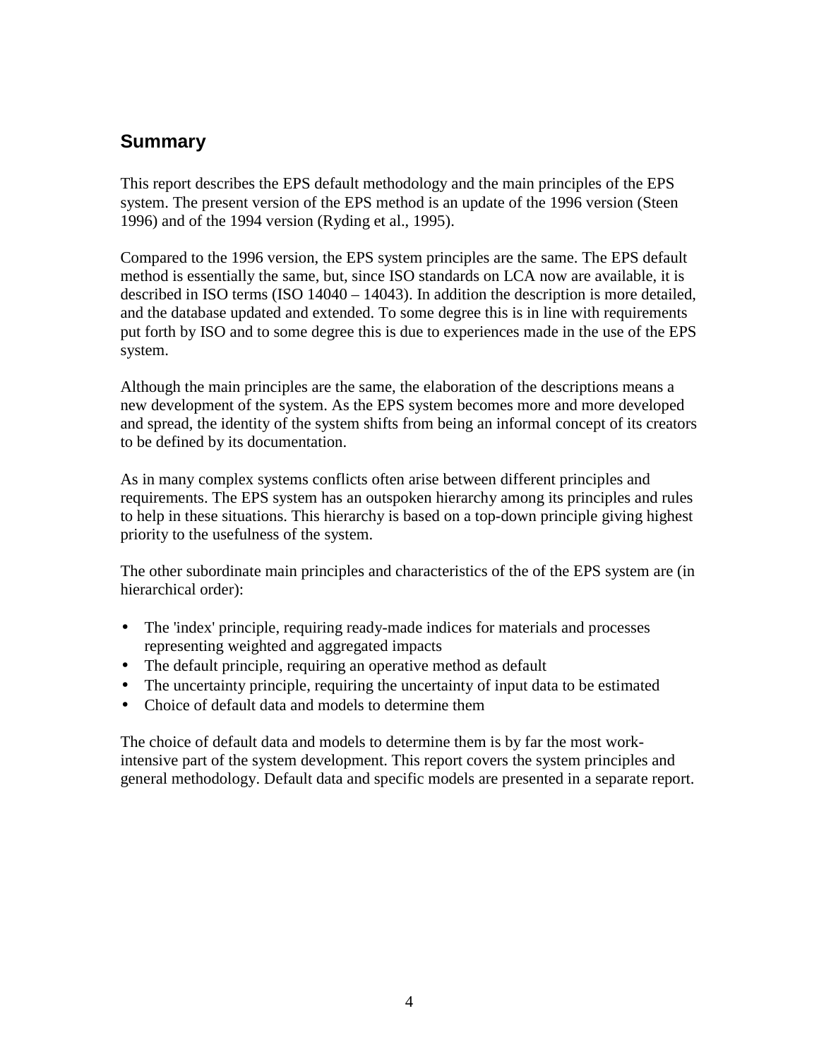## Summary

This report describes the EPS default methodology and the main principles of the EPS system. The present version of the EPS method is an update of the 1996 version (Steen 1996) and of the 1994 version (Ryding et al., 1995).

Compared to the 1996 version, the EPS system principles are the same. The EPS default method is essentially the same, but, since ISO standards on LCA now are available, it is described in ISO terms (ISO 14040 – 14043). In addition the description is more detailed, and the database updated and extended. To some degree this is in line with requirements put forth by ISO and to some degree this is due to experiences made in the use of the EPS system.

Although the main principles are the same, the elaboration of the descriptions means a new development of the system. As the EPS system becomes more and more developed and spread, the identity of the system shifts from being an informal concept of its creators to be defined by its documentation.

As in many complex systems conflicts often arise between different principles and requirements. The EPS system has an outspoken hierarchy among its principles and rules to help in these situations. This hierarchy is based on a top-down principle giving highest priority to the usefulness of the system.

The other subordinate main principles and characteristics of the of the EPS system are (in hierarchical order):

- The 'index' principle, requiring ready-made indices for materials and processes representing weighted and aggregated impacts
- The default principle, requiring an operative method as default
- The uncertainty principle, requiring the uncertainty of input data to be estimated
- Choice of default data and models to determine them

The choice of default data and models to determine them is by far the most work-intensive part of the system development. This report covers the system principles and general methodology. Default data and specific models are presented in a separate report.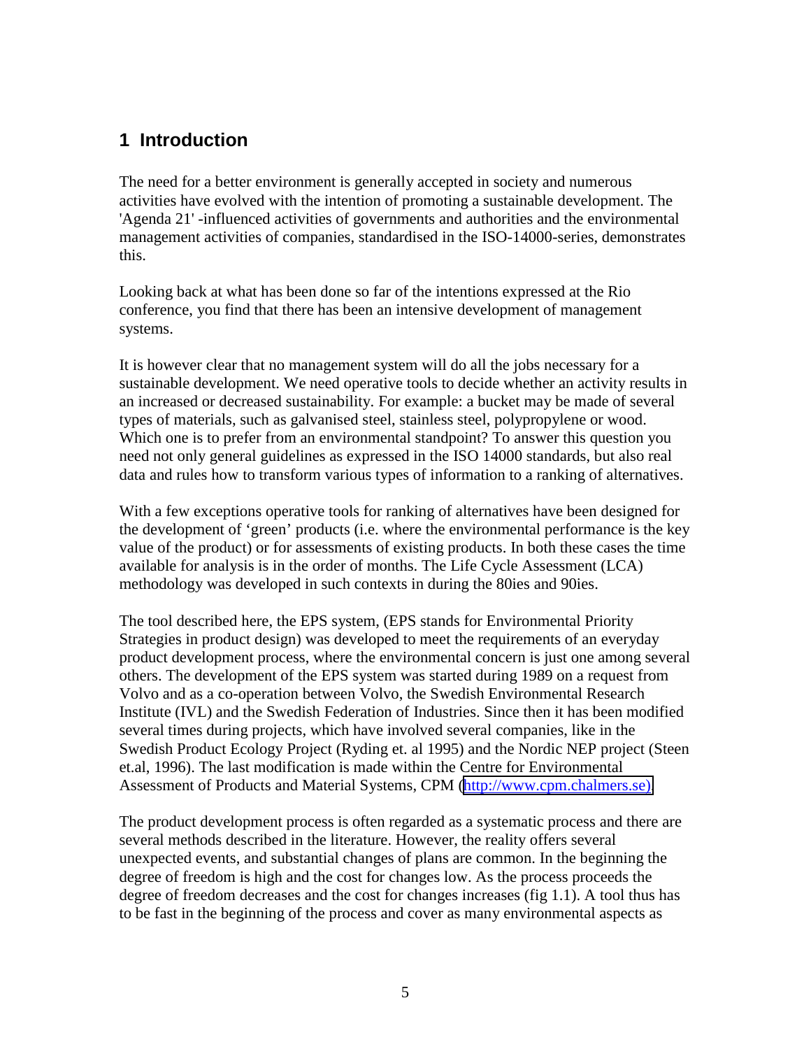# 1 Introduction

The need for a better environment is generally accepted in society and numerous activities have evolved with the intention of promoting a sustainable development. The 'Agenda 21' -influenced activities of governments and authorities and the environmental management activities of companies, standardised in the ISO-14000-series, demonstrates this.

Looking back at what has been done so far of the intentions expressed at the Rio conference, you find that there has been an intensive development of management systems.

It is however clear that no management system will do all the jobs necessary for a sustainable development. We need operative tools to decide whether an activity results in an increased or decreased sustainability. For example: a bucket may be made of several types of materials, such as galvanised steel, stainless steel, polypropylene or wood. Which one is to prefer from an environmental standpoint? To answer this question you need not only general guidelines as expressed in the ISO 14000 standards, but also real data and rules how to transform various types of information to a ranking of alternatives.

With a few exceptions operative tools for ranking of alternatives have been designed for the development of 'green' products (i.e. where the environmental performance is the key value of the product) or for assessments of existing products. In both these cases the time available for analysis is in the order of months. The Life Cycle Assessment (LCA) methodology was developed in such contexts in during the 80ies and 90ies.

The tool described here, the EPS system, (EPS stands for Environmental Priority Strategies in product design) was developed to meet the requirements of an everyday product development process, where the environmental concern is just one among several others. The development of the EPS system was started during 1989 on a request from Volvo and as a co-operation between Volvo, the Swedish Environmental Research Institute (IVL) and the Swedish Federation of Industries. Since then it has been modified several times during projects, which have involved several companies, like in the Swedish Product Ecology Project (Ryding et. al 1995) and the Nordic NEP project (Steen et.al, 1996). The last modification is made within the Centre for Environmental Assessment of Products and Material Systems, CPM (http://www.cpm.chalmers.se).

The product development process is often regarded as a systematic process and there are several methods described in the literature. However, the reality offers several unexpected events, and substantial changes of plans are common. In the beginning the degree of freedom is high and the cost for changes low. As the process proceeds the degree of freedom decreases and the cost for changes increases (fig 1.1). A tool thus has to be fast in the beginning of the process and cover as many environmental aspects as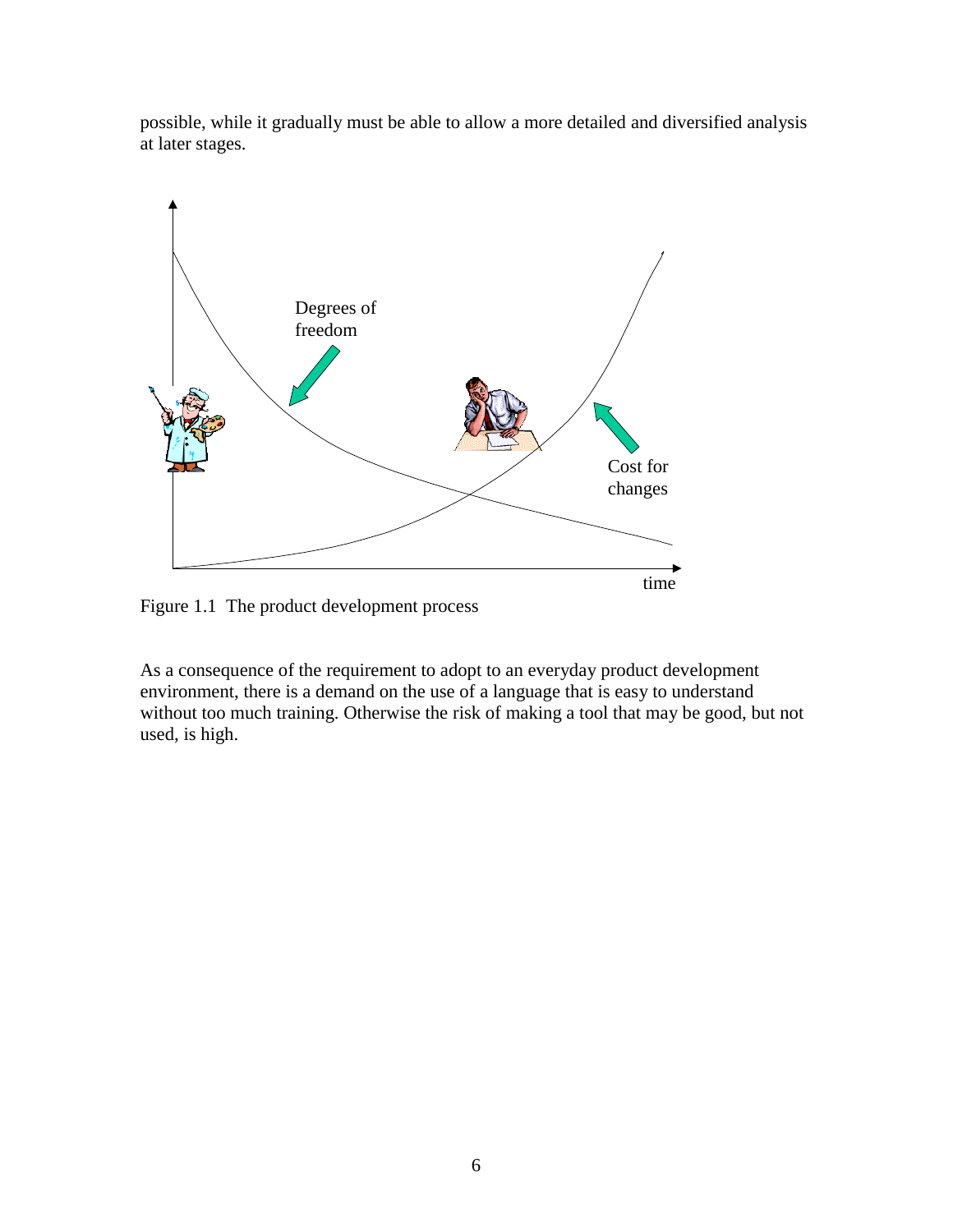possible, while it gradually must be able to allow a more detailed and diversified analysis at later stages.

Figure 1.1 The product development process

As a consequence of the requirement to adopt to an everyday product development environment, there is a demand on the use of a language that is easy to understand without too much training. Otherwise the risk of making a tool that may be good, but not used, is high.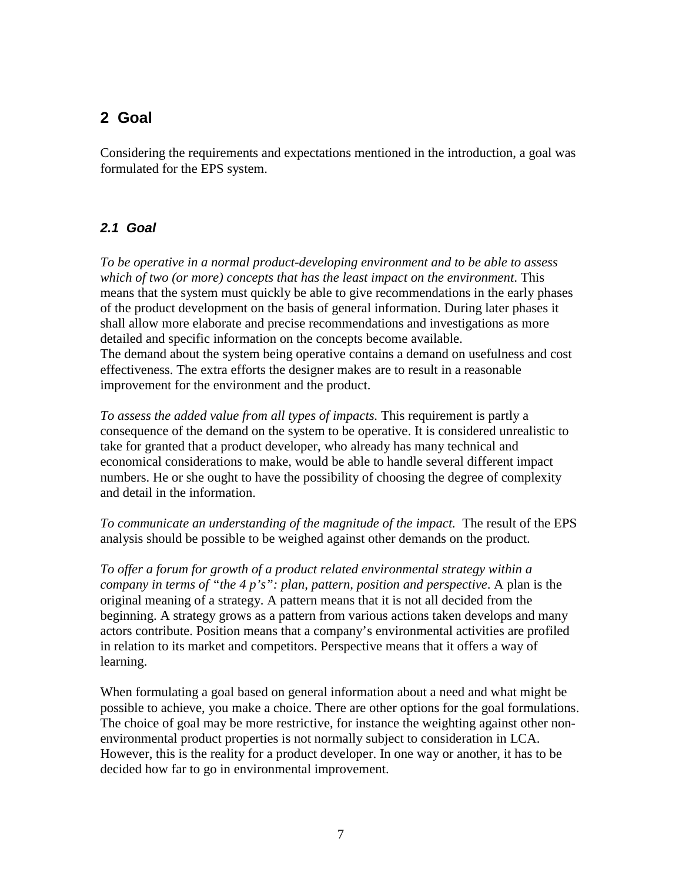## 2 Goal

Considering the requirements and expectations mentioned in the introduction, a goal was formulated for the EPS system.

### *2.1 Goal*

*To be operative in a normal product-developing environment and to be able to assess which of two (or more) concepts that has the least impact on the environment*. This means that the system must quickly be able to give recommendations in the early phases of the product development on the basis of general information. During later phases it shall allow more elaborate and precise recommendations and investigations as more detailed and specific information on the concepts become available.
The demand about the system being operative contains a demand on usefulness and cost effectiveness. The extra efforts the designer makes are to result in a reasonable improvement for the environment and the product.

*To assess the added value from all types of impacts.* This requirement is partly a consequence of the demand on the system to be operative. It is considered unrealistic to take for granted that a product developer, who already has many technical and economical considerations to make, would be able to handle several different impact numbers. He or she ought to have the possibility of choosing the degree of complexity and detail in the information.

*To communicate an understanding of the magnitude of the impact.* The result of the EPS analysis should be possible to be weighed against other demands on the product.

*To offer a forum for growth of a product related environmental strategy within a company in terms of "the 4 p's": plan, pattern, position and perspective*. A plan is the original meaning of a strategy. A pattern means that it is not all decided from the beginning. A strategy grows as a pattern from various actions taken develops and many actors contribute. Position means that a company's environmental activities are profiled in relation to its market and competitors. Perspective means that it offers a way of learning.

When formulating a goal based on general information about a need and what might be possible to achieve, you make a choice. There are other options for the goal formulations. The choice of goal may be more restrictive, for instance the weighting against other non-environmental product properties is not normally subject to consideration in LCA. However, this is the reality for a product developer. In one way or another, it has to be decided how far to go in environmental improvement.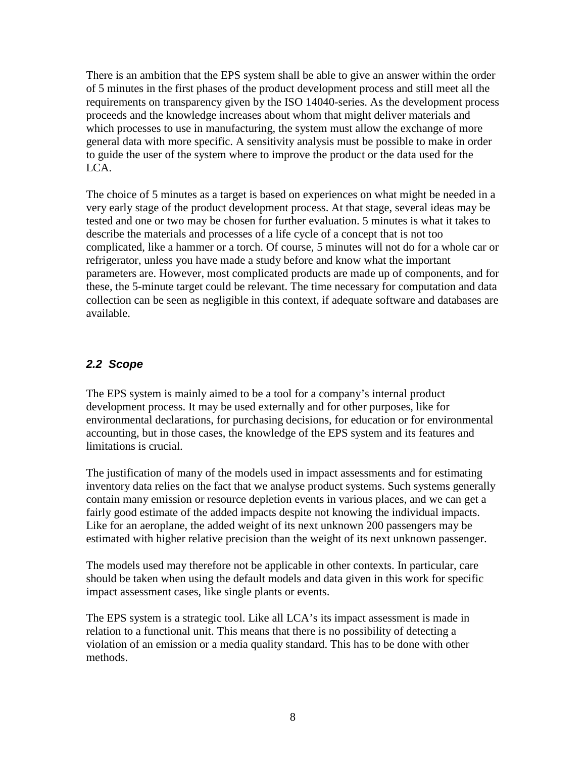There is an ambition that the EPS system shall be able to give an answer within the order of 5 minutes in the first phases of the product development process and still meet all the requirements on transparency given by the ISO 14040-series. As the development process proceeds and the knowledge increases about whom that might deliver materials and which processes to use in manufacturing, the system must allow the exchange of more general data with more specific. A sensitivity analysis must be possible to make in order to guide the user of the system where to improve the product or the data used for the LCA.

The choice of 5 minutes as a target is based on experiences on what might be needed in a very early stage of the product development process. At that stage, several ideas may be tested and one or two may be chosen for further evaluation. 5 minutes is what it takes to describe the materials and processes of a life cycle of a concept that is not too complicated, like a hammer or a torch. Of course, 5 minutes will not do for a whole car or refrigerator, unless you have made a study before and know what the important parameters are. However, most complicated products are made up of components, and for these, the 5-minute target could be relevant. The time necessary for computation and data collection can be seen as negligible in this context, if adequate software and databases are available.

### *2.2 Scope*

The EPS system is mainly aimed to be a tool for a company's internal product development process. It may be used externally and for other purposes, like for environmental declarations, for purchasing decisions, for education or for environmental accounting, but in those cases, the knowledge of the EPS system and its features and limitations is crucial.

The justification of many of the models used in impact assessments and for estimating inventory data relies on the fact that we analyse product systems. Such systems generally contain many emission or resource depletion events in various places, and we can get a fairly good estimate of the added impacts despite not knowing the individual impacts. Like for an aeroplane, the added weight of its next unknown 200 passengers may be estimated with higher relative precision than the weight of its next unknown passenger.

The models used may therefore not be applicable in other contexts. In particular, care should be taken when using the default models and data given in this work for specific impact assessment cases, like single plants or events.

The EPS system is a strategic tool. Like all LCA's its impact assessment is made in relation to a functional unit. This means that there is no possibility of detecting a violation of an emission or a media quality standard. This has to be done with other methods.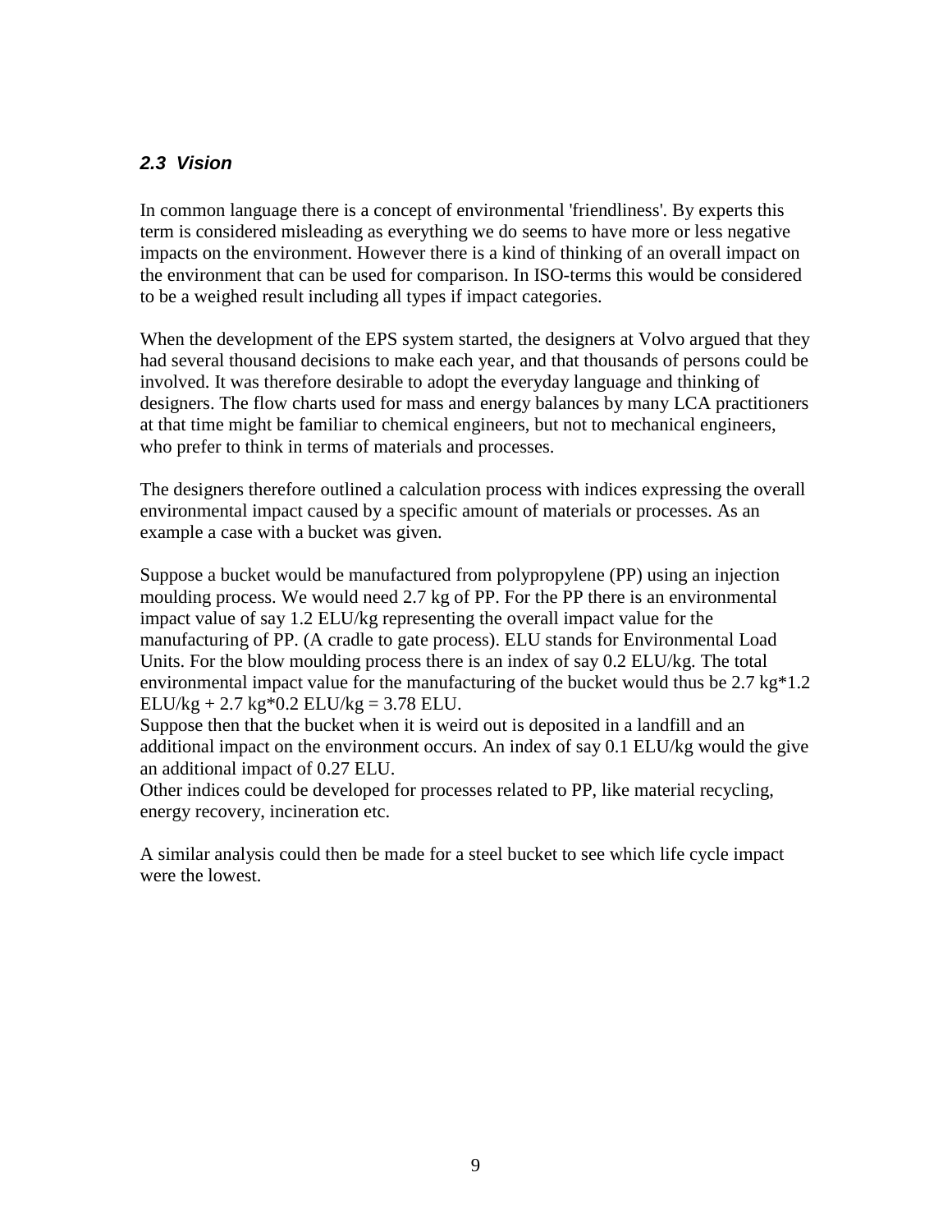### *2.3 Vision*

In common language there is a concept of environmental 'friendliness'. By experts this term is considered misleading as everything we do seems to have more or less negative impacts on the environment. However there is a kind of thinking of an overall impact on the environment that can be used for comparison. In ISO-terms this would be considered to be a weighed result including all types if impact categories.

When the development of the EPS system started, the designers at Volvo argued that they had several thousand decisions to make each year, and that thousands of persons could be involved. It was therefore desirable to adopt the everyday language and thinking of designers. The flow charts used for mass and energy balances by many LCA practitioners at that time might be familiar to chemical engineers, but not to mechanical engineers, who prefer to think in terms of materials and processes.

The designers therefore outlined a calculation process with indices expressing the overall environmental impact caused by a specific amount of materials or processes. As an example a case with a bucket was given.

Suppose a bucket would be manufactured from polypropylene (PP) using an injection moulding process. We would need 2.7 kg of PP. For the PP there is an environmental impact value of say 1.2 ELU/kg representing the overall impact value for the manufacturing of PP. (A cradle to gate process). ELU stands for Environmental Load Units. For the blow moulding process there is an index of say 0.2 ELU/kg. The total environmental impact value for the manufacturing of the bucket would thus be 2.7 kg*1.2 ELU/kg + 2.7 kg*0.2 ELU/kg = 3.78 ELU.
Suppose then that the bucket when it is weird out is deposited in a landfill and an additional impact on the environment occurs. An index of say 0.1 ELU/kg would the give an additional impact of 0.27 ELU.
Other indices could be developed for processes related to PP, like material recycling, energy recovery, incineration etc.

A similar analysis could then be made for a steel bucket to see which life cycle impact were the lowest.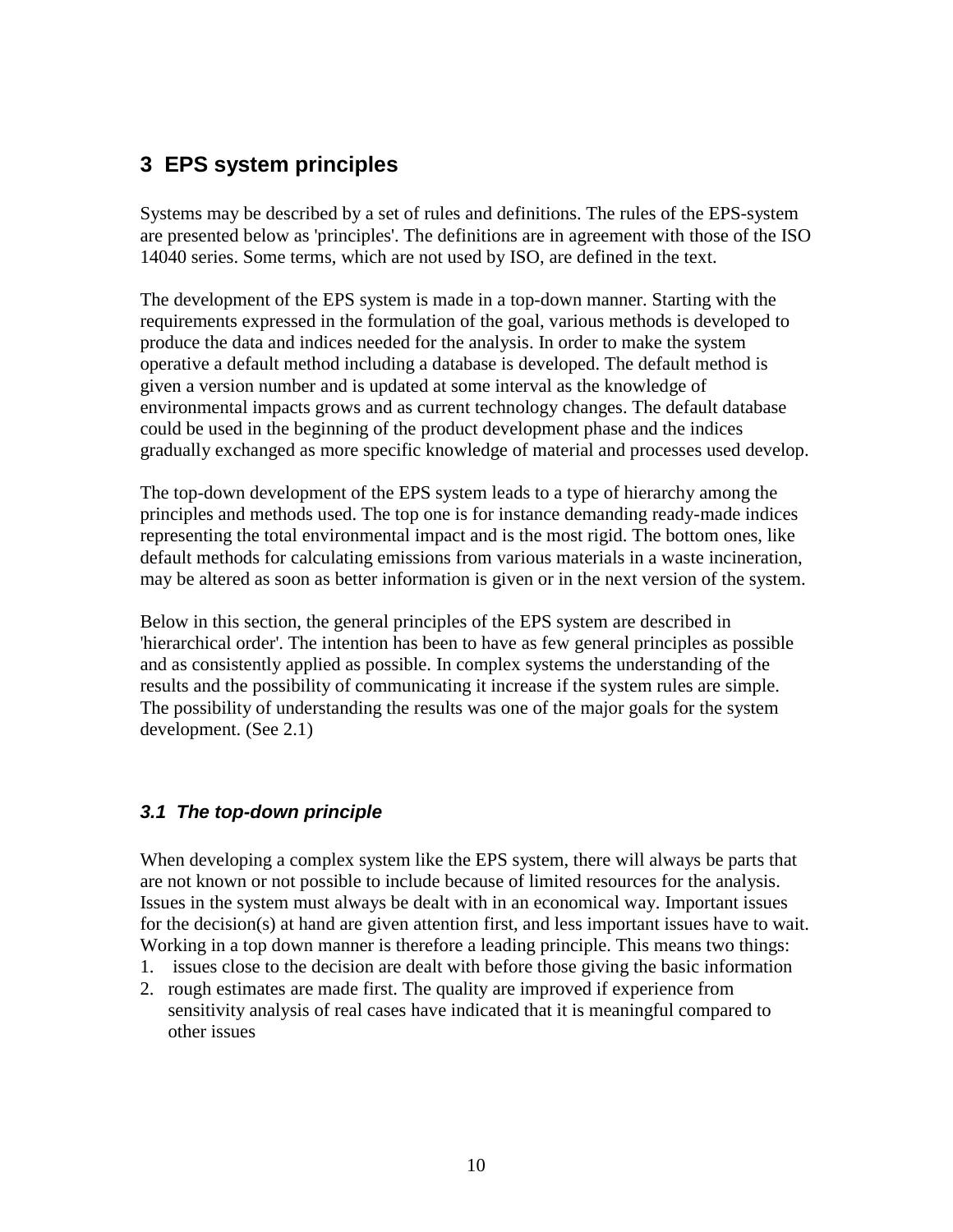# 3 EPS system principles

Systems may be described by a set of rules and definitions. The rules of the EPS-system are presented below as 'principles'. The definitions are in agreement with those of the ISO 14040 series. Some terms, which are not used by ISO, are defined in the text.

The development of the EPS system is made in a top-down manner. Starting with the requirements expressed in the formulation of the goal, various methods is developed to produce the data and indices needed for the analysis. In order to make the system operative a default method including a database is developed. The default method is given a version number and is updated at some interval as the knowledge of environmental impacts grows and as current technology changes. The default database could be used in the beginning of the product development phase and the indices gradually exchanged as more specific knowledge of material and processes used develop.

The top-down development of the EPS system leads to a type of hierarchy among the principles and methods used. The top one is for instance demanding ready-made indices representing the total environmental impact and is the most rigid. The bottom ones, like default methods for calculating emissions from various materials in a waste incineration, may be altered as soon as better information is given or in the next version of the system.

Below in this section, the general principles of the EPS system are described in 'hierarchical order'. The intention has been to have as few general principles as possible and as consistently applied as possible. In complex systems the understanding of the results and the possibility of communicating it increase if the system rules are simple. The possibility of understanding the results was one of the major goals for the system development. (See 2.1)

## *3.1 The top-down principle*

When developing a complex system like the EPS system, there will always be parts that are not known or not possible to include because of limited resources for the analysis. Issues in the system must always be dealt with in an economical way. Important issues for the decision(s) at hand are given attention first, and less important issues have to wait. Working in a top down manner is therefore a leading principle. This means two things:

1. issues close to the decision are dealt with before those giving the basic information
2. rough estimates are made first. The quality are improved if experience from sensitivity analysis of real cases have indicated that it is meaningful compared to other issues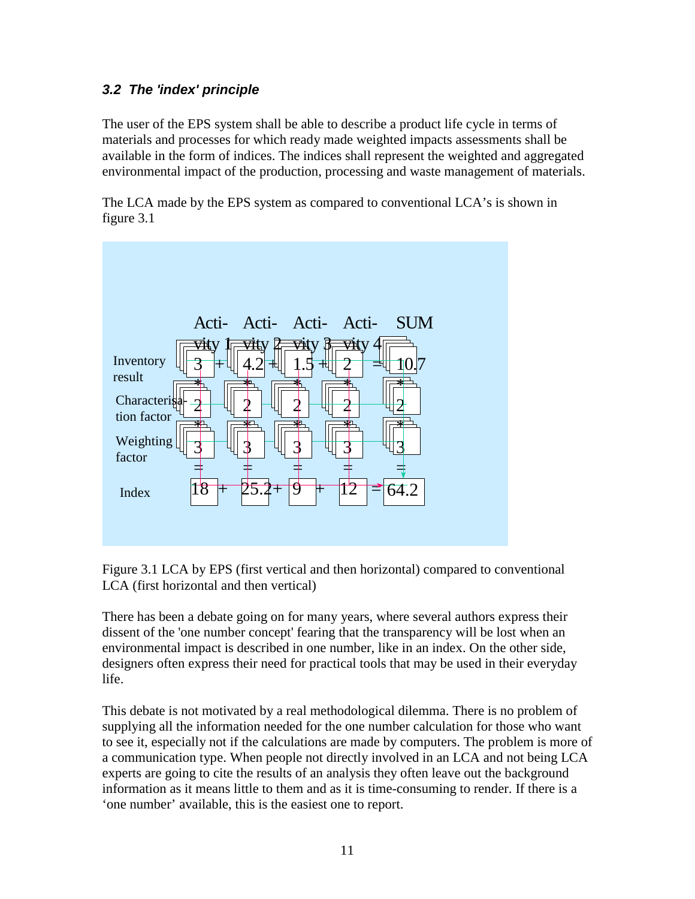### *3.2 The 'index' principle*

The user of the EPS system shall be able to describe a product life cycle in terms of materials and processes for which ready made weighted impacts assessments shall be available in the form of indices. The indices shall represent the weighted and aggregated environmental impact of the production, processing and waste management of materials.

The LCA made by the EPS system as compared to conventional LCA's is shown in figure 3.1

| | Acti-vity 1 | | Acti-vity 2 | | Acti-vity 3 | | Acti-vity 4 | | SUM |
|---|---|---|---|---|---|---|---|---|---|
| Inventory result | 3 | + | 4.2 | + | 1.5 | + | 2 | = | 10.7 |
| | * | | * | | * | | * | | * |
| Characterisa-tion factor | 2 | | 2 | | 2 | | 2 | | 2 |
| | * | | * | | * | | * | | * |
| Weighting factor | 3 | | 3 | | 3 | | 3 | | 3 |
| | = | | = | | = | | = | | = |
| Index | 18 | + | 25.2 | + | 9 | + | 12 | = | 64.2 |

Figure 3.1 LCA by EPS (first vertical and then horizontal) compared to conventional LCA (first horizontal and then vertical)

There has been a debate going on for many years, where several authors express their dissent of the 'one number concept' fearing that the transparency will be lost when an environmental impact is described in one number, like in an index. On the other side, designers often express their need for practical tools that may be used in their everyday life.

This debate is not motivated by a real methodological dilemma. There is no problem of supplying all the information needed for the one number calculation for those who want to see it, especially not if the calculations are made by computers. The problem is more of a communication type. When people not directly involved in an LCA and not being LCA experts are going to cite the results of an analysis they often leave out the background information as it means little to them and as it is time-consuming to render. If there is a 'one number' available, this is the easiest one to report.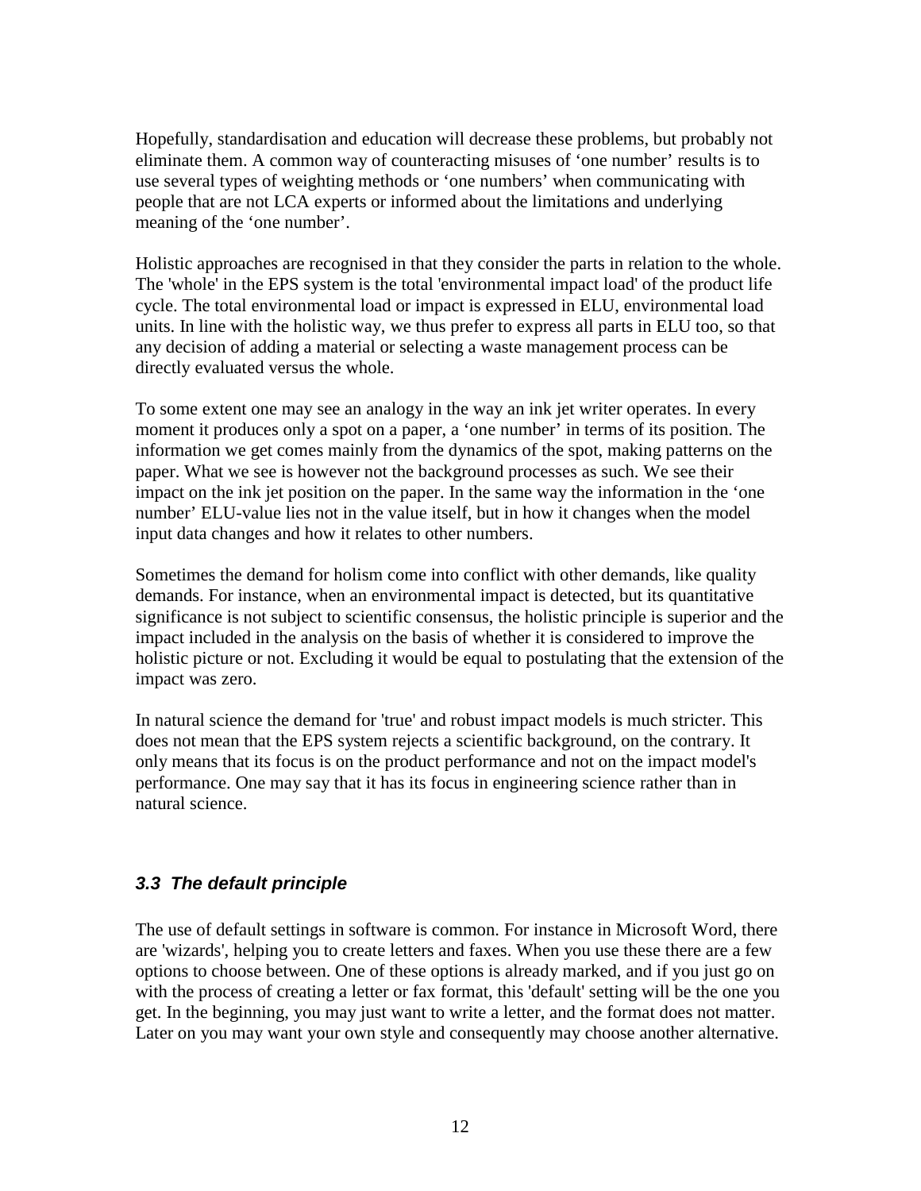Hopefully, standardisation and education will decrease these problems, but probably not eliminate them. A common way of counteracting misuses of ‘one number’ results is to use several types of weighting methods or ‘one numbers’ when communicating with people that are not LCA experts or informed about the limitations and underlying meaning of the ‘one number’.

Holistic approaches are recognised in that they consider the parts in relation to the whole. The 'whole' in the EPS system is the total 'environmental impact load' of the product life cycle. The total environmental load or impact is expressed in ELU, environmental load units. In line with the holistic way, we thus prefer to express all parts in ELU too, so that any decision of adding a material or selecting a waste management process can be directly evaluated versus the whole.

To some extent one may see an analogy in the way an ink jet writer operates. In every moment it produces only a spot on a paper, a ‘one number’ in terms of its position. The information we get comes mainly from the dynamics of the spot, making patterns on the paper. What we see is however not the background processes as such. We see their impact on the ink jet position on the paper. In the same way the information in the ‘one number’ ELU-value lies not in the value itself, but in how it changes when the model input data changes and how it relates to other numbers.

Sometimes the demand for holism come into conflict with other demands, like quality demands. For instance, when an environmental impact is detected, but its quantitative significance is not subject to scientific consensus, the holistic principle is superior and the impact included in the analysis on the basis of whether it is considered to improve the holistic picture or not. Excluding it would be equal to postulating that the extension of the impact was zero.

In natural science the demand for 'true' and robust impact models is much stricter. This does not mean that the EPS system rejects a scientific background, on the contrary. It only means that its focus is on the product performance and not on the impact model's performance. One may say that it has its focus in engineering science rather than in natural science.

### *3.3 The default principle*

The use of default settings in software is common. For instance in Microsoft Word, there are 'wizards', helping you to create letters and faxes. When you use these there are a few options to choose between. One of these options is already marked, and if you just go on with the process of creating a letter or fax format, this 'default' setting will be the one you get. In the beginning, you may just want to write a letter, and the format does not matter. Later on you may want your own style and consequently may choose another alternative.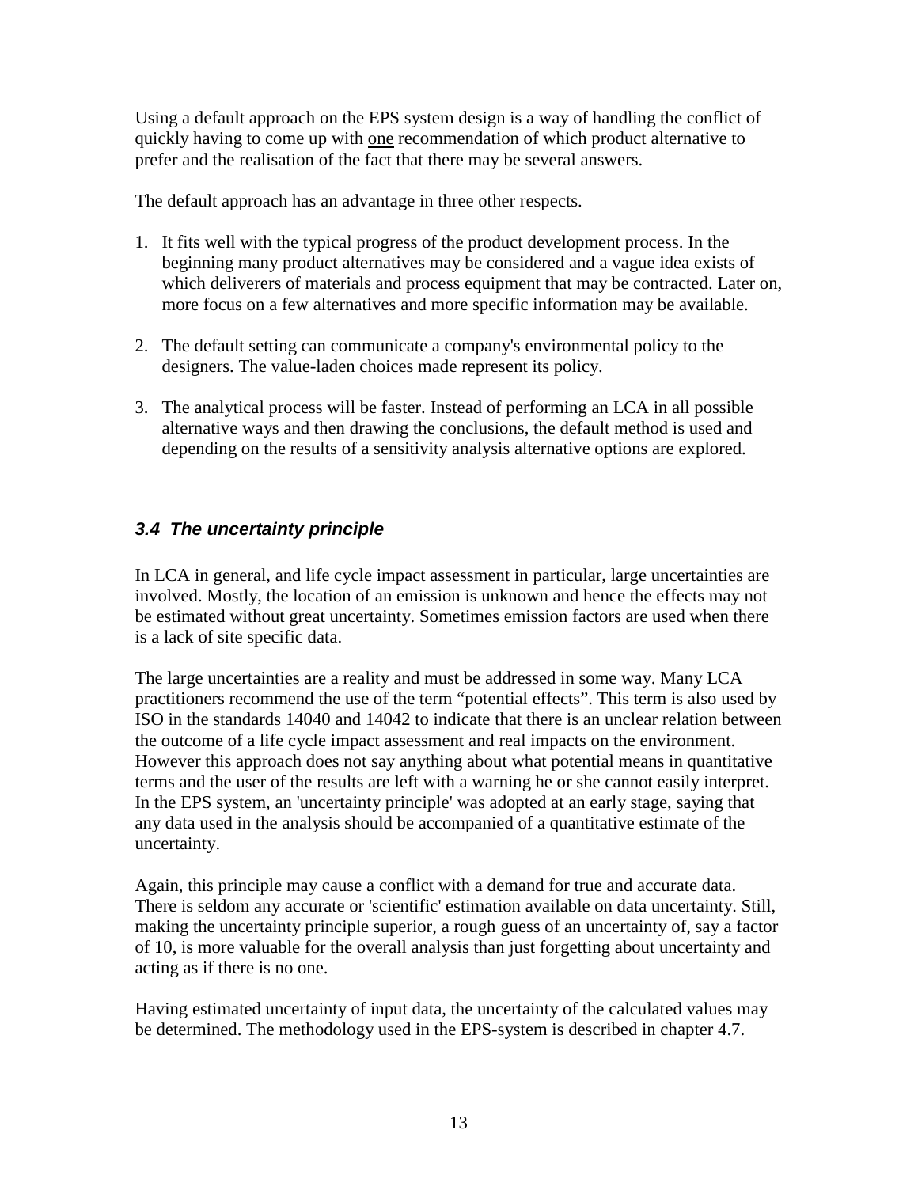Using a default approach on the EPS system design is a way of handling the conflict of quickly having to come up with one recommendation of which product alternative to prefer and the realisation of the fact that there may be several answers.

The default approach has an advantage in three other respects.

1. It fits well with the typical progress of the product development process. In the beginning many product alternatives may be considered and a vague idea exists of which deliverers of materials and process equipment that may be contracted. Later on, more focus on a few alternatives and more specific information may be available.

2. The default setting can communicate a company's environmental policy to the designers. The value-laden choices made represent its policy.

3. The analytical process will be faster. Instead of performing an LCA in all possible alternative ways and then drawing the conclusions, the default method is used and depending on the results of a sensitivity analysis alternative options are explored.

### *3.4 The uncertainty principle*

In LCA in general, and life cycle impact assessment in particular, large uncertainties are involved. Mostly, the location of an emission is unknown and hence the effects may not be estimated without great uncertainty. Sometimes emission factors are used when there is a lack of site specific data.

The large uncertainties are a reality and must be addressed in some way. Many LCA practitioners recommend the use of the term "potential effects". This term is also used by ISO in the standards 14040 and 14042 to indicate that there is an unclear relation between the outcome of a life cycle impact assessment and real impacts on the environment. However this approach does not say anything about what potential means in quantitative terms and the user of the results are left with a warning he or she cannot easily interpret. In the EPS system, an 'uncertainty principle' was adopted at an early stage, saying that any data used in the analysis should be accompanied of a quantitative estimate of the uncertainty.

Again, this principle may cause a conflict with a demand for true and accurate data. There is seldom any accurate or 'scientific' estimation available on data uncertainty. Still, making the uncertainty principle superior, a rough guess of an uncertainty of, say a factor of 10, is more valuable for the overall analysis than just forgetting about uncertainty and acting as if there is no one.

Having estimated uncertainty of input data, the uncertainty of the calculated values may be determined. The methodology used in the EPS-system is described in chapter 4.7.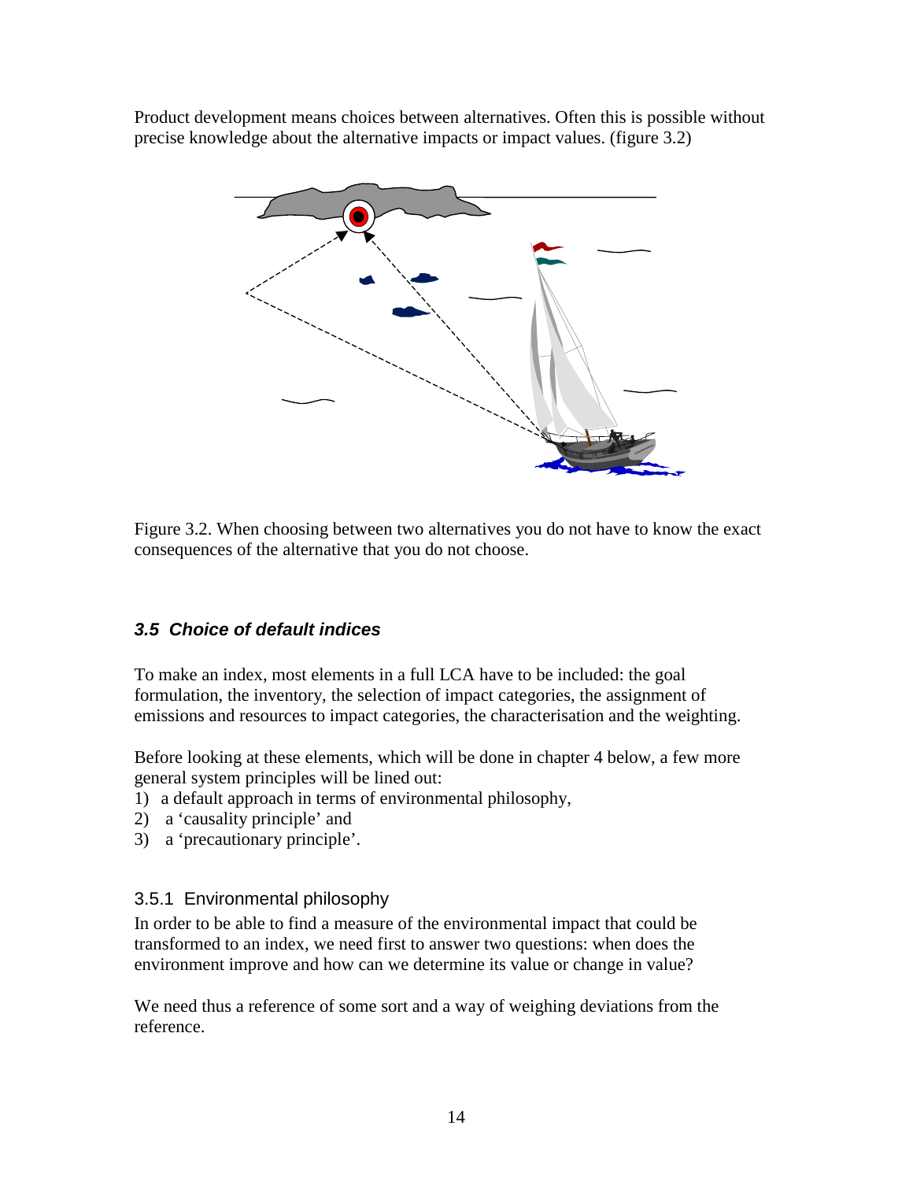Product development means choices between alternatives. Often this is possible without precise knowledge about the alternative impacts or impact values. (figure 3.2)

Figure 3.2. When choosing between two alternatives you do not have to know the exact consequences of the alternative that you do not choose.

### *3.5 Choice of default indices*

To make an index, most elements in a full LCA have to be included: the goal formulation, the inventory, the selection of impact categories, the assignment of emissions and resources to impact categories, the characterisation and the weighting.

Before looking at these elements, which will be done in chapter 4 below, a few more general system principles will be lined out:

1) a default approach in terms of environmental philosophy,
2) a 'causality principle' and
3) a 'precautionary principle'.

#### 3.5.1 Environmental philosophy

In order to be able to find a measure of the environmental impact that could be transformed to an index, we need first to answer two questions: when does the environment improve and how can we determine its value or change in value?

We need thus a reference of some sort and a way of weighing deviations from the reference.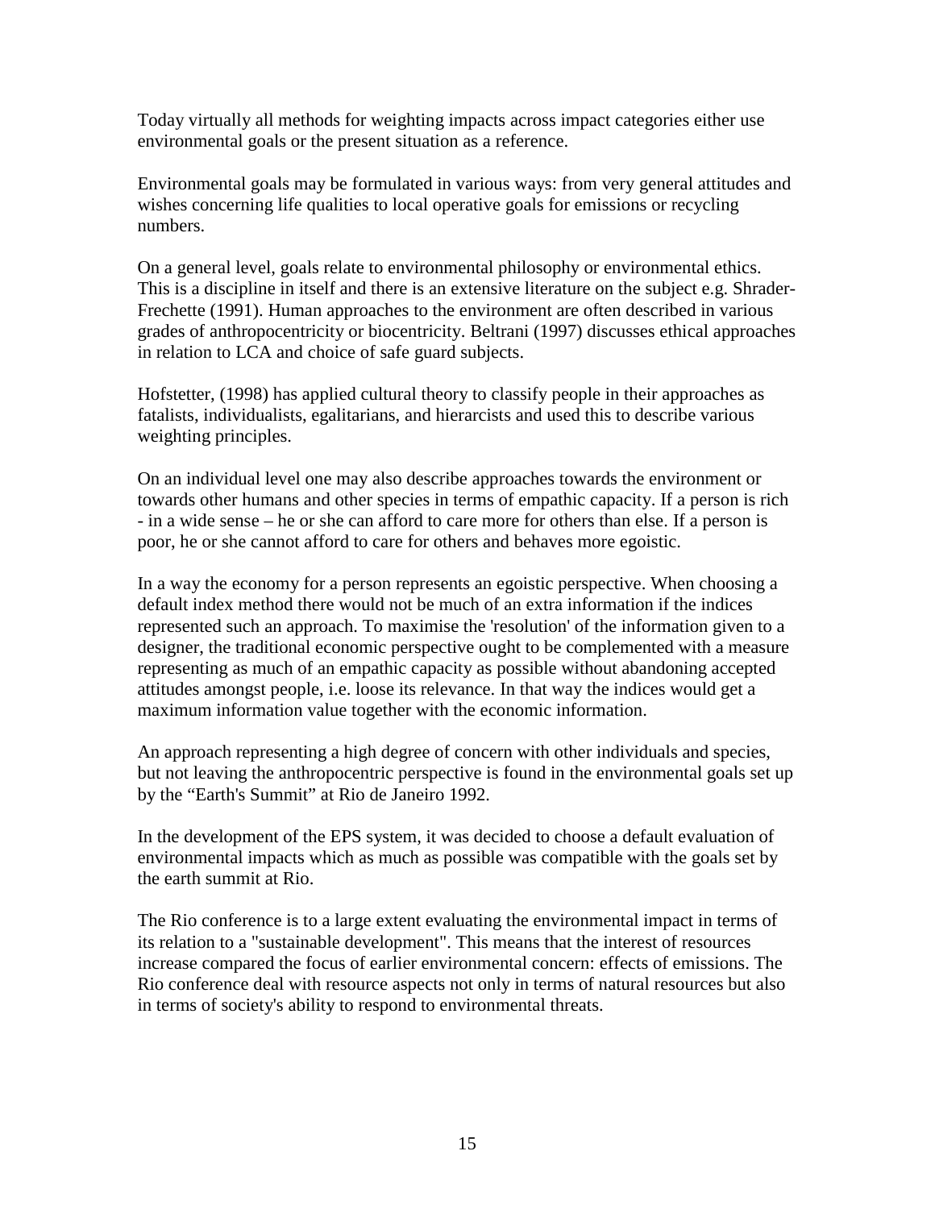Today virtually all methods for weighting impacts across impact categories either use environmental goals or the present situation as a reference.

Environmental goals may be formulated in various ways: from very general attitudes and wishes concerning life qualities to local operative goals for emissions or recycling numbers.

On a general level, goals relate to environmental philosophy or environmental ethics. This is a discipline in itself and there is an extensive literature on the subject e.g. Shrader-Frechette (1991). Human approaches to the environment are often described in various grades of anthropocentricity or biocentricity. Beltrani (1997) discusses ethical approaches in relation to LCA and choice of safe guard subjects.

Hofstetter, (1998) has applied cultural theory to classify people in their approaches as fatalists, individualists, egalitarians, and hierarcists and used this to describe various weighting principles.

On an individual level one may also describe approaches towards the environment or towards other humans and other species in terms of empathic capacity. If a person is rich - in a wide sense – he or she can afford to care more for others than else. If a person is poor, he or she cannot afford to care for others and behaves more egoistic.

In a way the economy for a person represents an egoistic perspective. When choosing a default index method there would not be much of an extra information if the indices represented such an approach. To maximise the 'resolution' of the information given to a designer, the traditional economic perspective ought to be complemented with a measure representing as much of an empathic capacity as possible without abandoning accepted attitudes amongst people, i.e. loose its relevance. In that way the indices would get a maximum information value together with the economic information.

An approach representing a high degree of concern with other individuals and species, but not leaving the anthropocentric perspective is found in the environmental goals set up by the "Earth's Summit" at Rio de Janeiro 1992.

In the development of the EPS system, it was decided to choose a default evaluation of environmental impacts which as much as possible was compatible with the goals set by the earth summit at Rio.

The Rio conference is to a large extent evaluating the environmental impact in terms of its relation to a "sustainable development". This means that the interest of resources increase compared the focus of earlier environmental concern: effects of emissions. The Rio conference deal with resource aspects not only in terms of natural resources but also in terms of society's ability to respond to environmental threats.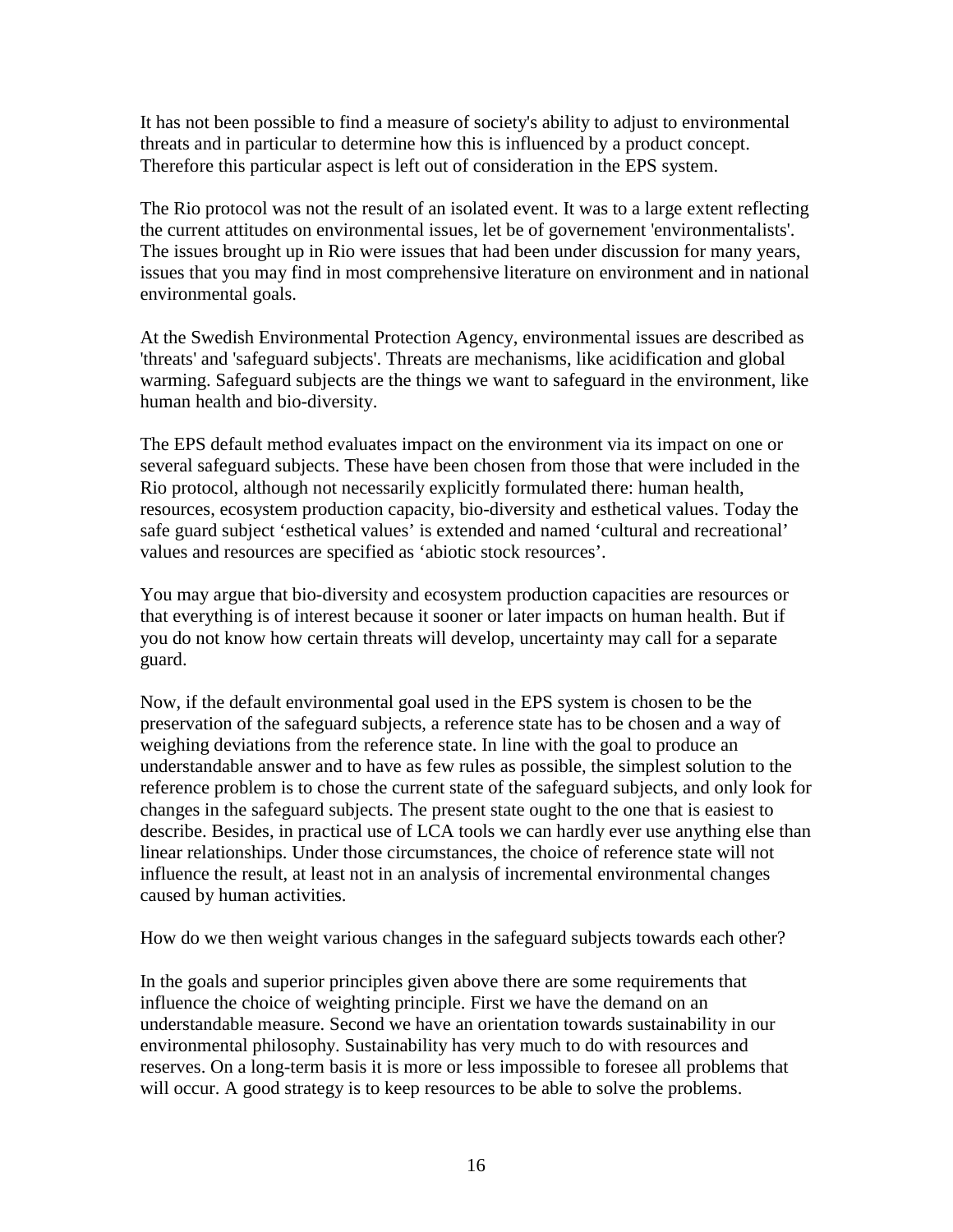It has not been possible to find a measure of society's ability to adjust to environmental threats and in particular to determine how this is influenced by a product concept. Therefore this particular aspect is left out of consideration in the EPS system.

The Rio protocol was not the result of an isolated event. It was to a large extent reflecting the current attitudes on environmental issues, let be of governement 'environmentalists'. The issues brought up in Rio were issues that had been under discussion for many years, issues that you may find in most comprehensive literature on environment and in national environmental goals.

At the Swedish Environmental Protection Agency, environmental issues are described as 'threats' and 'safeguard subjects'. Threats are mechanisms, like acidification and global warming. Safeguard subjects are the things we want to safeguard in the environment, like human health and bio-diversity.

The EPS default method evaluates impact on the environment via its impact on one or several safeguard subjects. These have been chosen from those that were included in the Rio protocol, although not necessarily explicitly formulated there: human health, resources, ecosystem production capacity, bio-diversity and esthetical values. Today the safe guard subject 'esthetical values' is extended and named 'cultural and recreational' values and resources are specified as 'abiotic stock resources'.

You may argue that bio-diversity and ecosystem production capacities are resources or that everything is of interest because it sooner or later impacts on human health. But if you do not know how certain threats will develop, uncertainty may call for a separate guard.

Now, if the default environmental goal used in the EPS system is chosen to be the preservation of the safeguard subjects, a reference state has to be chosen and a way of weighing deviations from the reference state. In line with the goal to produce an understandable answer and to have as few rules as possible, the simplest solution to the reference problem is to chose the current state of the safeguard subjects, and only look for changes in the safeguard subjects. The present state ought to the one that is easiest to describe. Besides, in practical use of LCA tools we can hardly ever use anything else than linear relationships. Under those circumstances, the choice of reference state will not influence the result, at least not in an analysis of incremental environmental changes caused by human activities.

How do we then weight various changes in the safeguard subjects towards each other?

In the goals and superior principles given above there are some requirements that influence the choice of weighting principle. First we have the demand on an understandable measure. Second we have an orientation towards sustainability in our environmental philosophy. Sustainability has very much to do with resources and reserves. On a long-term basis it is more or less impossible to foresee all problems that will occur. A good strategy is to keep resources to be able to solve the problems.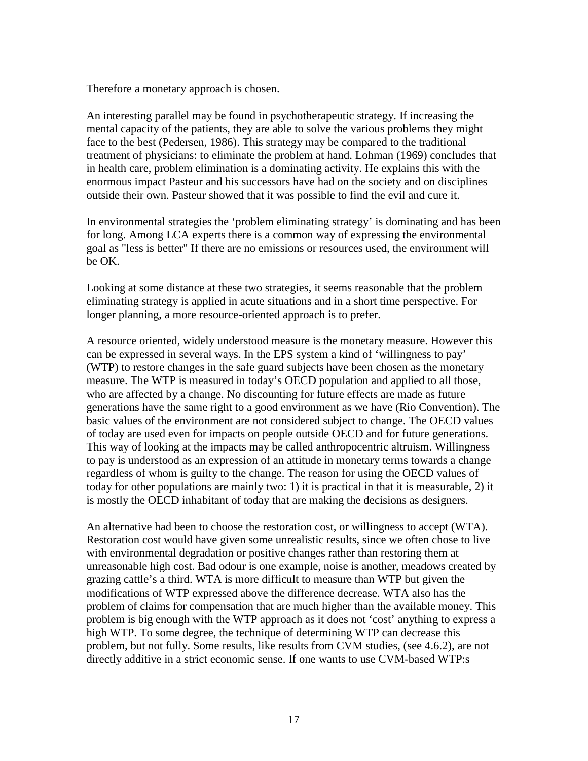Therefore a monetary approach is chosen.

An interesting parallel may be found in psychotherapeutic strategy. If increasing the mental capacity of the patients, they are able to solve the various problems they might face to the best (Pedersen, 1986). This strategy may be compared to the traditional treatment of physicians: to eliminate the problem at hand. Lohman (1969) concludes that in health care, problem elimination is a dominating activity. He explains this with the enormous impact Pasteur and his successors have had on the society and on disciplines outside their own. Pasteur showed that it was possible to find the evil and cure it.

In environmental strategies the 'problem eliminating strategy' is dominating and has been for long. Among LCA experts there is a common way of expressing the environmental goal as "less is better" If there are no emissions or resources used, the environment will be OK.

Looking at some distance at these two strategies, it seems reasonable that the problem eliminating strategy is applied in acute situations and in a short time perspective. For longer planning, a more resource-oriented approach is to prefer.

A resource oriented, widely understood measure is the monetary measure. However this can be expressed in several ways. In the EPS system a kind of 'willingness to pay' (WTP) to restore changes in the safe guard subjects have been chosen as the monetary measure. The WTP is measured in today's OECD population and applied to all those, who are affected by a change. No discounting for future effects are made as future generations have the same right to a good environment as we have (Rio Convention). The basic values of the environment are not considered subject to change. The OECD values of today are used even for impacts on people outside OECD and for future generations. This way of looking at the impacts may be called anthropocentric altruism. Willingness to pay is understood as an expression of an attitude in monetary terms towards a change regardless of whom is guilty to the change. The reason for using the OECD values of today for other populations are mainly two: 1) it is practical in that it is measurable, 2) it is mostly the OECD inhabitant of today that are making the decisions as designers.

An alternative had been to choose the restoration cost, or willingness to accept (WTA). Restoration cost would have given some unrealistic results, since we often chose to live with environmental degradation or positive changes rather than restoring them at unreasonable high cost. Bad odour is one example, noise is another, meadows created by grazing cattle's a third. WTA is more difficult to measure than WTP but given the modifications of WTP expressed above the difference decrease. WTA also has the problem of claims for compensation that are much higher than the available money. This problem is big enough with the WTP approach as it does not 'cost' anything to express a high WTP. To some degree, the technique of determining WTP can decrease this problem, but not fully. Some results, like results from CVM studies, (see 4.6.2), are not directly additive in a strict economic sense. If one wants to use CVM-based WTP:s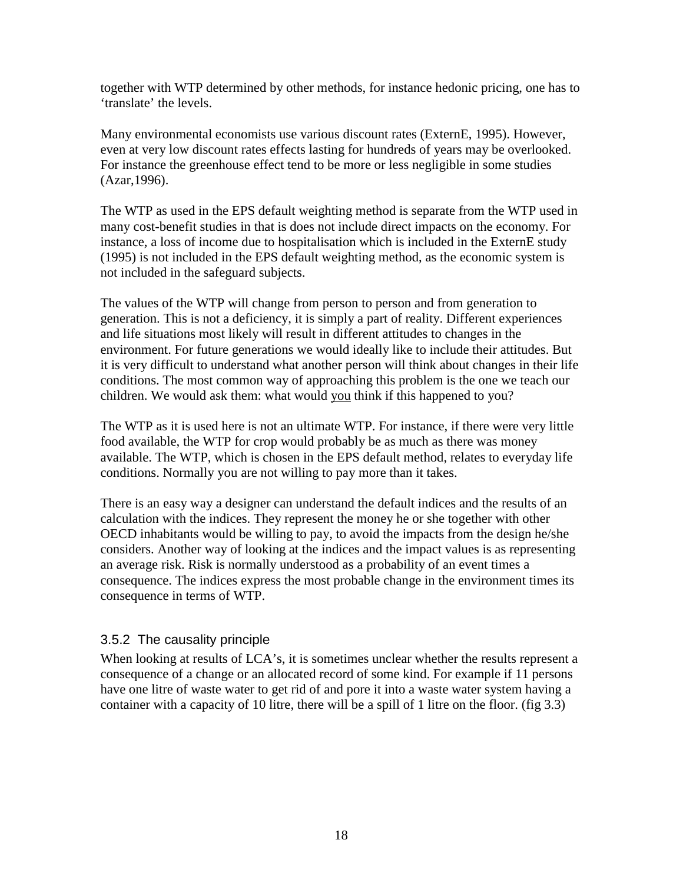together with WTP determined by other methods, for instance hedonic pricing, one has to 'translate' the levels.

Many environmental economists use various discount rates (ExternE, 1995). However, even at very low discount rates effects lasting for hundreds of years may be overlooked. For instance the greenhouse effect tend to be more or less negligible in some studies (Azar,1996).

The WTP as used in the EPS default weighting method is separate from the WTP used in many cost-benefit studies in that is does not include direct impacts on the economy. For instance, a loss of income due to hospitalisation which is included in the ExternE study (1995) is not included in the EPS default weighting method, as the economic system is not included in the safeguard subjects.

The values of the WTP will change from person to person and from generation to generation. This is not a deficiency, it is simply a part of reality. Different experiences and life situations most likely will result in different attitudes to changes in the environment. For future generations we would ideally like to include their attitudes. But it is very difficult to understand what another person will think about changes in their life conditions. The most common way of approaching this problem is the one we teach our children. We would ask them: what would <u>you</u> think if this happened to you?

The WTP as it is used here is not an ultimate WTP. For instance, if there were very little food available, the WTP for crop would probably be as much as there was money available. The WTP, which is chosen in the EPS default method, relates to everyday life conditions. Normally you are not willing to pay more than it takes.

There is an easy way a designer can understand the default indices and the results of an calculation with the indices. They represent the money he or she together with other OECD inhabitants would be willing to pay, to avoid the impacts from the design he/she considers. Another way of looking at the indices and the impact values is as representing an average risk. Risk is normally understood as a probability of an event times a consequence. The indices express the most probable change in the environment times its consequence in terms of WTP.

### 3.5.2 The causality principle

When looking at results of LCA's, it is sometimes unclear whether the results represent a consequence of a change or an allocated record of some kind. For example if 11 persons have one litre of waste water to get rid of and pore it into a waste water system having a container with a capacity of 10 litre, there will be a spill of 1 litre on the floor. (fig 3.3)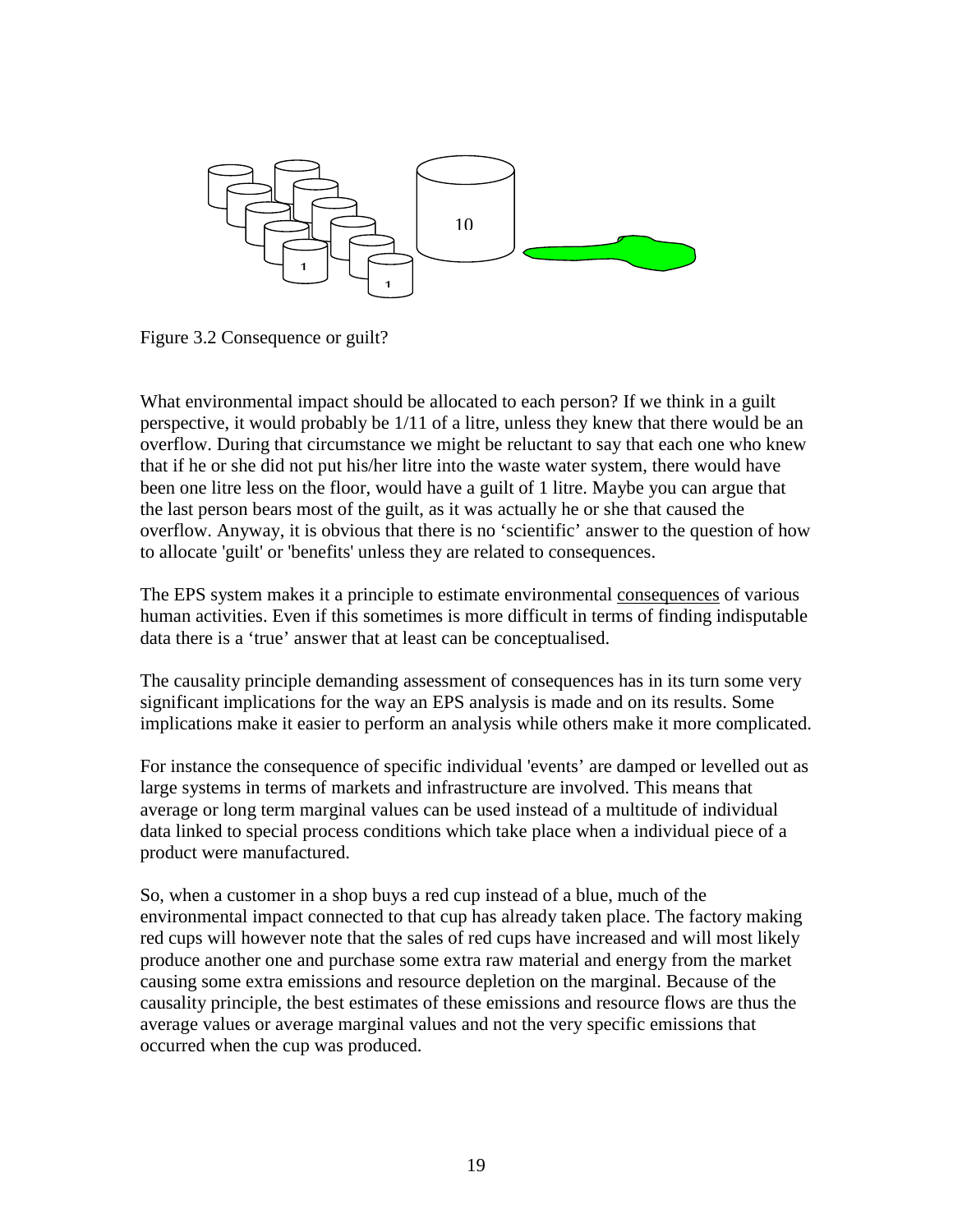Figure 3.2 Consequence or guilt?

What environmental impact should be allocated to each person? If we think in a guilt perspective, it would probably be 1/11 of a litre, unless they knew that there would be an overflow. During that circumstance we might be reluctant to say that each one who knew that if he or she did not put his/her litre into the waste water system, there would have been one litre less on the floor, would have a guilt of 1 litre. Maybe you can argue that the last person bears most of the guilt, as it was actually he or she that caused the overflow. Anyway, it is obvious that there is no 'scientific' answer to the question of how to allocate 'guilt' or 'benefits' unless they are related to consequences.

The EPS system makes it a principle to estimate environmental consequences of various human activities. Even if this sometimes is more difficult in terms of finding indisputable data there is a 'true' answer that at least can be conceptualised.

The causality principle demanding assessment of consequences has in its turn some very significant implications for the way an EPS analysis is made and on its results. Some implications make it easier to perform an analysis while others make it more complicated.

For instance the consequence of specific individual 'events' are damped or levelled out as large systems in terms of markets and infrastructure are involved. This means that average or long term marginal values can be used instead of a multitude of individual data linked to special process conditions which take place when a individual piece of a product were manufactured.

So, when a customer in a shop buys a red cup instead of a blue, much of the environmental impact connected to that cup has already taken place. The factory making red cups will however note that the sales of red cups have increased and will most likely produce another one and purchase some extra raw material and energy from the market causing some extra emissions and resource depletion on the marginal. Because of the causality principle, the best estimates of these emissions and resource flows are thus the average values or average marginal values and not the very specific emissions that occurred when the cup was produced.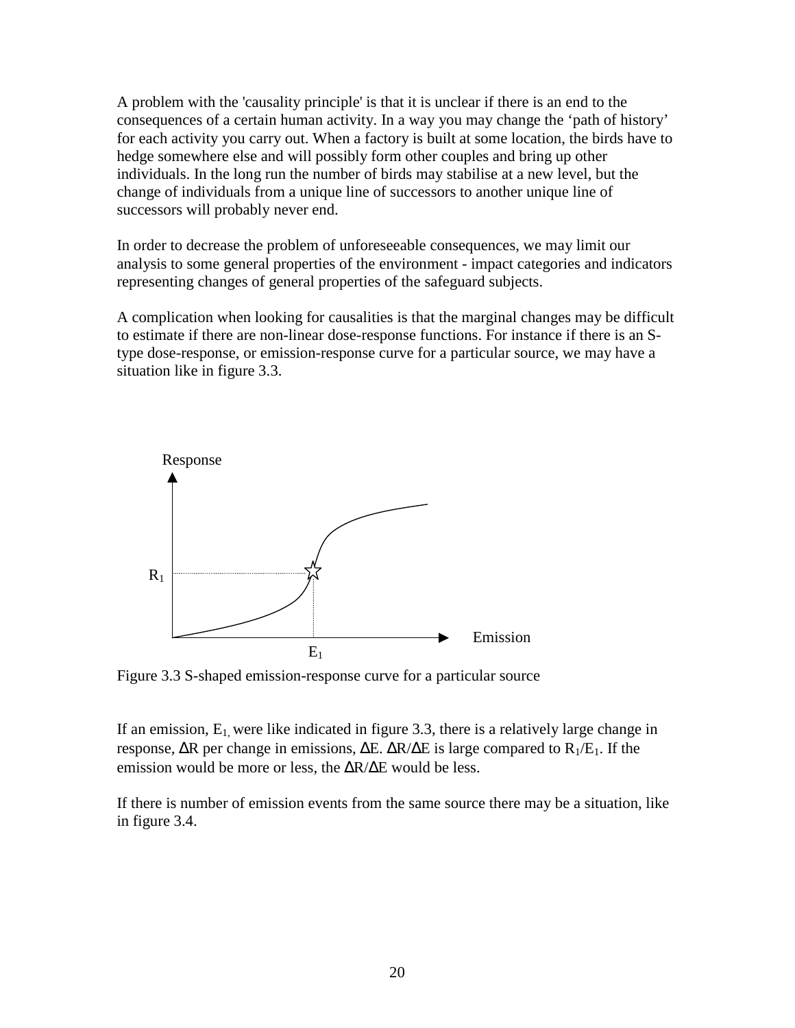A problem with the 'causality principle' is that it is unclear if there is an end to the consequences of a certain human activity. In a way you may change the 'path of history' for each activity you carry out. When a factory is built at some location, the birds have to hedge somewhere else and will possibly form other couples and bring up other individuals. In the long run the number of birds may stabilise at a new level, but the change of individuals from a unique line of successors to another unique line of successors will probably never end.

In order to decrease the problem of unforeseeable consequences, we may limit our analysis to some general properties of the environment - impact categories and indicators representing changes of general properties of the safeguard subjects.

A complication when looking for causalities is that the marginal changes may be difficult to estimate if there are non-linear dose-response functions. For instance if there is an S-type dose-response, or emission-response curve for a particular source, we may have a situation like in figure 3.3.

Figure 3.3 S-shaped emission-response curve for a particular source

If an emission, $E_1$, were like indicated in figure 3.3, there is a relatively large change in response, $\Delta R$ per change in emissions, $\Delta E$. $\Delta R/\Delta E$ is large compared to $R_1/E_1$. If the emission would be more or less, the $\Delta R/\Delta E$ would be less.

If there is number of emission events from the same source there may be a situation, like in figure 3.4.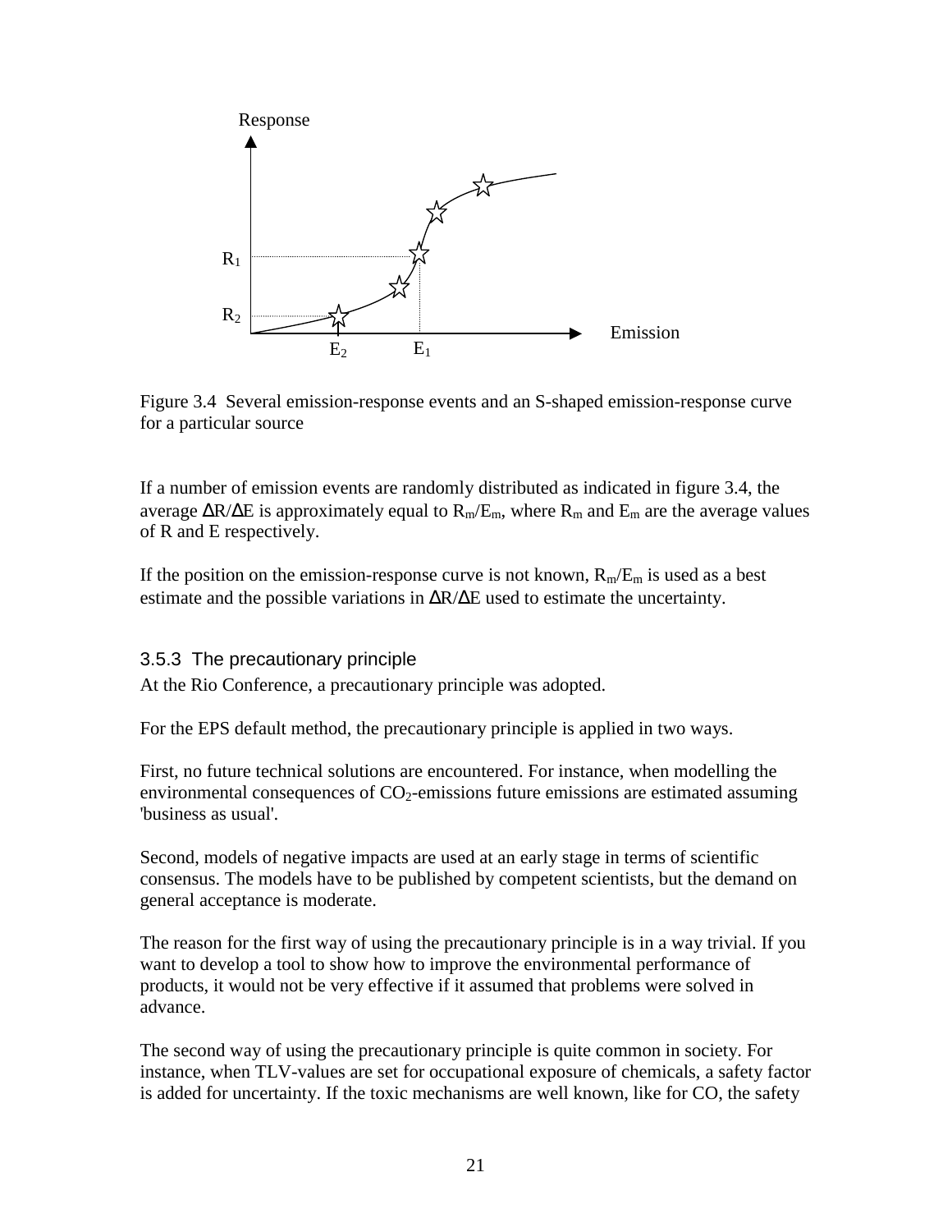Figure 3.4 Several emission-response events and an S-shaped emission-response curve for a particular source

If a number of emission events are randomly distributed as indicated in figure 3.4, the average $\Delta R/\Delta E$ is approximately equal to $R_m/E_m$, where $R_m$ and $E_m$ are the average values of R and E respectively.

If the position on the emission-response curve is not known, $R_m/E_m$ is used as a best estimate and the possible variations in $\Delta R/\Delta E$ used to estimate the uncertainty.

### 3.5.3 The precautionary principle

At the Rio Conference, a precautionary principle was adopted.

For the EPS default method, the precautionary principle is applied in two ways.

First, no future technical solutions are encountered. For instance, when modelling the environmental consequences of $CO_2$-emissions future emissions are estimated assuming 'business as usual'.

Second, models of negative impacts are used at an early stage in terms of scientific consensus. The models have to be published by competent scientists, but the demand on general acceptance is moderate.

The reason for the first way of using the precautionary principle is in a way trivial. If you want to develop a tool to show how to improve the environmental performance of products, it would not be very effective if it assumed that problems were solved in advance.

The second way of using the precautionary principle is quite common in society. For instance, when TLV-values are set for occupational exposure of chemicals, a safety factor is added for uncertainty. If the toxic mechanisms are well known, like for CO, the safety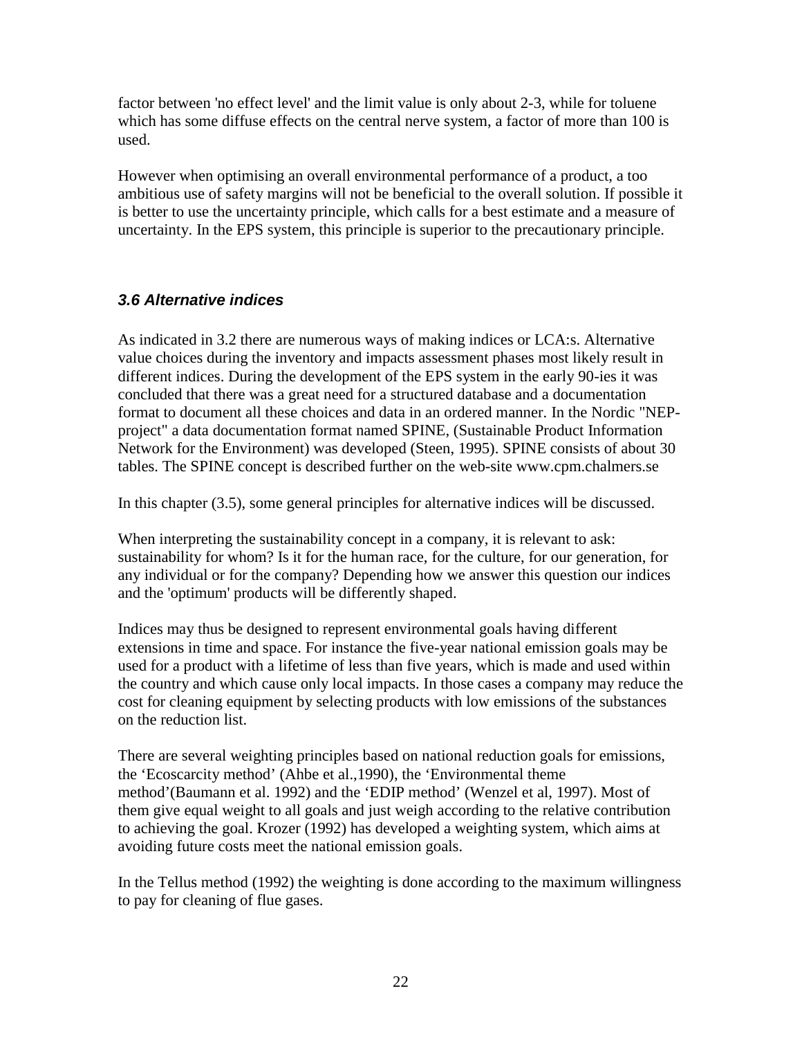factor between 'no effect level' and the limit value is only about 2-3, while for toluene which has some diffuse effects on the central nerve system, a factor of more than 100 is used.

However when optimising an overall environmental performance of a product, a too ambitious use of safety margins will not be beneficial to the overall solution. If possible it is better to use the uncertainty principle, which calls for a best estimate and a measure of uncertainty. In the EPS system, this principle is superior to the precautionary principle.

### *3.6 Alternative indices*

As indicated in 3.2 there are numerous ways of making indices or LCA:s. Alternative value choices during the inventory and impacts assessment phases most likely result in different indices. During the development of the EPS system in the early 90-ies it was concluded that there was a great need for a structured database and a documentation format to document all these choices and data in an ordered manner. In the Nordic "NEP-project" a data documentation format named SPINE, (Sustainable Product Information Network for the Environment) was developed (Steen, 1995). SPINE consists of about 30 tables. The SPINE concept is described further on the web-site www.cpm.chalmers.se

In this chapter (3.5), some general principles for alternative indices will be discussed.

When interpreting the sustainability concept in a company, it is relevant to ask: sustainability for whom? Is it for the human race, for the culture, for our generation, for any individual or for the company? Depending how we answer this question our indices and the 'optimum' products will be differently shaped.

Indices may thus be designed to represent environmental goals having different extensions in time and space. For instance the five-year national emission goals may be used for a product with a lifetime of less than five years, which is made and used within the country and which cause only local impacts. In those cases a company may reduce the cost for cleaning equipment by selecting products with low emissions of the substances on the reduction list.

There are several weighting principles based on national reduction goals for emissions, the 'Ecoscarcity method' (Ahbe et al.,1990), the 'Environmental theme method'(Baumann et al. 1992) and the 'EDIP method' (Wenzel et al, 1997). Most of them give equal weight to all goals and just weigh according to the relative contribution to achieving the goal. Krozer (1992) has developed a weighting system, which aims at avoiding future costs meet the national emission goals.

In the Tellus method (1992) the weighting is done according to the maximum willingness to pay for cleaning of flue gases.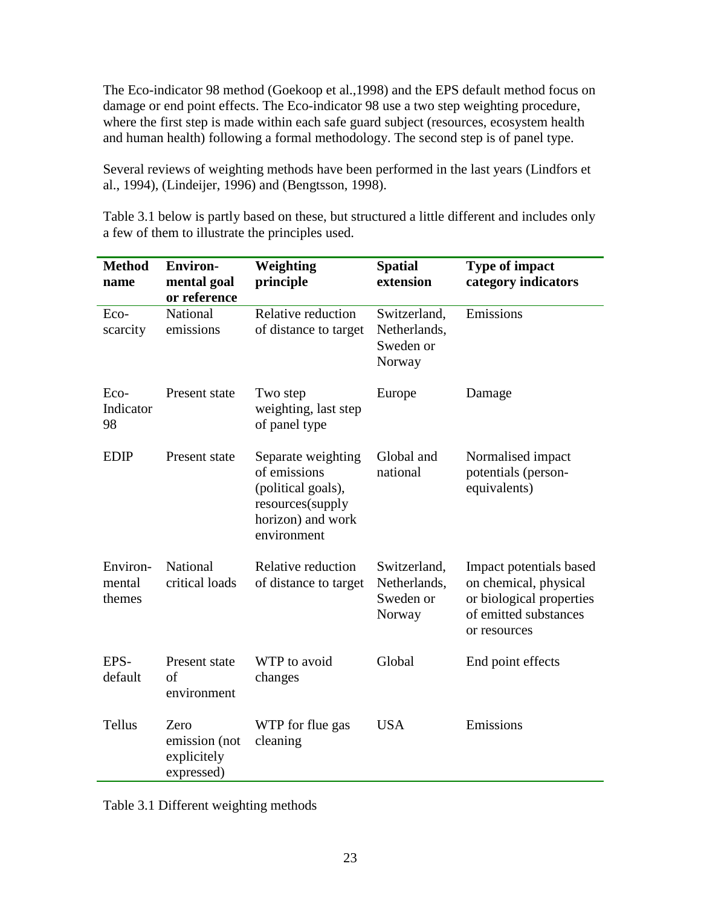The Eco-indicator 98 method (Goekoop et al.,1998) and the EPS default method focus on damage or end point effects. The Eco-indicator 98 use a two step weighting procedure, where the first step is made within each safe guard subject (resources, ecosystem health and human health) following a formal methodology. The second step is of panel type.

Several reviews of weighting methods have been performed in the last years (Lindfors et al., 1994), (Lindeijer, 1996) and (Bengtsson, 1998).

Table 3.1 below is partly based on these, but structured a little different and includes only a few of them to illustrate the principles used.

| Method name | Environ-mental goal or reference | Weighting principle | Spatial extension | Type of impact category indicators |
|---|---|---|---|---|
| Eco-scarcity | National emissions | Relative reduction of distance to target | Switzerland, Netherlands, Sweden or Norway | Emissions |
| Eco-Indicator 98 | Present state | Two step weighting, last step of panel type | Europe | Damage |
| EDIP | Present state | Separate weighting of emissions (political goals), resources(supply horizon) and work environment | Global and national | Normalised impact potentials (person-equivalents) |
| Environ-mental themes | National critical loads | Relative reduction of distance to target | Switzerland, Netherlands, Sweden or Norway | Impact potentials based on chemical, physical or biological properties of emitted substances or resources |
| EPS-default | Present state of environment | WTP to avoid changes | Global | End point effects |
| Tellus | Zero emission (not explicitely expressed) | WTP for flue gas cleaning | USA | Emissions |

Table 3.1 Different weighting methods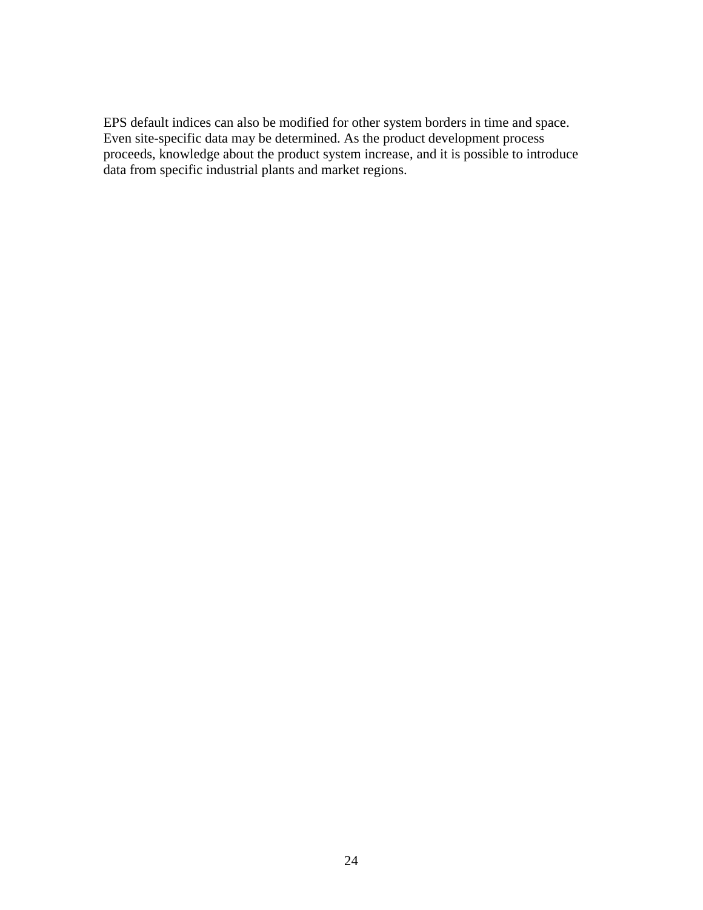EPS default indices can also be modified for other system borders in time and space. Even site-specific data may be determined. As the product development process proceeds, knowledge about the product system increase, and it is possible to introduce data from specific industrial plants and market regions.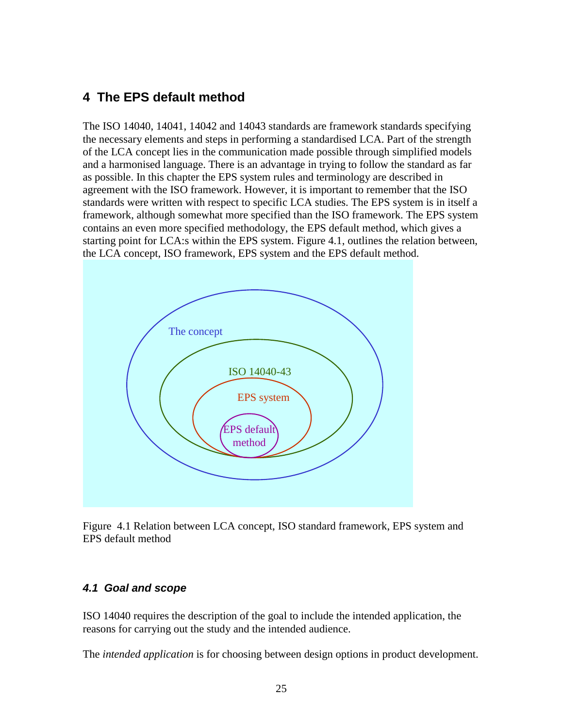# 4 The EPS default method

The ISO 14040, 14041, 14042 and 14043 standards are framework standards specifying the necessary elements and steps in performing a standardised LCA. Part of the strength of the LCA concept lies in the communication made possible through simplified models and a harmonised language. There is an advantage in trying to follow the standard as far as possible. In this chapter the EPS system rules and terminology are described in agreement with the ISO framework. However, it is important to remember that the ISO standards were written with respect to specific LCA studies. The EPS system is in itself a framework, although somewhat more specified than the ISO framework. The EPS system contains an even more specified methodology, the EPS default method, which gives a starting point for LCA:s within the EPS system. Figure 4.1, outlines the relation between, the LCA concept, ISO framework, EPS system and the EPS default method.

Figure 4.1 Relation between LCA concept, ISO standard framework, EPS system and EPS default method

## 4.1 Goal and scope

ISO 14040 requires the description of the goal to include the intended application, the reasons for carrying out the study and the intended audience.

The *intended application* is for choosing between design options in product development.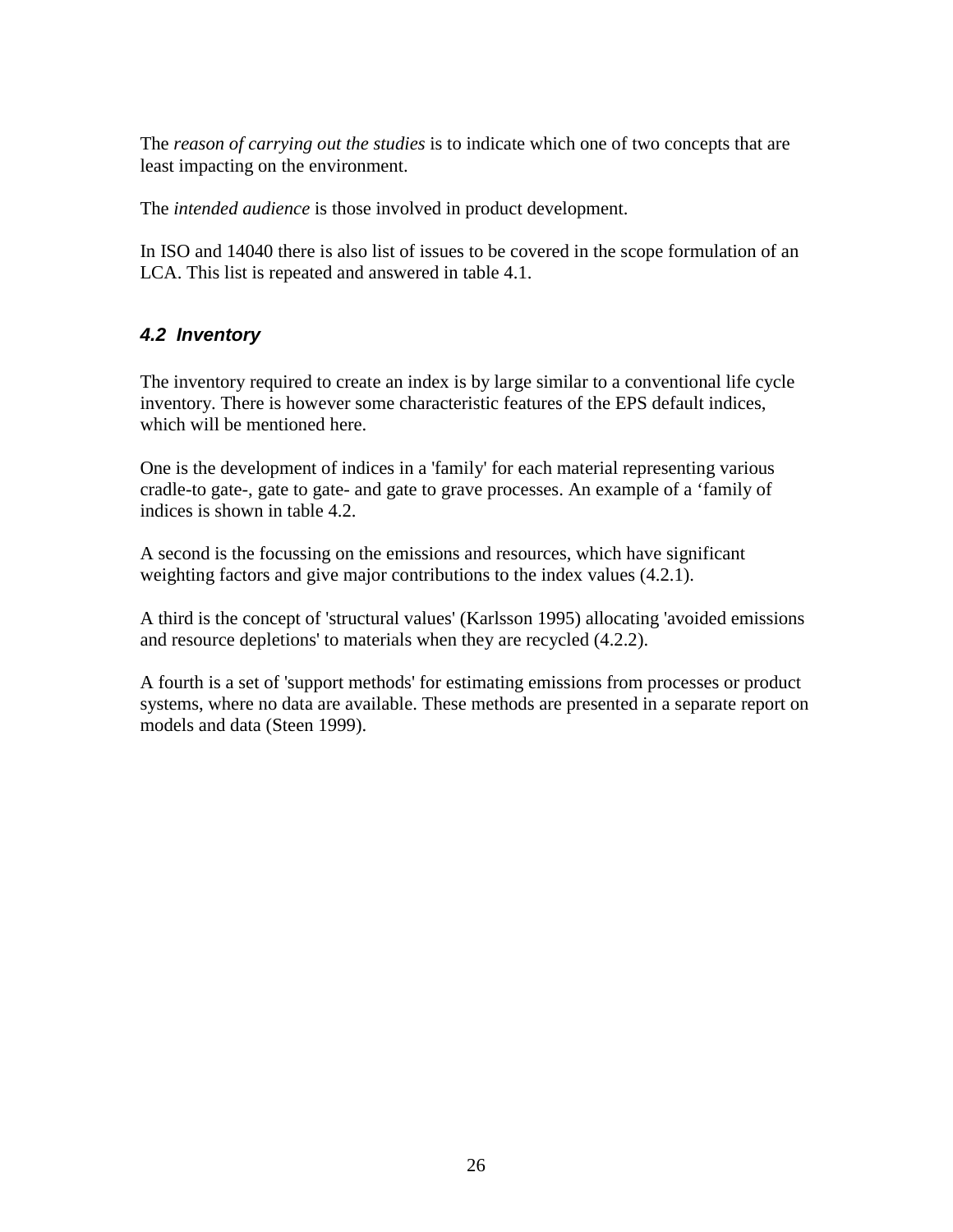The *reason of carrying out the studies* is to indicate which one of two concepts that are least impacting on the environment.

The *intended audience* is those involved in product development.

In ISO and 14040 there is also list of issues to be covered in the scope formulation of an LCA. This list is repeated and answered in table 4.1.

### *4.2 Inventory*

The inventory required to create an index is by large similar to a conventional life cycle inventory. There is however some characteristic features of the EPS default indices, which will be mentioned here.

One is the development of indices in a 'family' for each material representing various cradle-to gate-, gate to gate- and gate to grave processes. An example of a ‘family of indices is shown in table 4.2.

A second is the focussing on the emissions and resources, which have significant weighting factors and give major contributions to the index values (4.2.1).

A third is the concept of 'structural values' (Karlsson 1995) allocating 'avoided emissions and resource depletions' to materials when they are recycled (4.2.2).

A fourth is a set of 'support methods' for estimating emissions from processes or product systems, where no data are available. These methods are presented in a separate report on models and data (Steen 1999).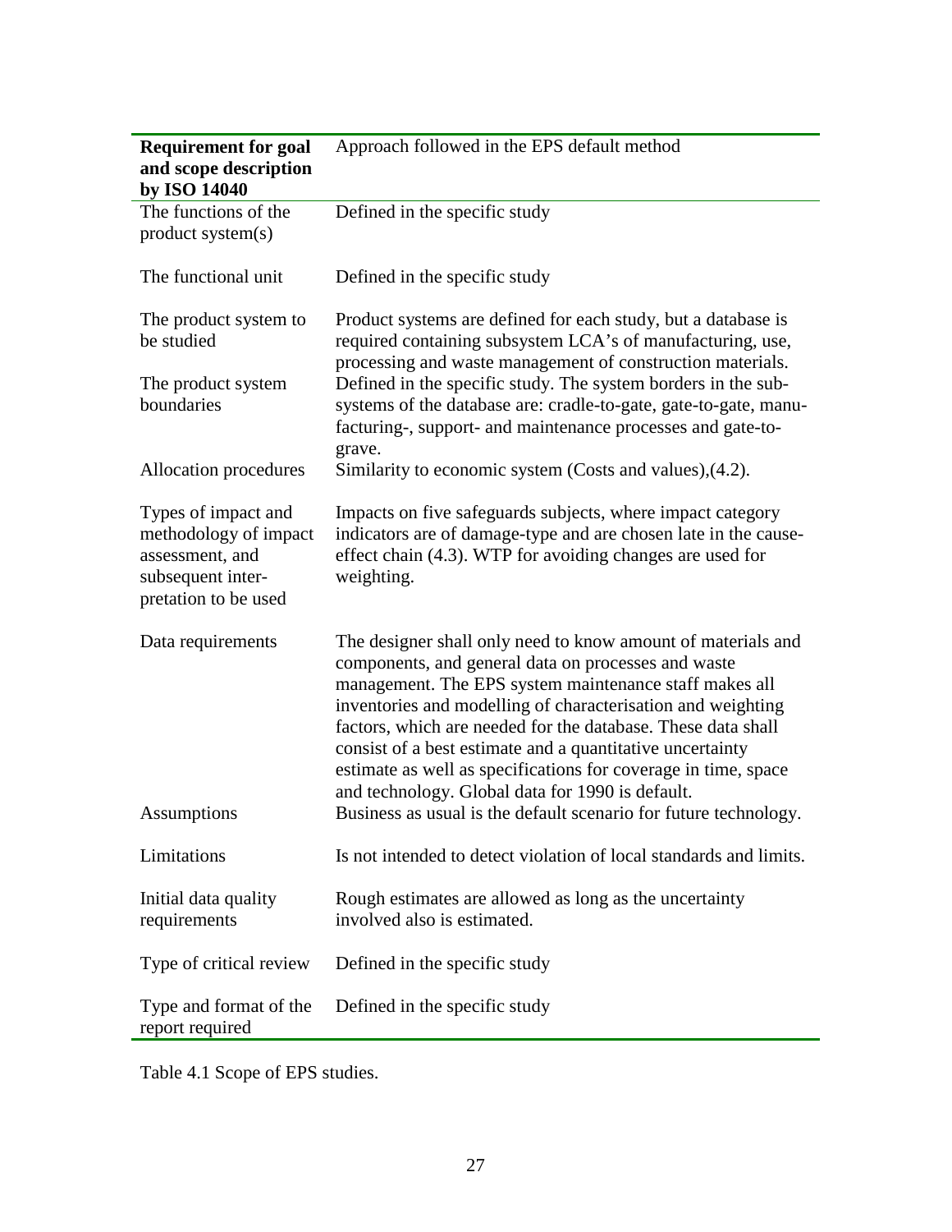| Requirement for goal and scope description by ISO 14040 | Approach followed in the EPS default method |
|---|---|
| The functions of the product system(s) | Defined in the specific study |
| The functional unit | Defined in the specific study |
| The product system to be studied | Product systems are defined for each study, but a database is required containing subsystem LCA's of manufacturing, use, processing and waste management of construction materials. |
| The product system boundaries | Defined in the specific study. The system borders in the sub-systems of the database are: cradle-to-gate, gate-to-gate, manufacturing-, support- and maintenance processes and gate-to-grave. |
| Allocation procedures | Similarity to economic system (Costs and values),(4.2). |
| Types of impact and methodology of impact assessment, and subsequent interpretation to be used | Impacts on five safeguards subjects, where impact category indicators are of damage-type and are chosen late in the cause-effect chain (4.3). WTP for avoiding changes are used for weighting. |
| Data requirements | The designer shall only need to know amount of materials and components, and general data on processes and waste management. The EPS system maintenance staff makes all inventories and modelling of characterisation and weighting factors, which are needed for the database. These data shall consist of a best estimate and a quantitative uncertainty estimate as well as specifications for coverage in time, space and technology. Global data for 1990 is default. |
| Assumptions | Business as usual is the default scenario for future technology. |
| Limitations | Is not intended to detect violation of local standards and limits. |
| Initial data quality requirements | Rough estimates are allowed as long as the uncertainty involved also is estimated. |
| Type of critical review | Defined in the specific study |
| Type and format of the report required | Defined in the specific study |

Table 4.1 Scope of EPS studies.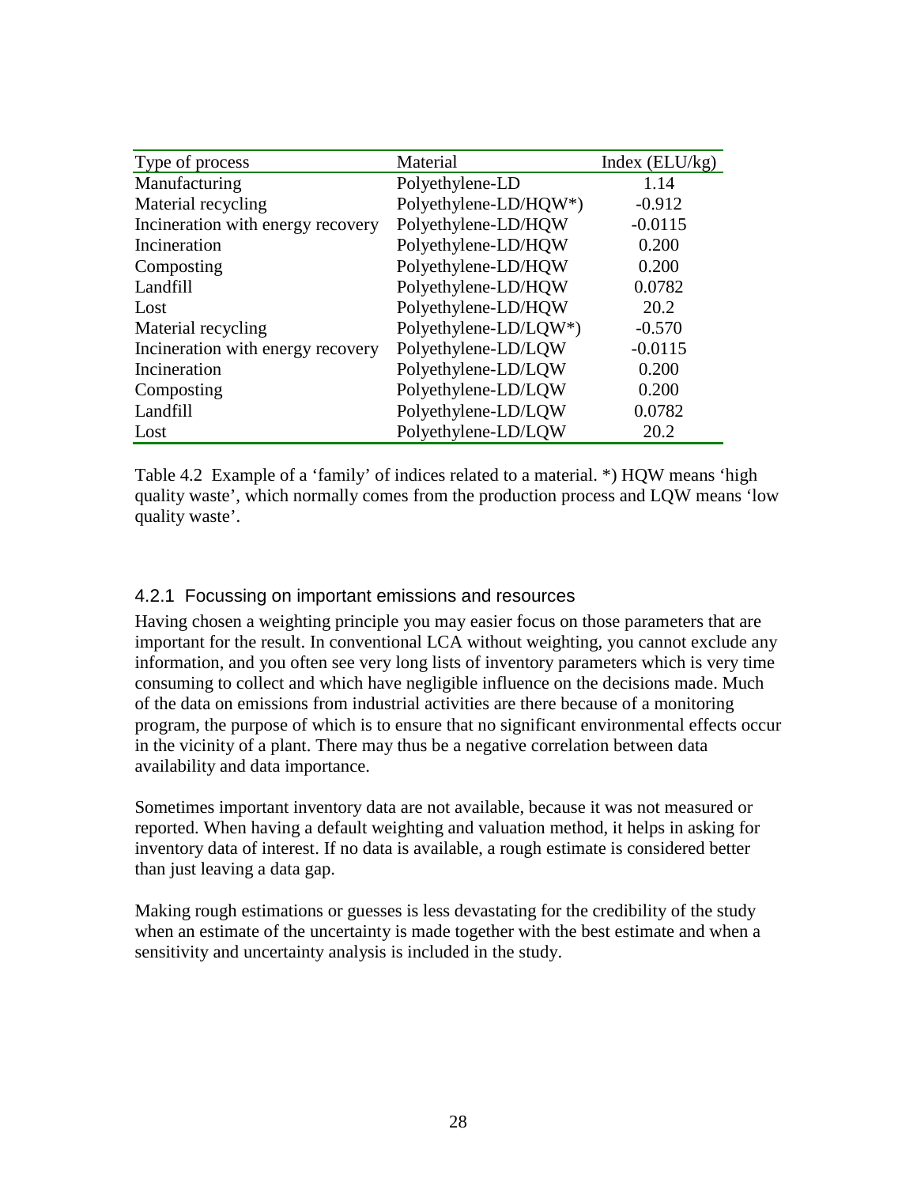| Type of process | Material | Index (ELU/kg) |
| --- | --- | --- |
| Manufacturing | Polyethylene-LD | 1.14 |
| Material recycling | Polyethylene-LD/HQW*) | -0.912 |
| Incineration with energy recovery | Polyethylene-LD/HQW | -0.0115 |
| Incineration | Polyethylene-LD/HQW | 0.200 |
| Composting | Polyethylene-LD/HQW | 0.200 |
| Landfill | Polyethylene-LD/HQW | 0.0782 |
| Lost | Polyethylene-LD/HQW | 20.2 |
| Material recycling | Polyethylene-LD/LQW*) | -0.570 |
| Incineration with energy recovery | Polyethylene-LD/LQW | -0.0115 |
| Incineration | Polyethylene-LD/LQW | 0.200 |
| Composting | Polyethylene-LD/LQW | 0.200 |
| Landfill | Polyethylene-LD/LQW | 0.0782 |
| Lost | Polyethylene-LD/LQW | 20.2 |

Table 4.2 Example of a 'family' of indices related to a material. *) HQW means 'high quality waste', which normally comes from the production process and LQW means 'low quality waste'.

### 4.2.1 Focussing on important emissions and resources

Having chosen a weighting principle you may easier focus on those parameters that are important for the result. In conventional LCA without weighting, you cannot exclude any information, and you often see very long lists of inventory parameters which is very time consuming to collect and which have negligible influence on the decisions made. Much of the data on emissions from industrial activities are there because of a monitoring program, the purpose of which is to ensure that no significant environmental effects occur in the vicinity of a plant. There may thus be a negative correlation between data availability and data importance.

Sometimes important inventory data are not available, because it was not measured or reported. When having a default weighting and valuation method, it helps in asking for inventory data of interest. If no data is available, a rough estimate is considered better than just leaving a data gap.

Making rough estimations or guesses is less devastating for the credibility of the study when an estimate of the uncertainty is made together with the best estimate and when a sensitivity and uncertainty analysis is included in the study.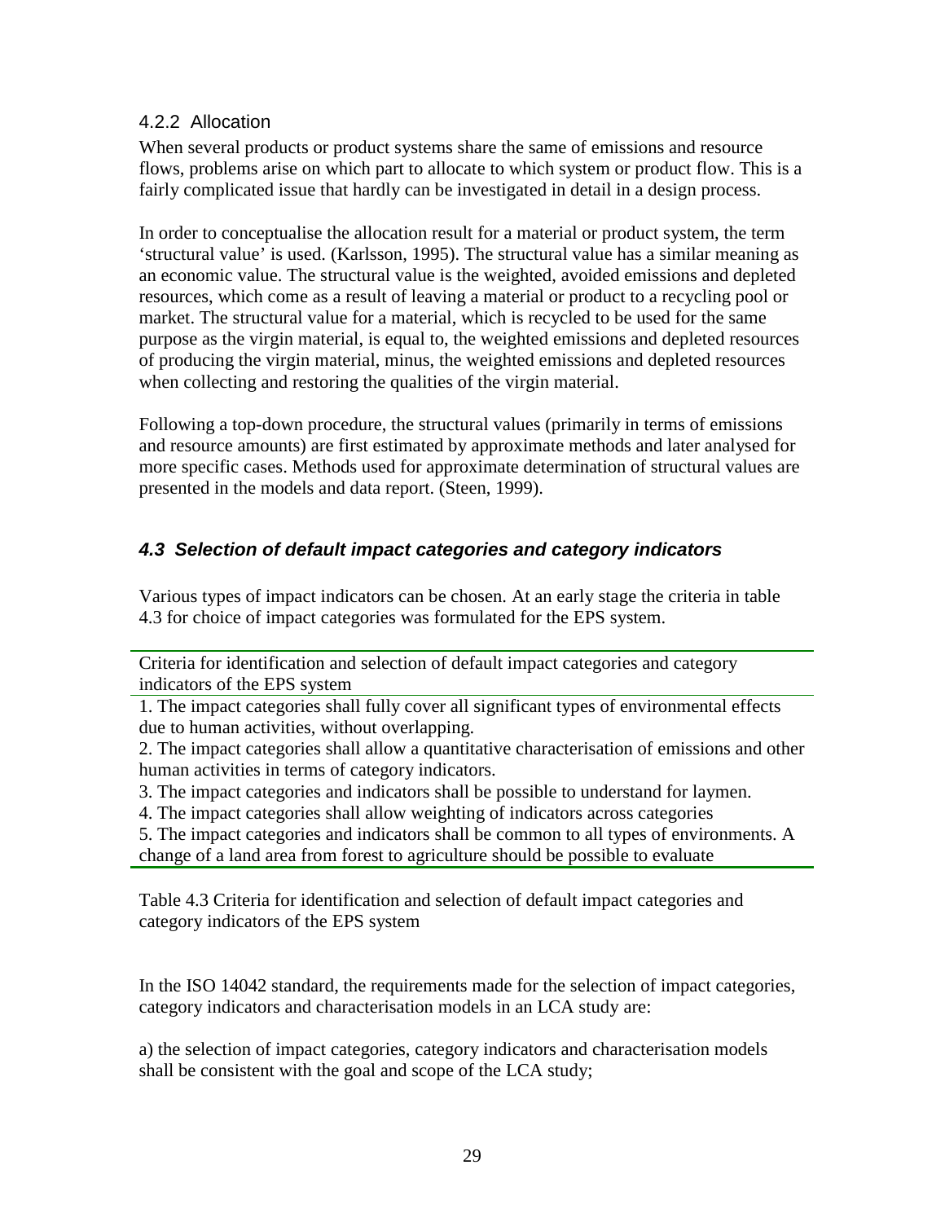### 4.2.2 Allocation

When several products or product systems share the same of emissions and resource flows, problems arise on which part to allocate to which system or product flow. This is a fairly complicated issue that hardly can be investigated in detail in a design process.

In order to conceptualise the allocation result for a material or product system, the term 'structural value' is used. (Karlsson, 1995). The structural value has a similar meaning as an economic value. The structural value is the weighted, avoided emissions and depleted resources, which come as a result of leaving a material or product to a recycling pool or market. The structural value for a material, which is recycled to be used for the same purpose as the virgin material, is equal to, the weighted emissions and depleted resources of producing the virgin material, minus, the weighted emissions and depleted resources when collecting and restoring the qualities of the virgin material.

Following a top-down procedure, the structural values (primarily in terms of emissions and resource amounts) are first estimated by approximate methods and later analysed for more specific cases. Methods used for approximate determination of structural values are presented in the models and data report. (Steen, 1999).

## *4.3 Selection of default impact categories and category indicators*

Various types of impact indicators can be chosen. At an early stage the criteria in table 4.3 for choice of impact categories was formulated for the EPS system.

| Criteria for identification and selection of default impact categories and category indicators of the EPS system |
|---|
| 1. The impact categories shall fully cover all significant types of environmental effects due to human activities, without overlapping.<br>2. The impact categories shall allow a quantitative characterisation of emissions and other human activities in terms of category indicators.<br>3. The impact categories and indicators shall be possible to understand for laymen.<br>4. The impact categories shall allow weighting of indicators across categories<br>5. The impact categories and indicators shall be common to all types of environments. A change of a land area from forest to agriculture should be possible to evaluate |

Table 4.3 Criteria for identification and selection of default impact categories and category indicators of the EPS system

In the ISO 14042 standard, the requirements made for the selection of impact categories, category indicators and characterisation models in an LCA study are:

a) the selection of impact categories, category indicators and characterisation models shall be consistent with the goal and scope of the LCA study;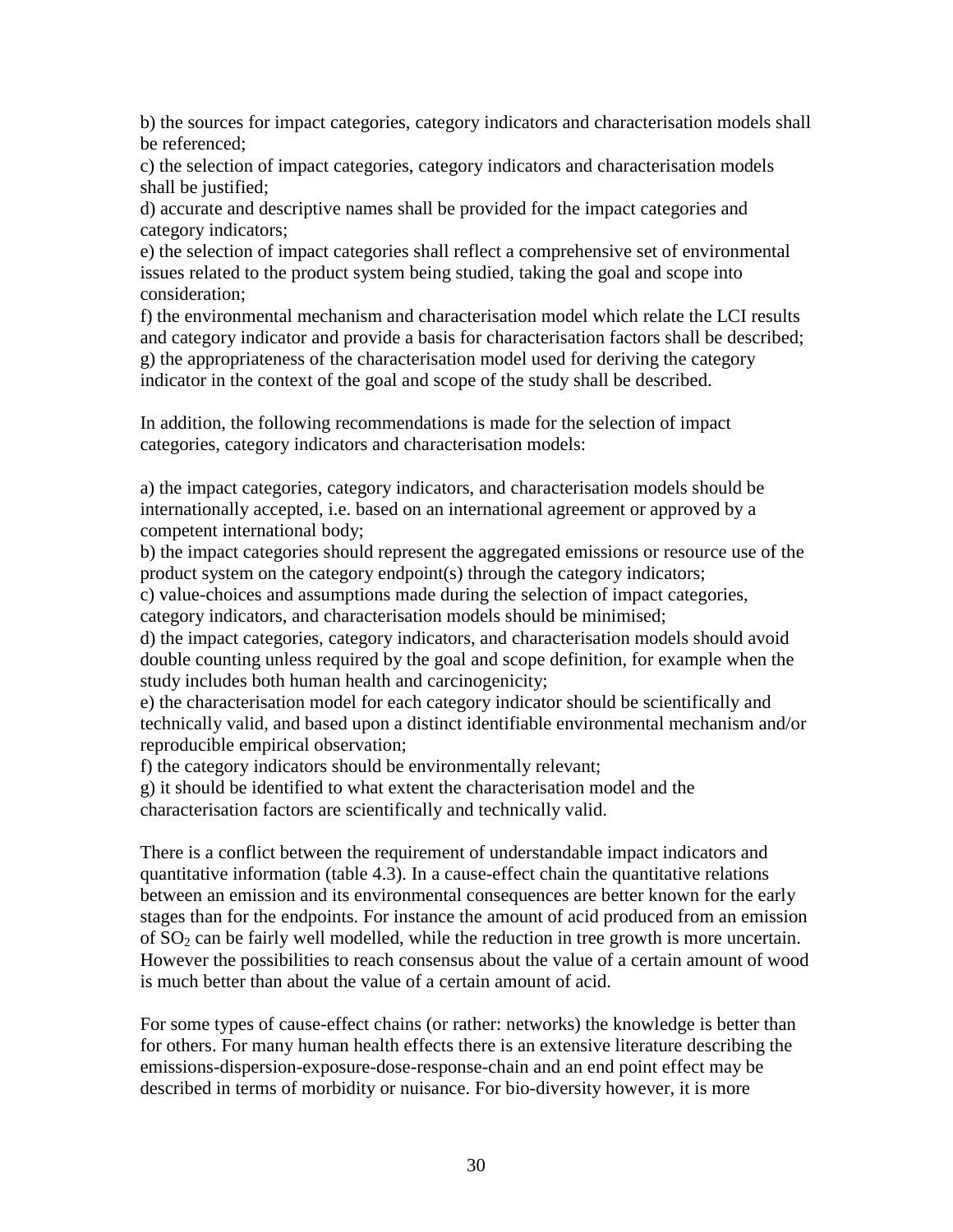b) the sources for impact categories, category indicators and characterisation models shall be referenced;
c) the selection of impact categories, category indicators and characterisation models shall be justified;
d) accurate and descriptive names shall be provided for the impact categories and category indicators;
e) the selection of impact categories shall reflect a comprehensive set of environmental issues related to the product system being studied, taking the goal and scope into consideration;
f) the environmental mechanism and characterisation model which relate the LCI results and category indicator and provide a basis for characterisation factors shall be described;
g) the appropriateness of the characterisation model used for deriving the category indicator in the context of the goal and scope of the study shall be described.

In addition, the following recommendations is made for the selection of impact categories, category indicators and characterisation models:

a) the impact categories, category indicators, and characterisation models should be internationally accepted, i.e. based on an international agreement or approved by a competent international body;
b) the impact categories should represent the aggregated emissions or resource use of the product system on the category endpoint(s) through the category indicators;
c) value-choices and assumptions made during the selection of impact categories, category indicators, and characterisation models should be minimised;
d) the impact categories, category indicators, and characterisation models should avoid double counting unless required by the goal and scope definition, for example when the study includes both human health and carcinogenicity;
e) the characterisation model for each category indicator should be scientifically and technically valid, and based upon a distinct identifiable environmental mechanism and/or reproducible empirical observation;
f) the category indicators should be environmentally relevant;
g) it should be identified to what extent the characterisation model and the characterisation factors are scientifically and technically valid.

There is a conflict between the requirement of understandable impact indicators and quantitative information (table 4.3). In a cause-effect chain the quantitative relations between an emission and its environmental consequences are better known for the early stages than for the endpoints. For instance the amount of acid produced from an emission of $SO_2$ can be fairly well modelled, while the reduction in tree growth is more uncertain. However the possibilities to reach consensus about the value of a certain amount of wood is much better than about the value of a certain amount of acid.

For some types of cause-effect chains (or rather: networks) the knowledge is better than for others. For many human health effects there is an extensive literature describing the emissions-dispersion-exposure-dose-response-chain and an end point effect may be described in terms of morbidity or nuisance. For bio-diversity however, it is more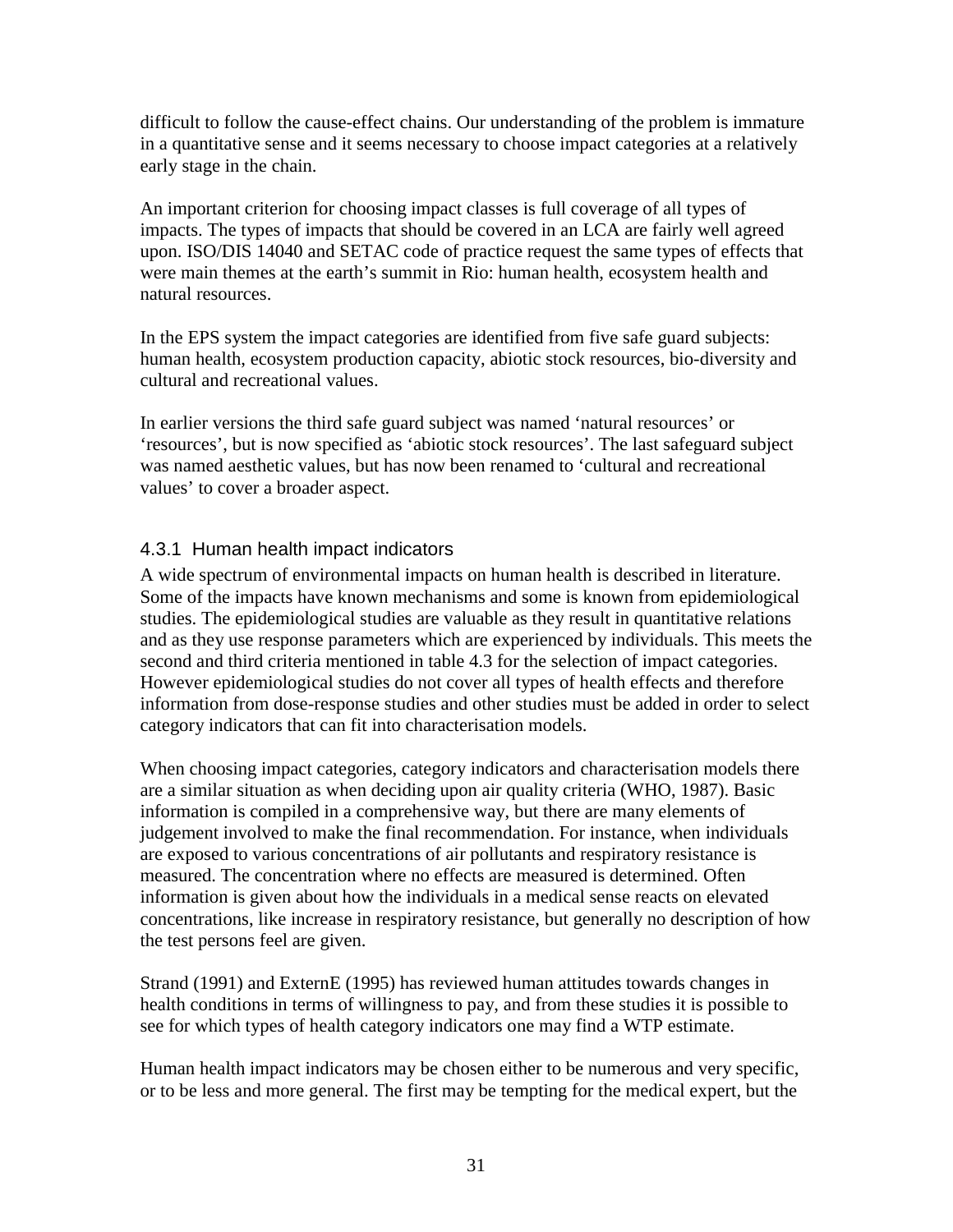difficult to follow the cause-effect chains. Our understanding of the problem is immature in a quantitative sense and it seems necessary to choose impact categories at a relatively early stage in the chain.

An important criterion for choosing impact classes is full coverage of all types of impacts. The types of impacts that should be covered in an LCA are fairly well agreed upon. ISO/DIS 14040 and SETAC code of practice request the same types of effects that were main themes at the earth's summit in Rio: human health, ecosystem health and natural resources.

In the EPS system the impact categories are identified from five safe guard subjects: human health, ecosystem production capacity, abiotic stock resources, bio-diversity and cultural and recreational values.

In earlier versions the third safe guard subject was named 'natural resources' or 'resources', but is now specified as 'abiotic stock resources'. The last safeguard subject was named aesthetic values, but has now been renamed to 'cultural and recreational values' to cover a broader aspect.

### 4.3.1 Human health impact indicators

A wide spectrum of environmental impacts on human health is described in literature. Some of the impacts have known mechanisms and some is known from epidemiological studies. The epidemiological studies are valuable as they result in quantitative relations and as they use response parameters which are experienced by individuals. This meets the second and third criteria mentioned in table 4.3 for the selection of impact categories. However epidemiological studies do not cover all types of health effects and therefore information from dose-response studies and other studies must be added in order to select category indicators that can fit into characterisation models.

When choosing impact categories, category indicators and characterisation models there are a similar situation as when deciding upon air quality criteria (WHO, 1987). Basic information is compiled in a comprehensive way, but there are many elements of judgement involved to make the final recommendation. For instance, when individuals are exposed to various concentrations of air pollutants and respiratory resistance is measured. The concentration where no effects are measured is determined. Often information is given about how the individuals in a medical sense reacts on elevated concentrations, like increase in respiratory resistance, but generally no description of how the test persons feel are given.

Strand (1991) and ExternE (1995) has reviewed human attitudes towards changes in health conditions in terms of willingness to pay, and from these studies it is possible to see for which types of health category indicators one may find a WTP estimate.

Human health impact indicators may be chosen either to be numerous and very specific, or to be less and more general. The first may be tempting for the medical expert, but the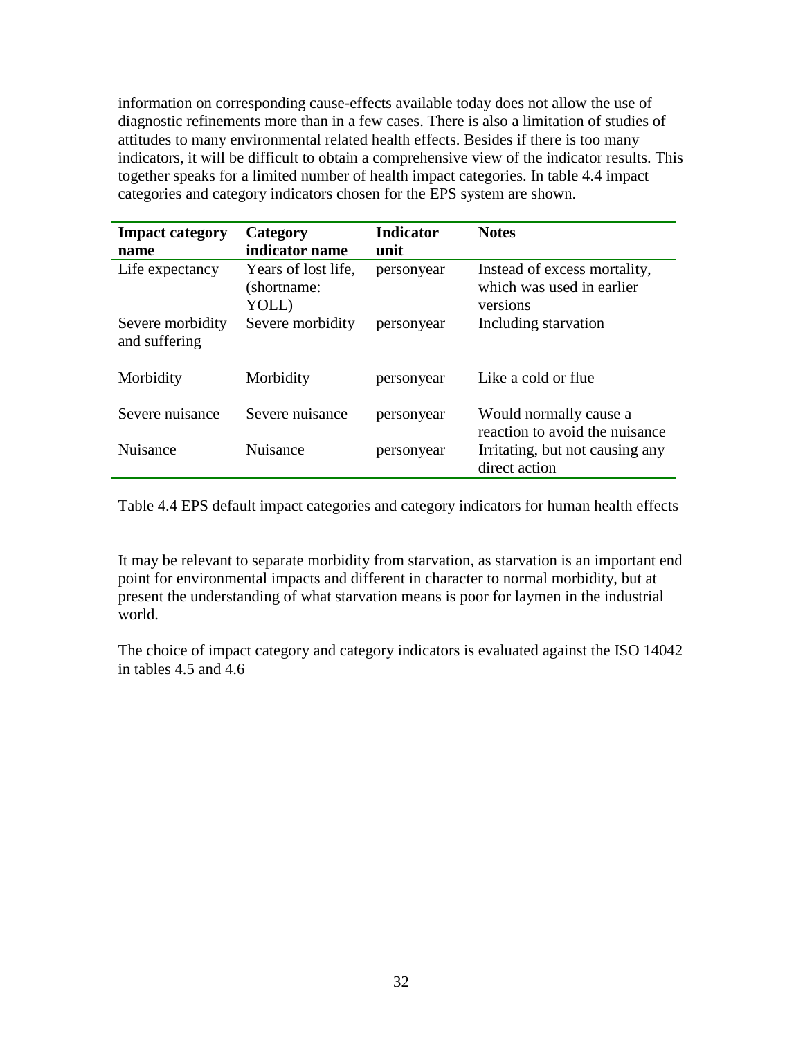information on corresponding cause-effects available today does not allow the use of diagnostic refinements more than in a few cases. There is also a limitation of studies of attitudes to many environmental related health effects. Besides if there is too many indicators, it will be difficult to obtain a comprehensive view of the indicator results. This together speaks for a limited number of health impact categories. In table 4.4 impact categories and category indicators chosen for the EPS system are shown.

| **Impact category name** | **Category indicator name** | **Indicator unit** | **Notes** |
|---|---|---|---|
| Life expectancy | Years of lost life, (shortname: YOLL) | personyear | Instead of excess mortality, which was used in earlier versions |
| Severe morbidity and suffering | Severe morbidity | personyear | Including starvation |
| Morbidity | Morbidity | personyear | Like a cold or flue |
| Severe nuisance | Severe nuisance | personyear | Would normally cause a reaction to avoid the nuisance |
| Nuisance | Nuisance | personyear | Irritating, but not causing any direct action |

Table 4.4 EPS default impact categories and category indicators for human health effects

It may be relevant to separate morbidity from starvation, as starvation is an important end point for environmental impacts and different in character to normal morbidity, but at present the understanding of what starvation means is poor for laymen in the industrial world.

The choice of impact category and category indicators is evaluated against the ISO 14042 in tables 4.5 and 4.6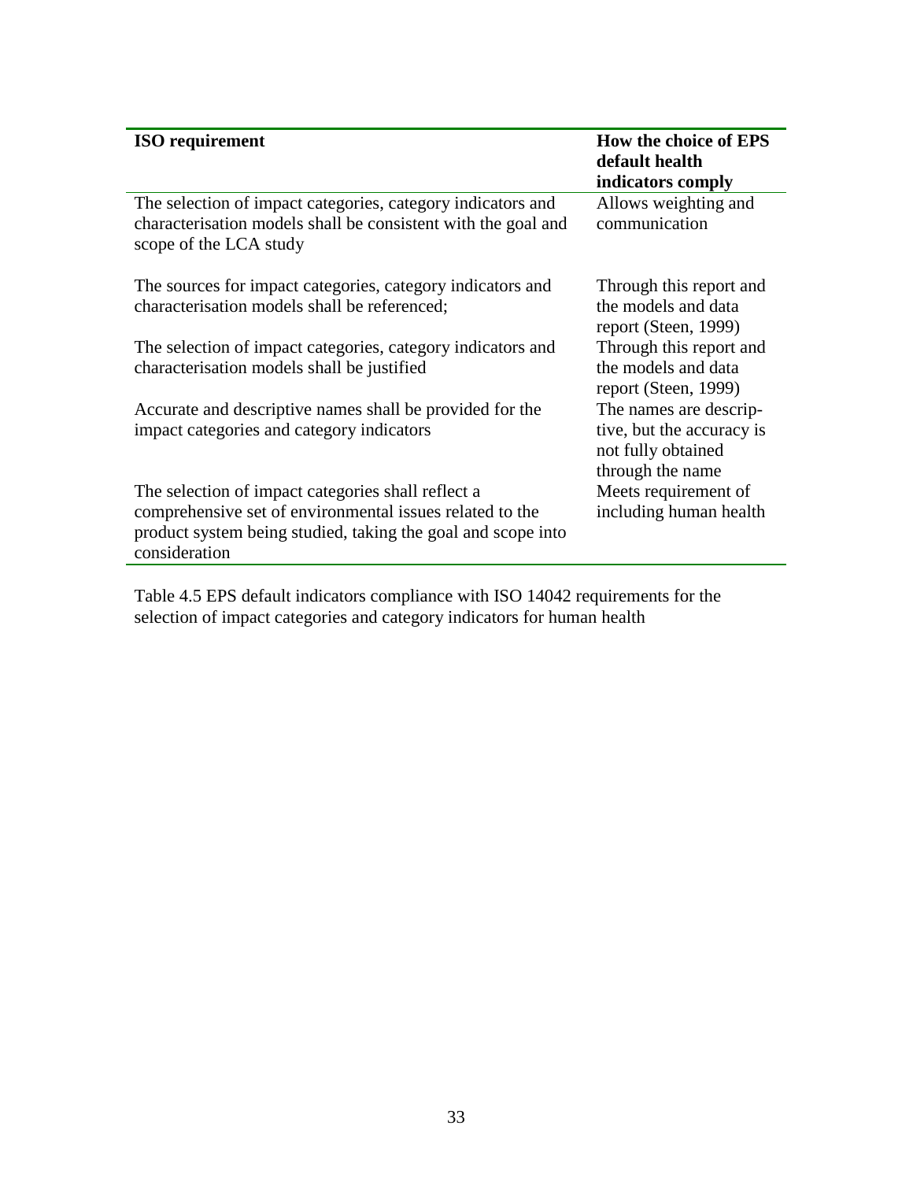| ISO requirement | How the choice of EPS default health indicators comply |
|---|---|
| The selection of impact categories, category indicators and characterisation models shall be consistent with the goal and scope of the LCA study | Allows weighting and communication |
| The sources for impact categories, category indicators and characterisation models shall be referenced; | Through this report and the models and data report (Steen, 1999) |
| The selection of impact categories, category indicators and characterisation models shall be justified | Through this report and the models and data report (Steen, 1999) |
| Accurate and descriptive names shall be provided for the impact categories and category indicators | The names are descriptive, but the accuracy is not fully obtained through the name |
| The selection of impact categories shall reflect a comprehensive set of environmental issues related to the product system being studied, taking the goal and scope into consideration | Meets requirement of including human health |

Table 4.5 EPS default indicators compliance with ISO 14042 requirements for the selection of impact categories and category indicators for human health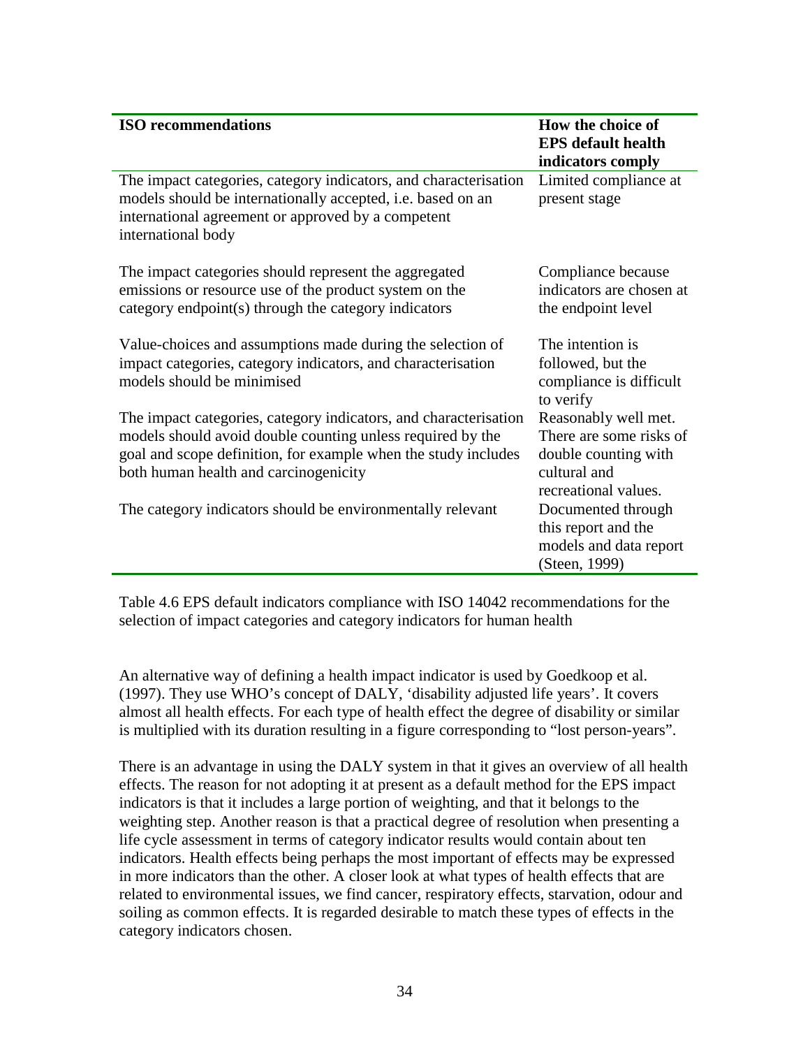| ISO recommendations | How the choice of EPS default health indicators comply |
|---|---|
| The impact categories, category indicators, and characterisation models should be internationally accepted, i.e. based on an international agreement or approved by a competent international body | Limited compliance at present stage |
| The impact categories should represent the aggregated emissions or resource use of the product system on the category endpoint(s) through the category indicators | Compliance because indicators are chosen at the endpoint level |
| Value-choices and assumptions made during the selection of impact categories, category indicators, and characterisation models should be minimised | The intention is followed, but the compliance is difficult to verify |
| The impact categories, category indicators, and characterisation models should avoid double counting unless required by the goal and scope definition, for example when the study includes both human health and carcinogenicity | Reasonably well met. There are some risks of double counting with cultural and recreational values. |
| The category indicators should be environmentally relevant | Documented through this report and the models and data report (Steen, 1999) |

Table 4.6 EPS default indicators compliance with ISO 14042 recommendations for the selection of impact categories and category indicators for human health

An alternative way of defining a health impact indicator is used by Goedkoop et al. (1997). They use WHO's concept of DALY, 'disability adjusted life years'. It covers almost all health effects. For each type of health effect the degree of disability or similar is multiplied with its duration resulting in a figure corresponding to "lost person-years".

There is an advantage in using the DALY system in that it gives an overview of all health effects. The reason for not adopting it at present as a default method for the EPS impact indicators is that it includes a large portion of weighting, and that it belongs to the weighting step. Another reason is that a practical degree of resolution when presenting a life cycle assessment in terms of category indicator results would contain about ten indicators. Health effects being perhaps the most important of effects may be expressed in more indicators than the other. A closer look at what types of health effects that are related to environmental issues, we find cancer, respiratory effects, starvation, odour and soiling as common effects. It is regarded desirable to match these types of effects in the category indicators chosen.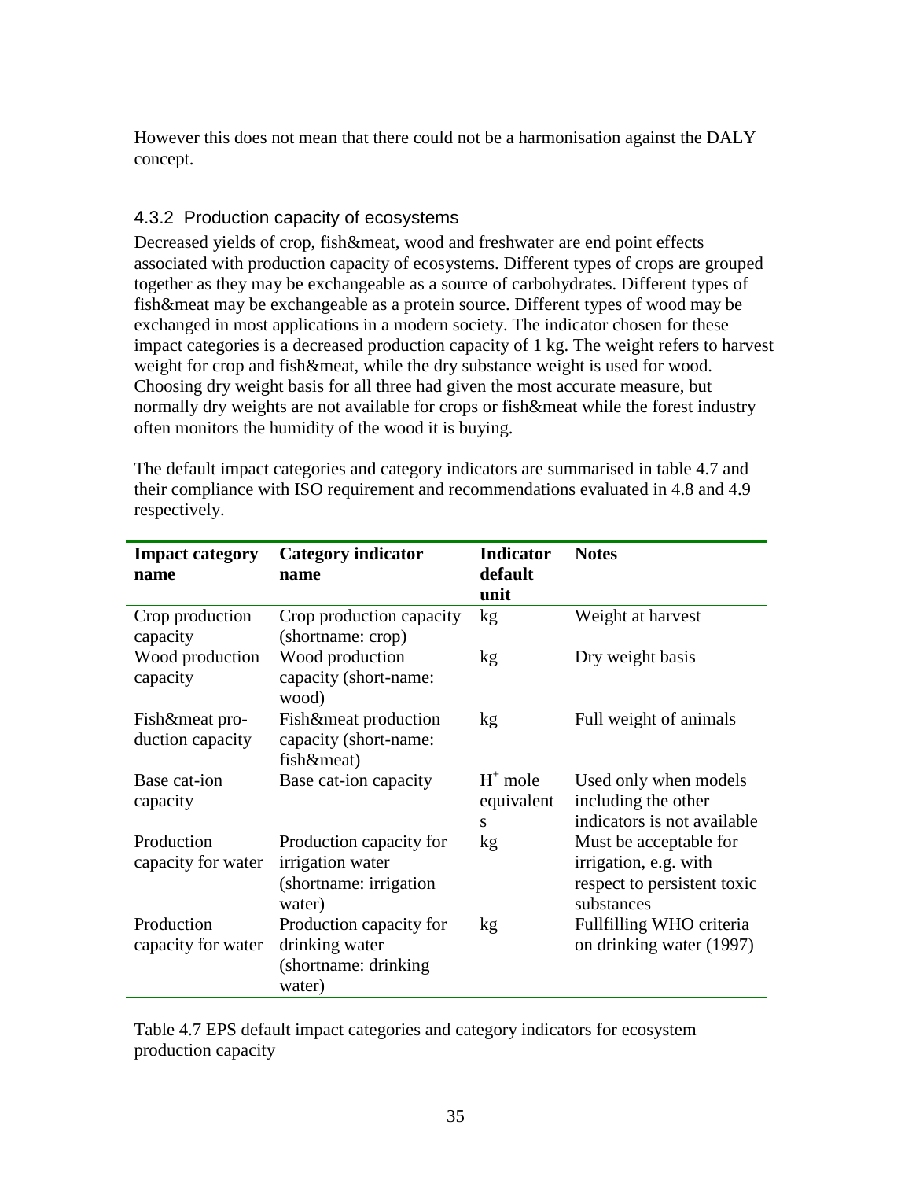However this does not mean that there could not be a harmonisation against the DALY concept.

### 4.3.2 Production capacity of ecosystems

Decreased yields of crop, fish&meat, wood and freshwater are end point effects associated with production capacity of ecosystems. Different types of crops are grouped together as they may be exchangeable as a source of carbohydrates. Different types of fish&meat may be exchangeable as a protein source. Different types of wood may be exchanged in most applications in a modern society. The indicator chosen for these impact categories is a decreased production capacity of 1 kg. The weight refers to harvest weight for crop and fish&meat, while the dry substance weight is used for wood. Choosing dry weight basis for all three had given the most accurate measure, but normally dry weights are not available for crops or fish&meat while the forest industry often monitors the humidity of the wood it is buying.

The default impact categories and category indicators are summarised in table 4.7 and their compliance with ISO requirement and recommendations evaluated in 4.8 and 4.9 respectively.

| **Impact category name** | **Category indicator name** | **Indicator default unit** | **Notes** |
|---|---|---|---|
| Crop production capacity | Crop production capacity (shortname: crop) | kg | Weight at harvest |
| Wood production capacity | Wood production capacity (short-name: wood) | kg | Dry weight basis |
| Fish&meat pro-duction capacity | Fish&meat production capacity (short-name: fish&meat) | kg | Full weight of animals |
| Base cat-ion capacity | Base cat-ion capacity | $H^+$ mole equivalents | Used only when models including the other indicators is not available |
| Production capacity for water | Production capacity for irrigation water (shortname: irrigation water) | kg | Must be acceptable for irrigation, e.g. with respect to persistent toxic substances |
| Production capacity for water | Production capacity for drinking water (shortname: drinking water) | kg | Fullfilling WHO criteria on drinking water (1997) |

Table 4.7 EPS default impact categories and category indicators for ecosystem production capacity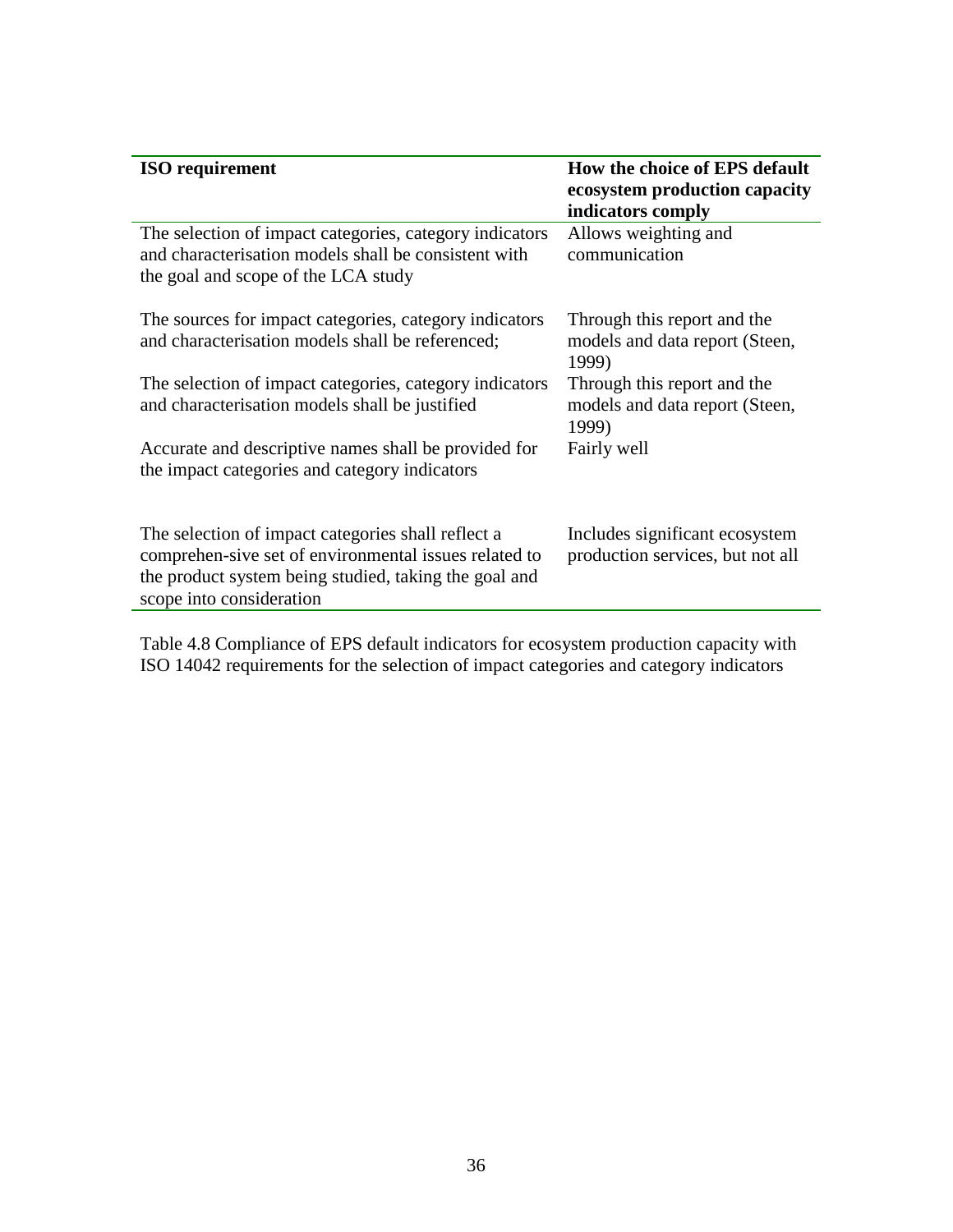| ISO requirement | How the choice of EPS default ecosystem production capacity indicators comply |
|---|---|
| The selection of impact categories, category indicators and characterisation models shall be consistent with the goal and scope of the LCA study | Allows weighting and communication |
| The sources for impact categories, category indicators and characterisation models shall be referenced; | Through this report and the models and data report (Steen, 1999) |
| The selection of impact categories, category indicators and characterisation models shall be justified | Through this report and the models and data report (Steen, 1999) |
| Accurate and descriptive names shall be provided for the impact categories and category indicators | Fairly well |
| The selection of impact categories shall reflect a comprehen-sive set of environmental issues related to the product system being studied, taking the goal and scope into consideration | Includes significant ecosystem production services, but not all |

Table 4.8 Compliance of EPS default indicators for ecosystem production capacity with ISO 14042 requirements for the selection of impact categories and category indicators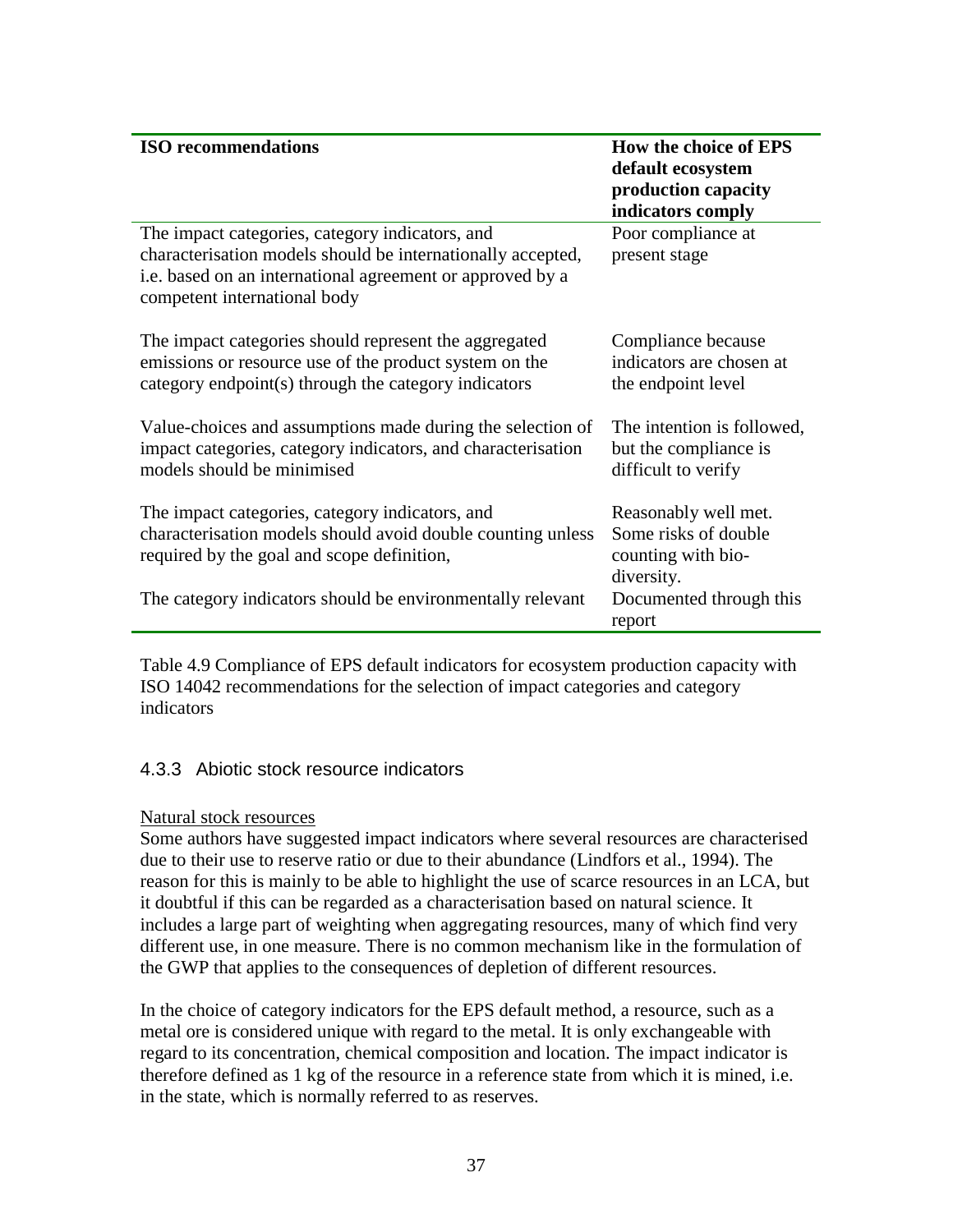| ISO recommendations | How the choice of EPS default ecosystem production capacity indicators comply |
|---|---|
| The impact categories, category indicators, and characterisation models should be internationally accepted, i.e. based on an international agreement or approved by a competent international body | Poor compliance at present stage |
| The impact categories should represent the aggregated emissions or resource use of the product system on the category endpoint(s) through the category indicators | Compliance because indicators are chosen at the endpoint level |
| Value-choices and assumptions made during the selection of impact categories, category indicators, and characterisation models should be minimised | The intention is followed, but the compliance is difficult to verify |
| The impact categories, category indicators, and characterisation models should avoid double counting unless required by the goal and scope definition, | Reasonably well met. Some risks of double counting with bio-diversity. |
| The category indicators should be environmentally relevant | Documented through this report |

Table 4.9 Compliance of EPS default indicators for ecosystem production capacity with ISO 14042 recommendations for the selection of impact categories and category indicators

### 4.3.3 Abiotic stock resource indicators

Natural stock resources

Some authors have suggested impact indicators where several resources are characterised due to their use to reserve ratio or due to their abundance (Lindfors et al., 1994). The reason for this is mainly to be able to highlight the use of scarce resources in an LCA, but it doubtful if this can be regarded as a characterisation based on natural science. It includes a large part of weighting when aggregating resources, many of which find very different use, in one measure. There is no common mechanism like in the formulation of the GWP that applies to the consequences of depletion of different resources.

In the choice of category indicators for the EPS default method, a resource, such as a metal ore is considered unique with regard to the metal. It is only exchangeable with regard to its concentration, chemical composition and location. The impact indicator is therefore defined as 1 kg of the resource in a reference state from which it is mined, i.e. in the state, which is normally referred to as reserves.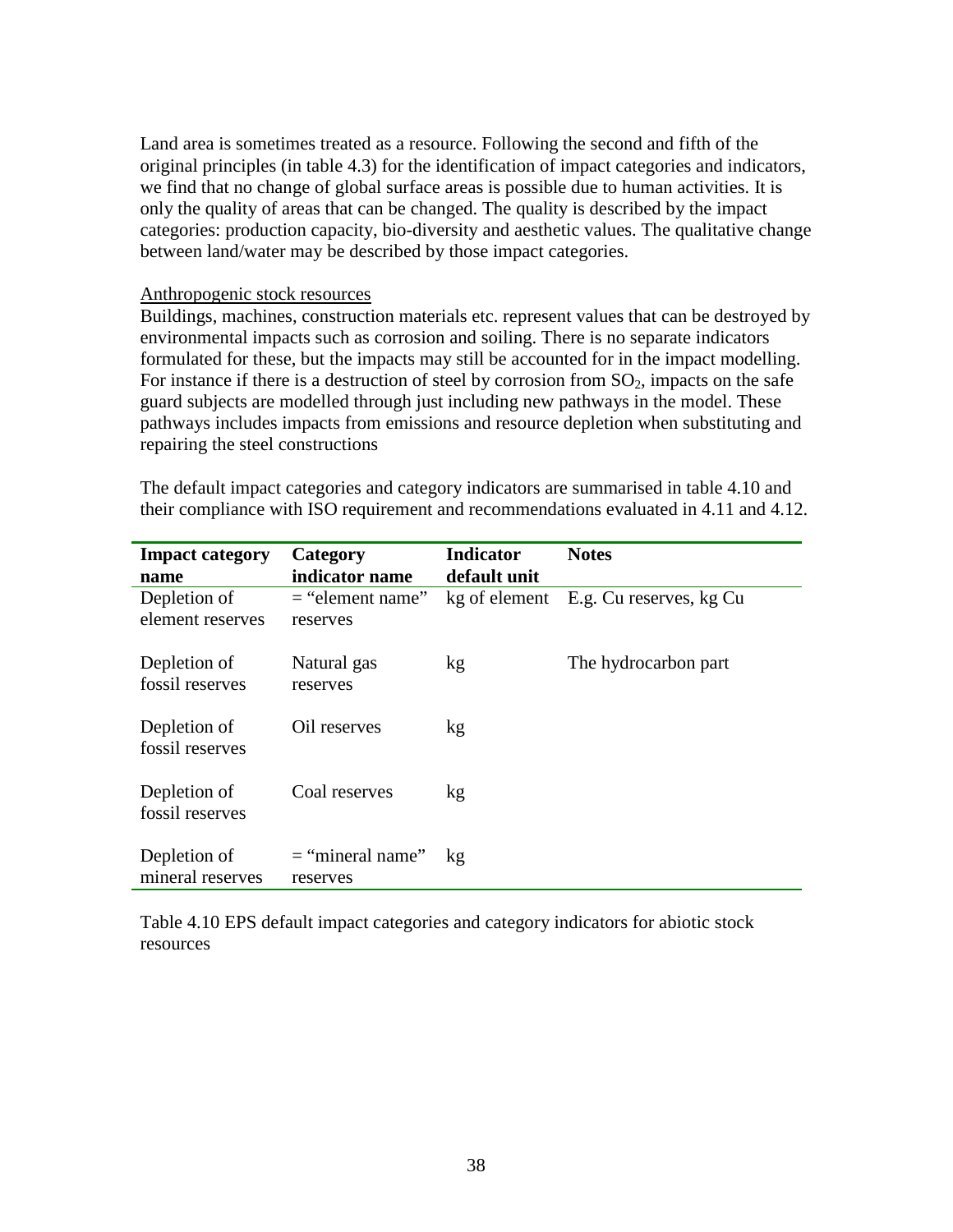Land area is sometimes treated as a resource. Following the second and fifth of the original principles (in table 4.3) for the identification of impact categories and indicators, we find that no change of global surface areas is possible due to human activities. It is only the quality of areas that can be changed. The quality is described by the impact categories: production capacity, bio-diversity and aesthetic values. The qualitative change between land/water may be described by those impact categories.

Anthropogenic stock resources

Buildings, machines, construction materials etc. represent values that can be destroyed by environmental impacts such as corrosion and soiling. There is no separate indicators formulated for these, but the impacts may still be accounted for in the impact modelling. For instance if there is a destruction of steel by corrosion from $SO_2$, impacts on the safe guard subjects are modelled through just including new pathways in the model. These pathways includes impacts from emissions and resource depletion when substituting and repairing the steel constructions

The default impact categories and category indicators are summarised in table 4.10 and their compliance with ISO requirement and recommendations evaluated in 4.11 and 4.12.

| Impact category name | Category indicator name | Indicator default unit | Notes |
|---|---|---|---|
| Depletion of element reserves | = "element name" reserves | kg of element | E.g. Cu reserves, kg Cu |
| Depletion of fossil reserves | Natural gas reserves | kg | The hydrocarbon part |
| Depletion of fossil reserves | Oil reserves | kg | |
| Depletion of fossil reserves | Coal reserves | kg | |
| Depletion of mineral reserves | = "mineral name" reserves | kg | |

Table 4.10 EPS default impact categories and category indicators for abiotic stock resources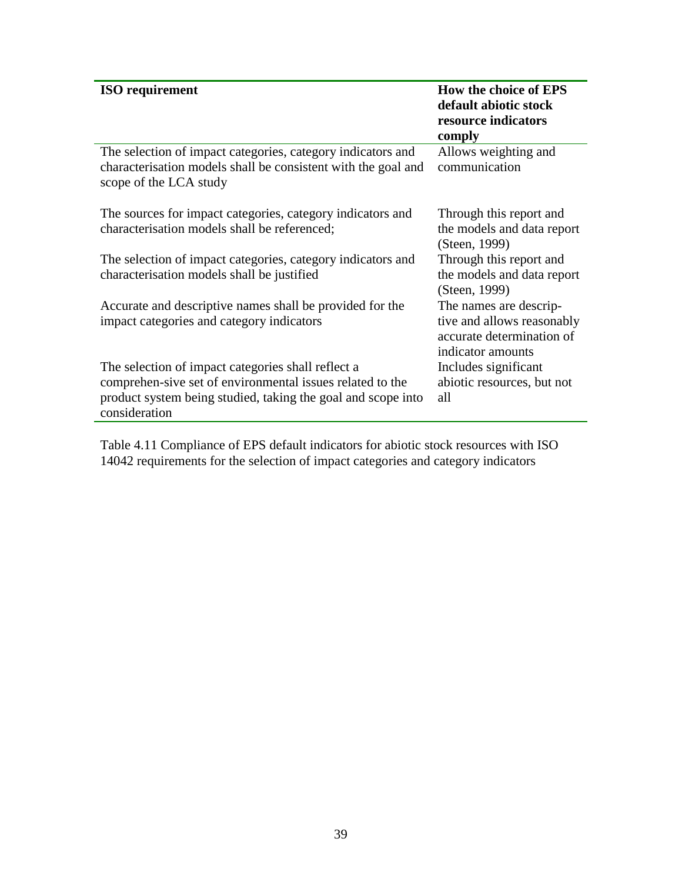| ISO requirement | How the choice of EPS default abiotic stock resource indicators comply |
|---|---|
| The selection of impact categories, category indicators and characterisation models shall be consistent with the goal and scope of the LCA study | Allows weighting and communication |
| The sources for impact categories, category indicators and characterisation models shall be referenced; | Through this report and the models and data report (Steen, 1999) |
| The selection of impact categories, category indicators and characterisation models shall be justified | Through this report and the models and data report (Steen, 1999) |
| Accurate and descriptive names shall be provided for the impact categories and category indicators | The names are descrip-tive and allows reasonably accurate determination of indicator amounts |
| The selection of impact categories shall reflect a comprehen-sive set of environmental issues related to the product system being studied, taking the goal and scope into consideration | Includes significant abiotic resources, but not all |

Table 4.11 Compliance of EPS default indicators for abiotic stock resources with ISO 14042 requirements for the selection of impact categories and category indicators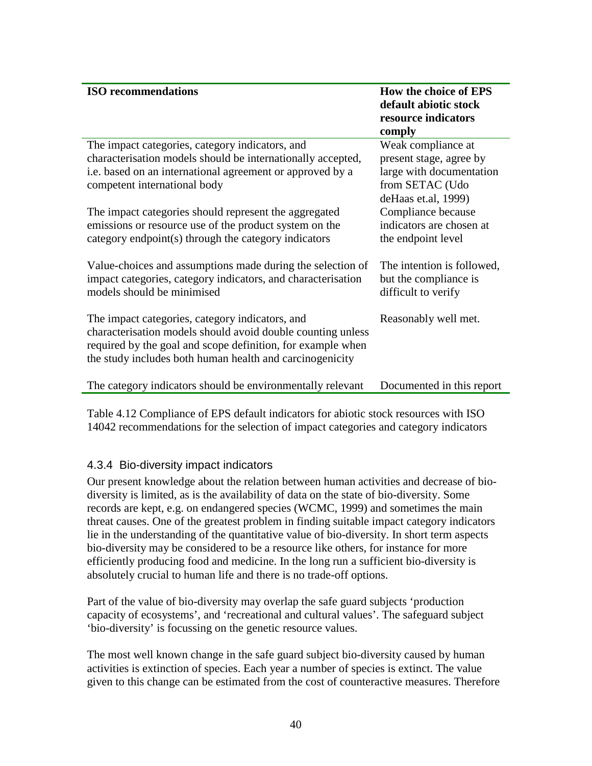| ISO recommendations | How the choice of EPS default abiotic stock resource indicators comply |
|---|---|
| The impact categories, category indicators, and characterisation models should be internationally accepted, i.e. based on an international agreement or approved by a competent international body | Weak compliance at present stage, agree by large with documentation from SETAC (Udo deHaas et.al, 1999) |
| The impact categories should represent the aggregated emissions or resource use of the product system on the category endpoint(s) through the category indicators | Compliance because indicators are chosen at the endpoint level |
| Value-choices and assumptions made during the selection of impact categories, category indicators, and characterisation models should be minimised | The intention is followed, but the compliance is difficult to verify |
| The impact categories, category indicators, and characterisation models should avoid double counting unless required by the goal and scope definition, for example when the study includes both human health and carcinogenicity | Reasonably well met. |
| The category indicators should be environmentally relevant | Documented in this report |

Table 4.12 Compliance of EPS default indicators for abiotic stock resources with ISO 14042 recommendations for the selection of impact categories and category indicators

### 4.3.4 Bio-diversity impact indicators

Our present knowledge about the relation between human activities and decrease of bio-diversity is limited, as is the availability of data on the state of bio-diversity. Some records are kept, e.g. on endangered species (WCMC, 1999) and sometimes the main threat causes. One of the greatest problem in finding suitable impact category indicators lie in the understanding of the quantitative value of bio-diversity. In short term aspects bio-diversity may be considered to be a resource like others, for instance for more efficiently producing food and medicine. In the long run a sufficient bio-diversity is absolutely crucial to human life and there is no trade-off options.

Part of the value of bio-diversity may overlap the safe guard subjects 'production capacity of ecosystems', and 'recreational and cultural values'. The safeguard subject 'bio-diversity' is focussing on the genetic resource values.

The most well known change in the safe guard subject bio-diversity caused by human activities is extinction of species. Each year a number of species is extinct. The value given to this change can be estimated from the cost of counteractive measures. Therefore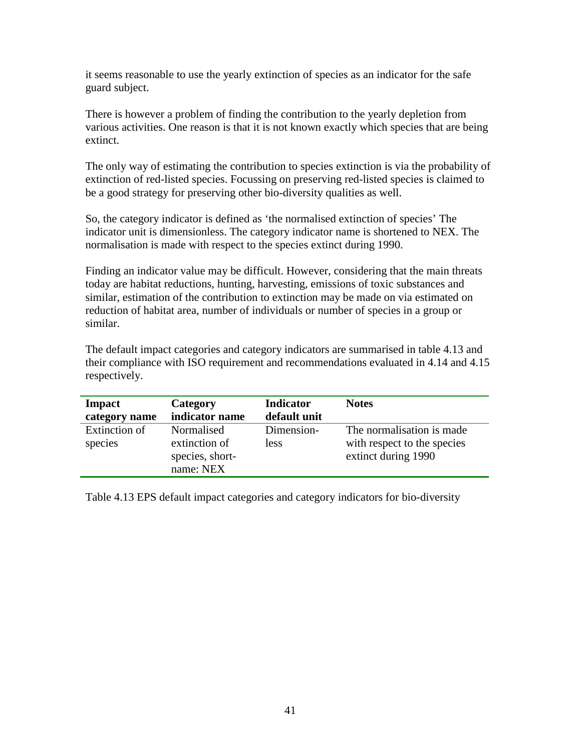it seems reasonable to use the yearly extinction of species as an indicator for the safe guard subject.

There is however a problem of finding the contribution to the yearly depletion from various activities. One reason is that it is not known exactly which species that are being extinct.

The only way of estimating the contribution to species extinction is via the probability of extinction of red-listed species. Focussing on preserving red-listed species is claimed to be a good strategy for preserving other bio-diversity qualities as well.

So, the category indicator is defined as 'the normalised extinction of species' The indicator unit is dimensionless. The category indicator name is shortened to NEX. The normalisation is made with respect to the species extinct during 1990.

Finding an indicator value may be difficult. However, considering that the main threats today are habitat reductions, hunting, harvesting, emissions of toxic substances and similar, estimation of the contribution to extinction may be made on via estimated on reduction of habitat area, number of individuals or number of species in a group or similar.

The default impact categories and category indicators are summarised in table 4.13 and their compliance with ISO requirement and recommendations evaluated in 4.14 and 4.15 respectively.

| **Impact category name** | **Category indicator name** | **Indicator default unit** | **Notes** |
|---|---|---|---|
| Extinction of species | Normalised extinction of species, short-name: NEX | Dimension-less | The normalisation is made with respect to the species extinct during 1990 |

Table 4.13 EPS default impact categories and category indicators for bio-diversity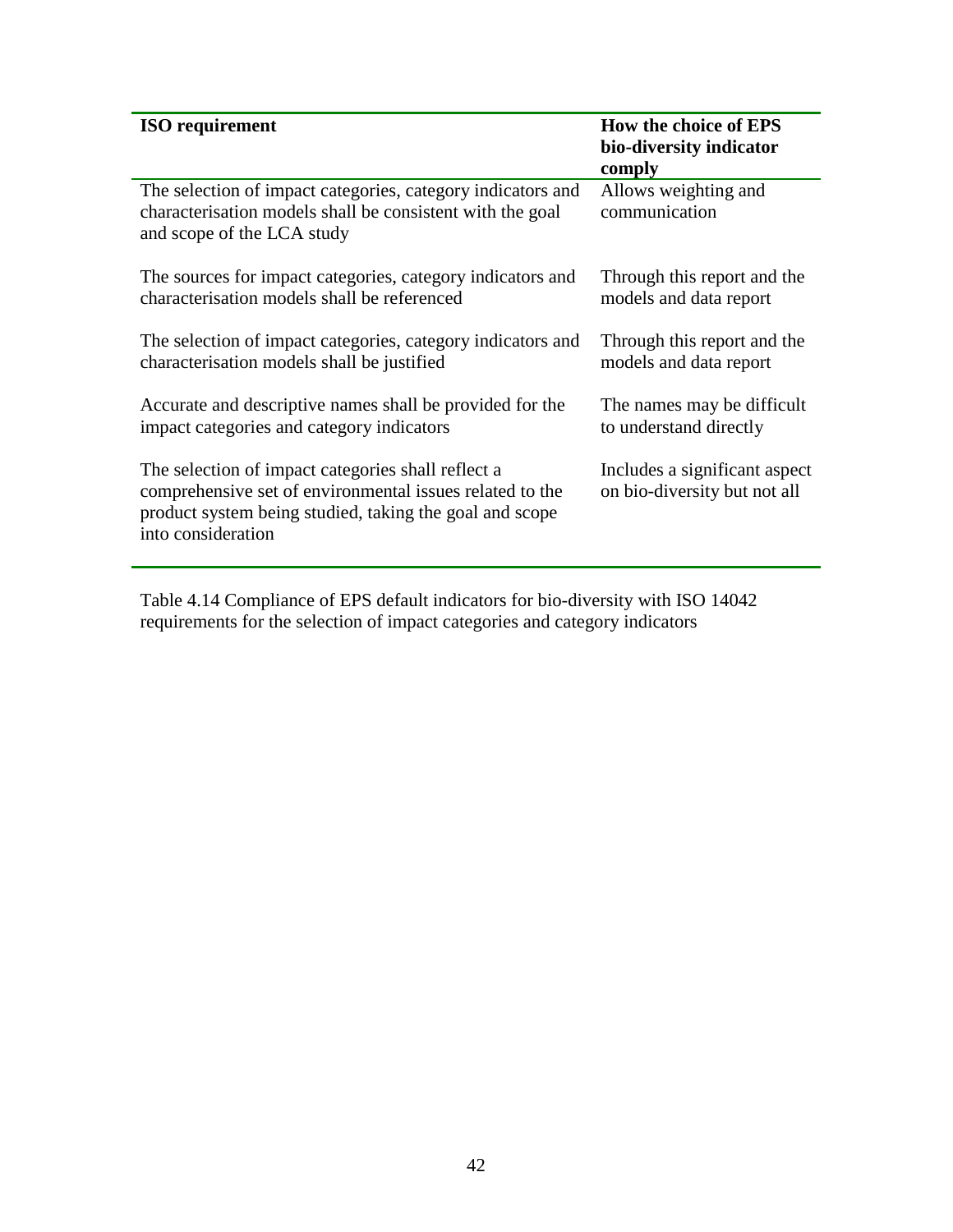| ISO requirement | How the choice of EPS bio-diversity indicator comply |
|---|---|
| The selection of impact categories, category indicators and characterisation models shall be consistent with the goal and scope of the LCA study | Allows weighting and communication |
| The sources for impact categories, category indicators and characterisation models shall be referenced | Through this report and the models and data report |
| The selection of impact categories, category indicators and characterisation models shall be justified | Through this report and the models and data report |
| Accurate and descriptive names shall be provided for the impact categories and category indicators | The names may be difficult to understand directly |
| The selection of impact categories shall reflect a comprehensive set of environmental issues related to the product system being studied, taking the goal and scope into consideration | Includes a significant aspect on bio-diversity but not all |

Table 4.14 Compliance of EPS default indicators for bio-diversity with ISO 14042 requirements for the selection of impact categories and category indicators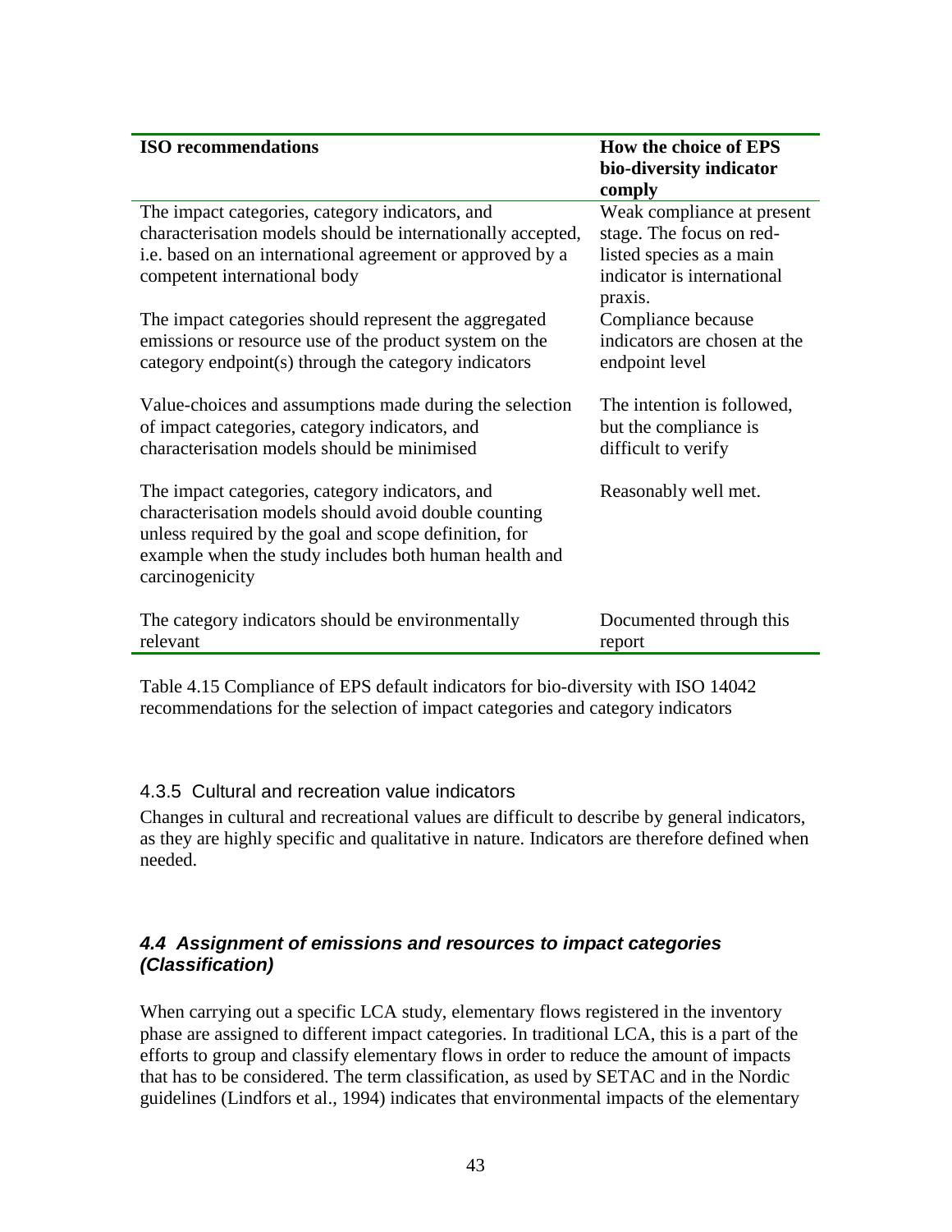| ISO recommendations | How the choice of EPS bio-diversity indicator comply |
|---|---|
| The impact categories, category indicators, and characterisation models should be internationally accepted, i.e. based on an international agreement or approved by a competent international body | Weak compliance at present stage. The focus on red-listed species as a main indicator is international praxis. |
| The impact categories should represent the aggregated emissions or resource use of the product system on the category endpoint(s) through the category indicators | Compliance because indicators are chosen at the endpoint level |
| Value-choices and assumptions made during the selection of impact categories, category indicators, and characterisation models should be minimised | The intention is followed, but the compliance is difficult to verify |
| The impact categories, category indicators, and characterisation models should avoid double counting unless required by the goal and scope definition, for example when the study includes both human health and carcinogenicity | Reasonably well met. |
| The category indicators should be environmentally relevant | Documented through this report |

Table 4.15 Compliance of EPS default indicators for bio-diversity with ISO 14042 recommendations for the selection of impact categories and category indicators

#### 4.3.5 Cultural and recreation value indicators

Changes in cultural and recreational values are difficult to describe by general indicators, as they are highly specific and qualitative in nature. Indicators are therefore defined when needed.

### *4.4 Assignment of emissions and resources to impact categories (Classification)*

When carrying out a specific LCA study, elementary flows registered in the inventory phase are assigned to different impact categories. In traditional LCA, this is a part of the efforts to group and classify elementary flows in order to reduce the amount of impacts that has to be considered. The term classification, as used by SETAC and in the Nordic guidelines (Lindfors et al., 1994) indicates that environmental impacts of the elementary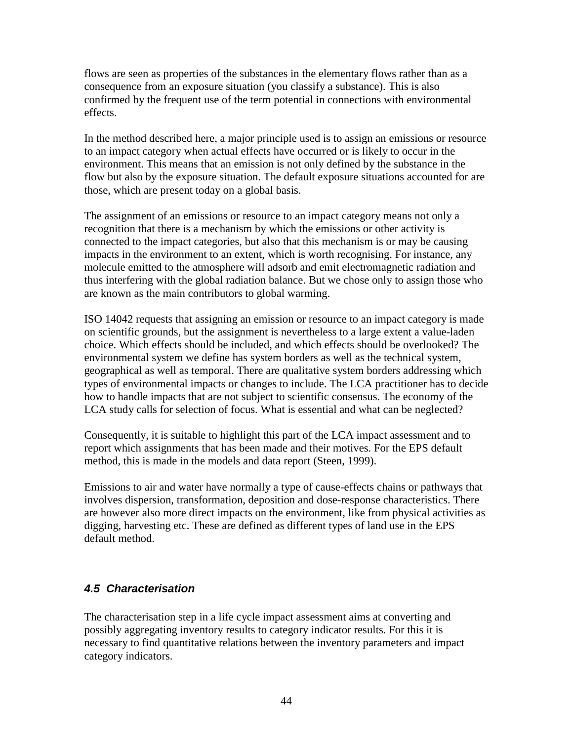flows are seen as properties of the substances in the elementary flows rather than as a consequence from an exposure situation (you classify a substance). This is also confirmed by the frequent use of the term potential in connections with environmental effects.

In the method described here, a major principle used is to assign an emissions or resource to an impact category when actual effects have occurred or is likely to occur in the environment. This means that an emission is not only defined by the substance in the flow but also by the exposure situation. The default exposure situations accounted for are those, which are present today on a global basis.

The assignment of an emissions or resource to an impact category means not only a recognition that there is a mechanism by which the emissions or other activity is connected to the impact categories, but also that this mechanism is or may be causing impacts in the environment to an extent, which is worth recognising. For instance, any molecule emitted to the atmosphere will adsorb and emit electromagnetic radiation and thus interfering with the global radiation balance. But we chose only to assign those who are known as the main contributors to global warming.

ISO 14042 requests that assigning an emission or resource to an impact category is made on scientific grounds, but the assignment is nevertheless to a large extent a value-laden choice. Which effects should be included, and which effects should be overlooked? The environmental system we define has system borders as well as the technical system, geographical as well as temporal. There are qualitative system borders addressing which types of environmental impacts or changes to include. The LCA practitioner has to decide how to handle impacts that are not subject to scientific consensus. The economy of the LCA study calls for selection of focus. What is essential and what can be neglected?

Consequently, it is suitable to highlight this part of the LCA impact assessment and to report which assignments that has been made and their motives. For the EPS default method, this is made in the models and data report (Steen, 1999).

Emissions to air and water have normally a type of cause-effects chains or pathways that involves dispersion, transformation, deposition and dose-response characteristics. There are however also more direct impacts on the environment, like from physical activities as digging, harvesting etc. These are defined as different types of land use in the EPS default method.

## *4.5 Characterisation*

The characterisation step in a life cycle impact assessment aims at converting and possibly aggregating inventory results to category indicator results. For this it is necessary to find quantitative relations between the inventory parameters and impact category indicators.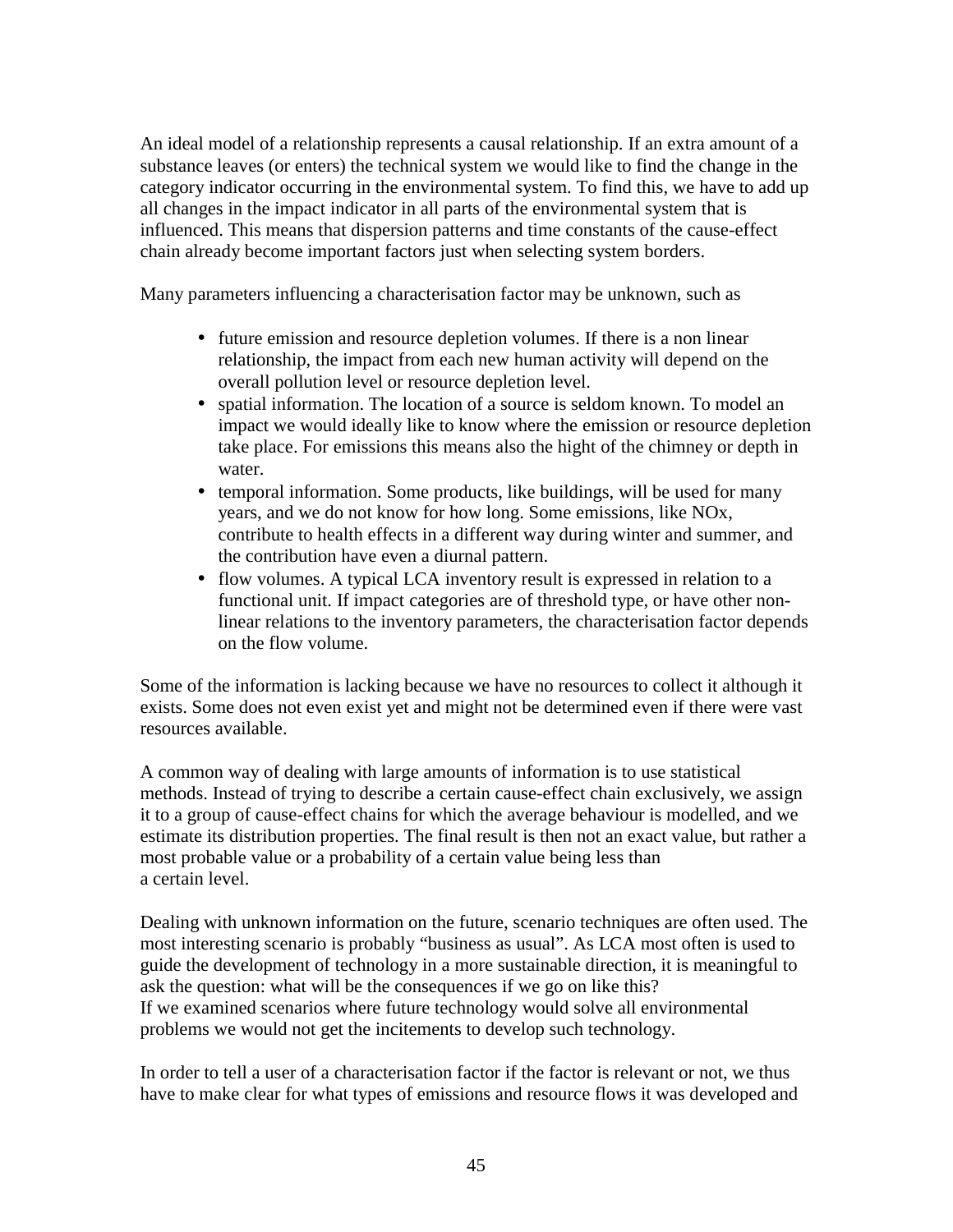An ideal model of a relationship represents a causal relationship. If an extra amount of a substance leaves (or enters) the technical system we would like to find the change in the category indicator occurring in the environmental system. To find this, we have to add up all changes in the impact indicator in all parts of the environmental system that is influenced. This means that dispersion patterns and time constants of the cause-effect chain already become important factors just when selecting system borders.

Many parameters influencing a characterisation factor may be unknown, such as

- future emission and resource depletion volumes. If there is a non linear relationship, the impact from each new human activity will depend on the overall pollution level or resource depletion level.
- spatial information. The location of a source is seldom known. To model an impact we would ideally like to know where the emission or resource depletion take place. For emissions this means also the hight of the chimney or depth in water.
- temporal information. Some products, like buildings, will be used for many years, and we do not know for how long. Some emissions, like NOx, contribute to health effects in a different way during winter and summer, and the contribution have even a diurnal pattern.
- flow volumes. A typical LCA inventory result is expressed in relation to a functional unit. If impact categories are of threshold type, or have other non-linear relations to the inventory parameters, the characterisation factor depends on the flow volume.

Some of the information is lacking because we have no resources to collect it although it exists. Some does not even exist yet and might not be determined even if there were vast resources available.

A common way of dealing with large amounts of information is to use statistical methods. Instead of trying to describe a certain cause-effect chain exclusively, we assign it to a group of cause-effect chains for which the average behaviour is modelled, and we estimate its distribution properties. The final result is then not an exact value, but rather a most probable value or a probability of a certain value being less than a certain level.

Dealing with unknown information on the future, scenario techniques are often used. The most interesting scenario is probably "business as usual". As LCA most often is used to guide the development of technology in a more sustainable direction, it is meaningful to ask the question: what will be the consequences if we go on like this?
If we examined scenarios where future technology would solve all environmental problems we would not get the incitements to develop such technology.

In order to tell a user of a characterisation factor if the factor is relevant or not, we thus have to make clear for what types of emissions and resource flows it was developed and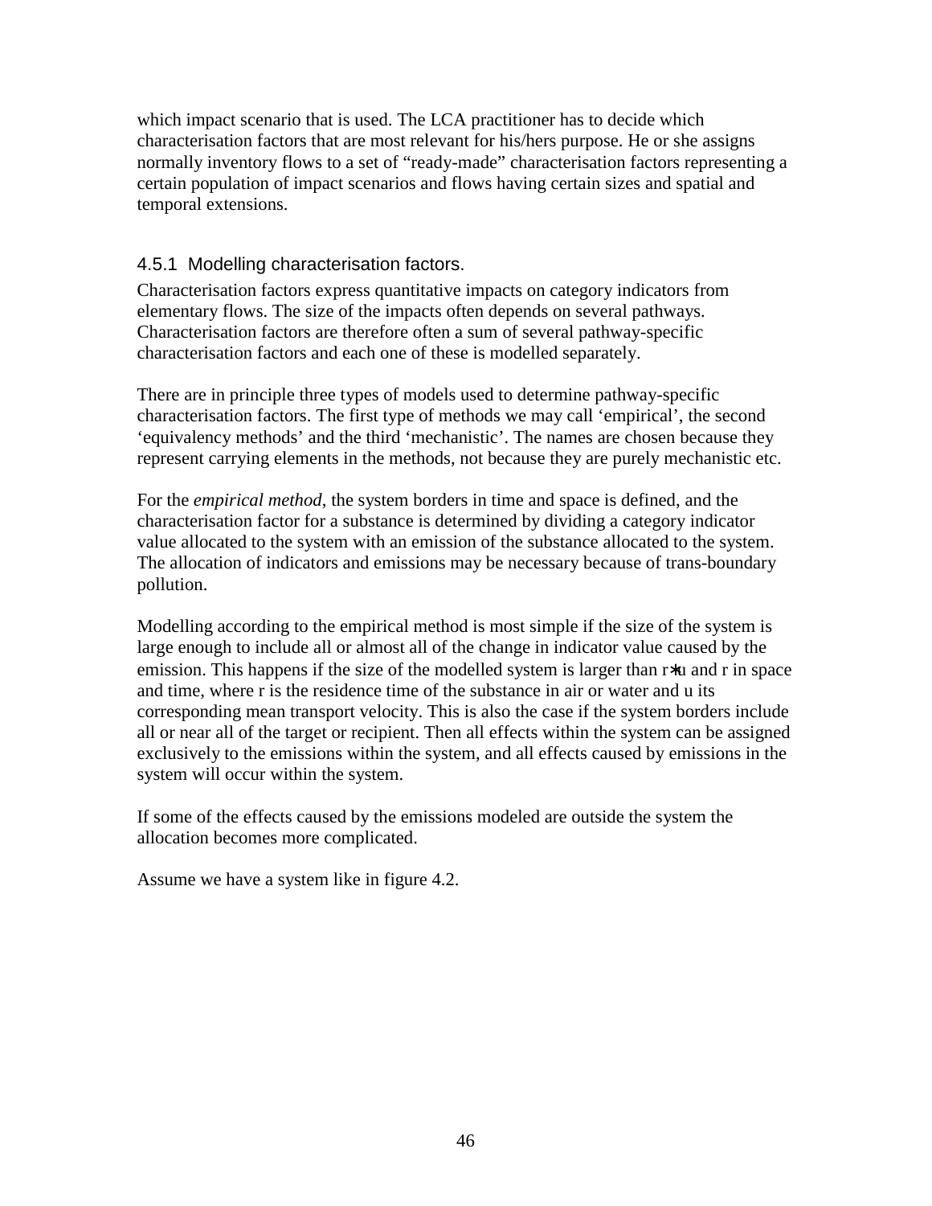which impact scenario that is used. The LCA practitioner has to decide which characterisation factors that are most relevant for his/hers purpose. He or she assigns normally inventory flows to a set of "ready-made" characterisation factors representing a certain population of impact scenarios and flows having certain sizes and spatial and temporal extensions.

### 4.5.1 Modelling characterisation factors.

Characterisation factors express quantitative impacts on category indicators from elementary flows. The size of the impacts often depends on several pathways. Characterisation factors are therefore often a sum of several pathway-specific characterisation factors and each one of these is modelled separately.

There are in principle three types of models used to determine pathway-specific characterisation factors. The first type of methods we may call 'empirical', the second 'equivalency methods' and the third 'mechanistic'. The names are chosen because they represent carrying elements in the methods, not because they are purely mechanistic etc.

For the *empirical method*, the system borders in time and space is defined, and the characterisation factor for a substance is determined by dividing a category indicator value allocated to the system with an emission of the substance allocated to the system. The allocation of indicators and emissions may be necessary because of trans-boundary pollution.

Modelling according to the empirical method is most simple if the size of the system is large enough to include all or almost all of the change in indicator value caused by the emission. This happens if the size of the modelled system is larger than $r*u$ and r in space and time, where r is the residence time of the substance in air or water and u its corresponding mean transport velocity. This is also the case if the system borders include all or near all of the target or recipient. Then all effects within the system can be assigned exclusively to the emissions within the system, and all effects caused by emissions in the system will occur within the system.

If some of the effects caused by the emissions modeled are outside the system the allocation becomes more complicated.

Assume we have a system like in figure 4.2.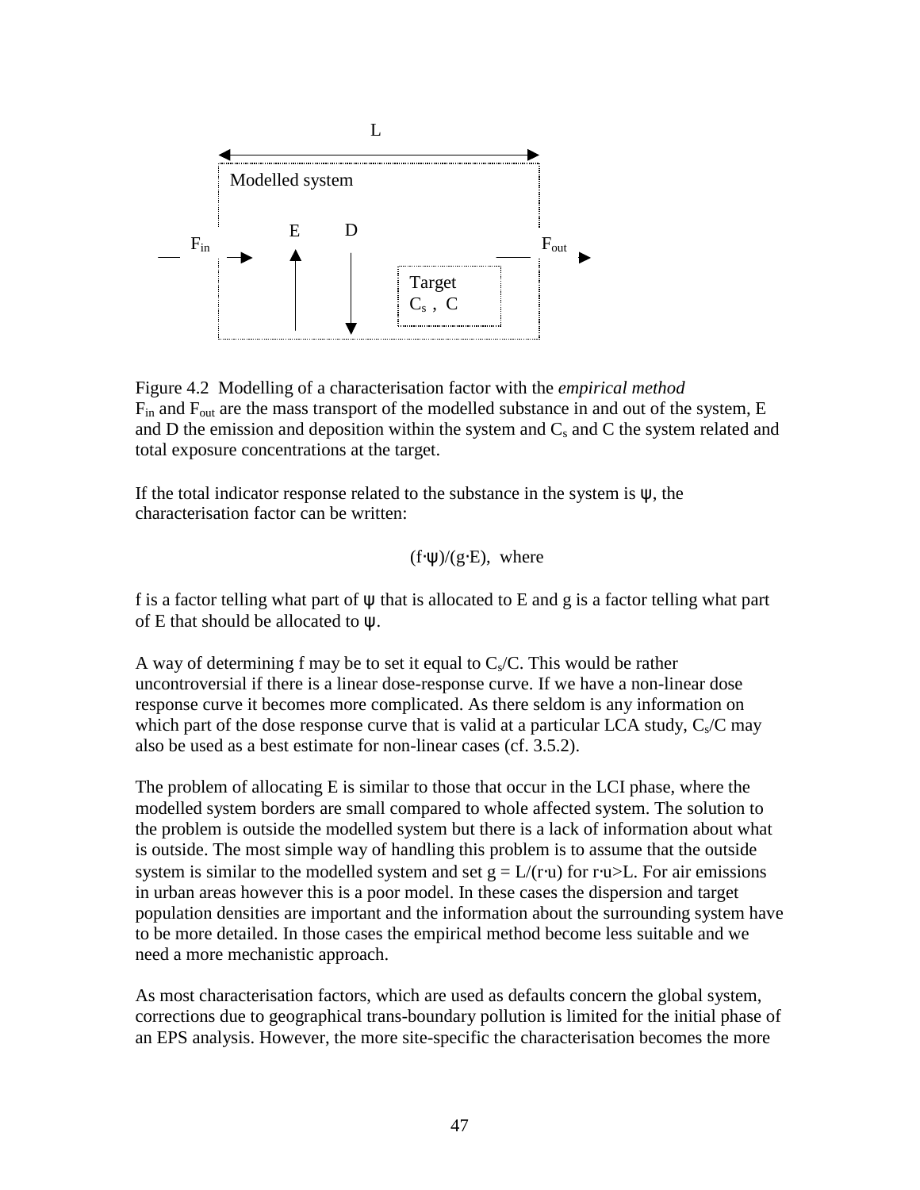L

Modelled system

$F_{in}$ → E ↑ D ↓ $F_{out}$

Target
$C_s$ , C

Figure 4.2 Modelling of a characterisation factor with the *empirical method*
$F_{in}$ and $F_{out}$ are the mass transport of the modelled substance in and out of the system, E and D the emission and deposition within the system and $C_s$ and C the system related and total exposure concentrations at the target.

If the total indicator response related to the substance in the system is ψ, the characterisation factor can be written:

$$(f \cdot \psi)/(g \cdot E), \text{ where}$$

f is a factor telling what part of ψ that is allocated to E and g is a factor telling what part of E that should be allocated to ψ.

A way of determining f may be to set it equal to $C_s/C$. This would be rather uncontroversial if there is a linear dose-response curve. If we have a non-linear dose response curve it becomes more complicated. As there seldom is any information on which part of the dose response curve that is valid at a particular LCA study, $C_s/C$ may also be used as a best estimate for non-linear cases (cf. 3.5.2).

The problem of allocating E is similar to those that occur in the LCI phase, where the modelled system borders are small compared to whole affected system. The solution to the problem is outside the modelled system but there is a lack of information about what is outside. The most simple way of handling this problem is to assume that the outside system is similar to the modelled system and set $g = L/(r \cdot u)$ for $r \cdot u > L$. For air emissions in urban areas however this is a poor model. In these cases the dispersion and target population densities are important and the information about the surrounding system have to be more detailed. In those cases the empirical method become less suitable and we need a more mechanistic approach.

As most characterisation factors, which are used as defaults concern the global system, corrections due to geographical trans-boundary pollution is limited for the initial phase of an EPS analysis. However, the more site-specific the characterisation becomes the more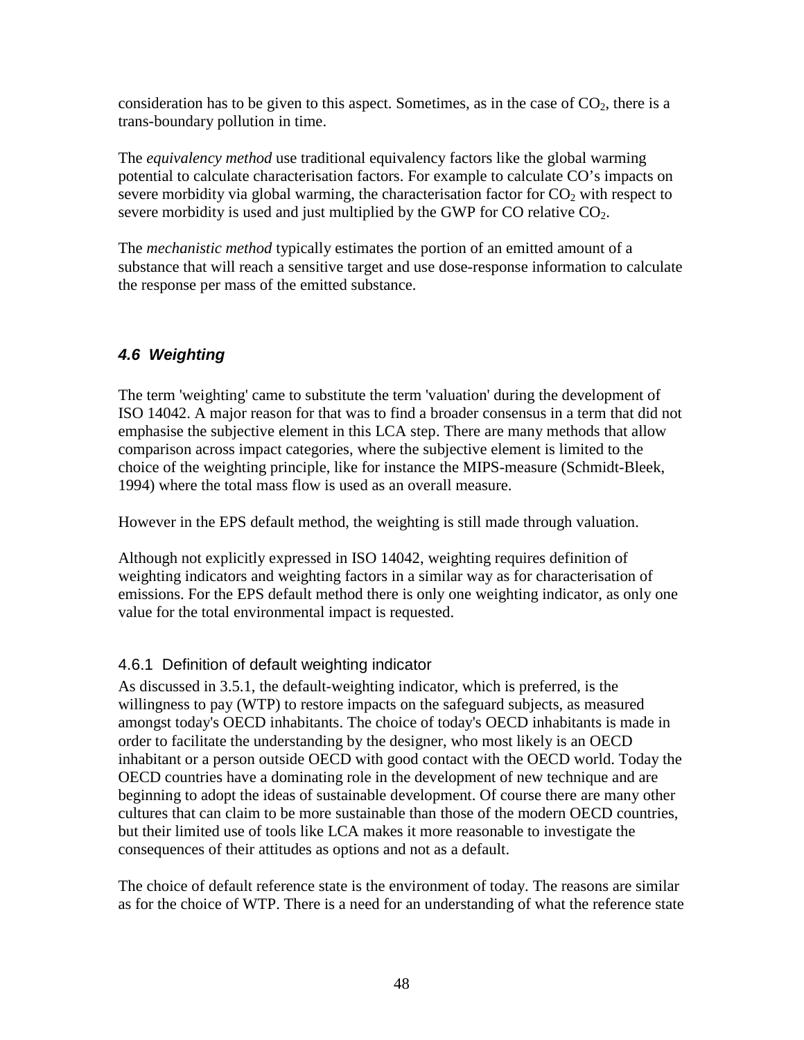consideration has to be given to this aspect. Sometimes, as in the case of $CO_2$, there is a trans-boundary pollution in time.

The *equivalency method* use traditional equivalency factors like the global warming potential to calculate characterisation factors. For example to calculate CO's impacts on severe morbidity via global warming, the characterisation factor for $CO_2$ with respect to severe morbidity is used and just multiplied by the GWP for CO relative $CO_2$.

The *mechanistic method* typically estimates the portion of an emitted amount of a substance that will reach a sensitive target and use dose-response information to calculate the response per mass of the emitted substance.

## *4.6 Weighting*

The term 'weighting' came to substitute the term 'valuation' during the development of ISO 14042. A major reason for that was to find a broader consensus in a term that did not emphasise the subjective element in this LCA step. There are many methods that allow comparison across impact categories, where the subjective element is limited to the choice of the weighting principle, like for instance the MIPS-measure (Schmidt-Bleek, 1994) where the total mass flow is used as an overall measure.

However in the EPS default method, the weighting is still made through valuation.

Although not explicitly expressed in ISO 14042, weighting requires definition of weighting indicators and weighting factors in a similar way as for characterisation of emissions. For the EPS default method there is only one weighting indicator, as only one value for the total environmental impact is requested.

### 4.6.1 Definition of default weighting indicator

As discussed in 3.5.1, the default-weighting indicator, which is preferred, is the willingness to pay (WTP) to restore impacts on the safeguard subjects, as measured amongst today's OECD inhabitants. The choice of today's OECD inhabitants is made in order to facilitate the understanding by the designer, who most likely is an OECD inhabitant or a person outside OECD with good contact with the OECD world. Today the OECD countries have a dominating role in the development of new technique and are beginning to adopt the ideas of sustainable development. Of course there are many other cultures that can claim to be more sustainable than those of the modern OECD countries, but their limited use of tools like LCA makes it more reasonable to investigate the consequences of their attitudes as options and not as a default.

The choice of default reference state is the environment of today. The reasons are similar as for the choice of WTP. There is a need for an understanding of what the reference state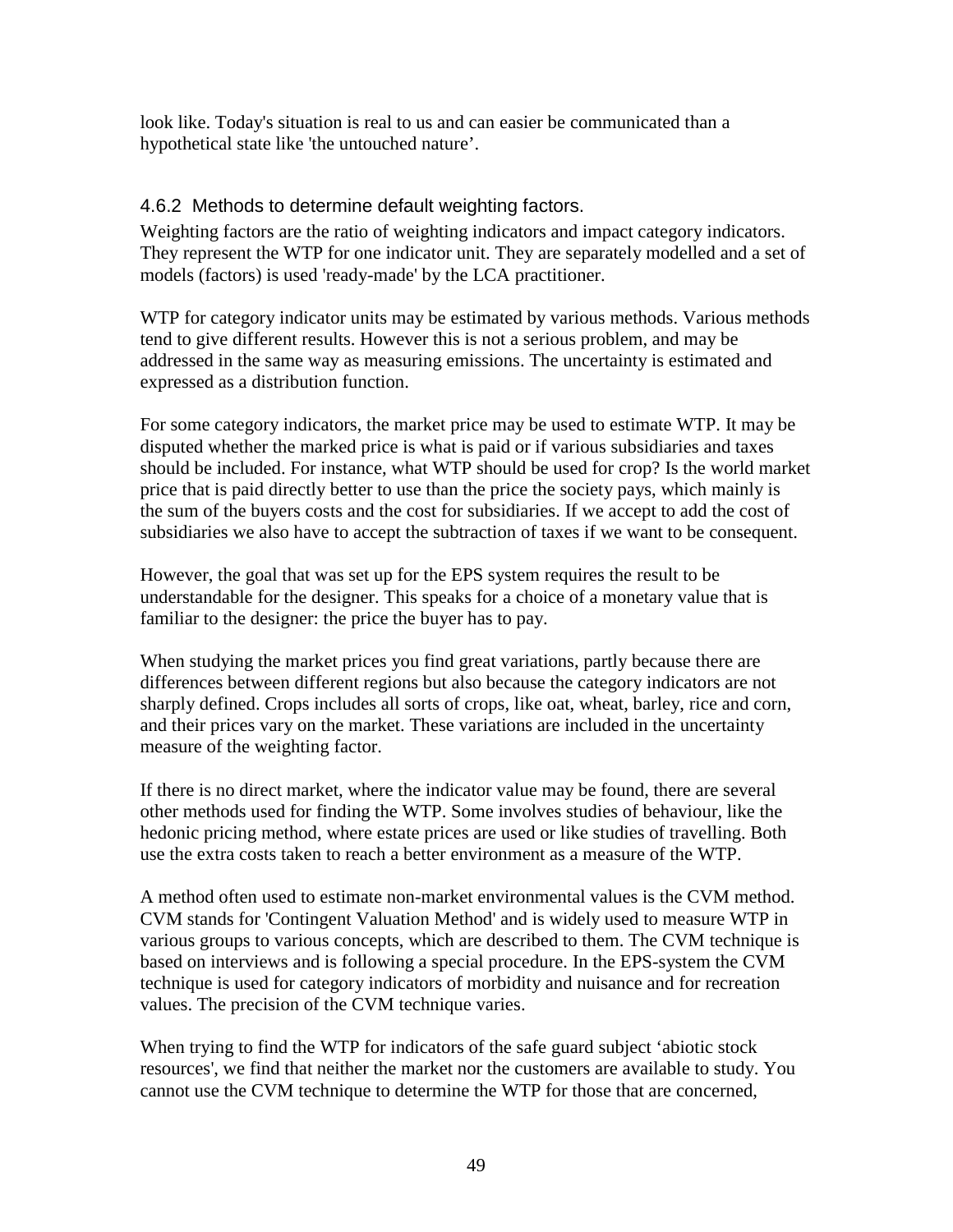look like. Today's situation is real to us and can easier be communicated than a hypothetical state like 'the untouched nature'.

### 4.6.2 Methods to determine default weighting factors.

Weighting factors are the ratio of weighting indicators and impact category indicators. They represent the WTP for one indicator unit. They are separately modelled and a set of models (factors) is used 'ready-made' by the LCA practitioner.

WTP for category indicator units may be estimated by various methods. Various methods tend to give different results. However this is not a serious problem, and may be addressed in the same way as measuring emissions. The uncertainty is estimated and expressed as a distribution function.

For some category indicators, the market price may be used to estimate WTP. It may be disputed whether the marked price is what is paid or if various subsidiaries and taxes should be included. For instance, what WTP should be used for crop? Is the world market price that is paid directly better to use than the price the society pays, which mainly is the sum of the buyers costs and the cost for subsidiaries. If we accept to add the cost of subsidiaries we also have to accept the subtraction of taxes if we want to be consequent.

However, the goal that was set up for the EPS system requires the result to be understandable for the designer. This speaks for a choice of a monetary value that is familiar to the designer: the price the buyer has to pay.

When studying the market prices you find great variations, partly because there are differences between different regions but also because the category indicators are not sharply defined. Crops includes all sorts of crops, like oat, wheat, barley, rice and corn, and their prices vary on the market. These variations are included in the uncertainty measure of the weighting factor.

If there is no direct market, where the indicator value may be found, there are several other methods used for finding the WTP. Some involves studies of behaviour, like the hedonic pricing method, where estate prices are used or like studies of travelling. Both use the extra costs taken to reach a better environment as a measure of the WTP.

A method often used to estimate non-market environmental values is the CVM method. CVM stands for 'Contingent Valuation Method' and is widely used to measure WTP in various groups to various concepts, which are described to them. The CVM technique is based on interviews and is following a special procedure. In the EPS-system the CVM technique is used for category indicators of morbidity and nuisance and for recreation values. The precision of the CVM technique varies.

When trying to find the WTP for indicators of the safe guard subject 'abiotic stock resources', we find that neither the market nor the customers are available to study. You cannot use the CVM technique to determine the WTP for those that are concerned,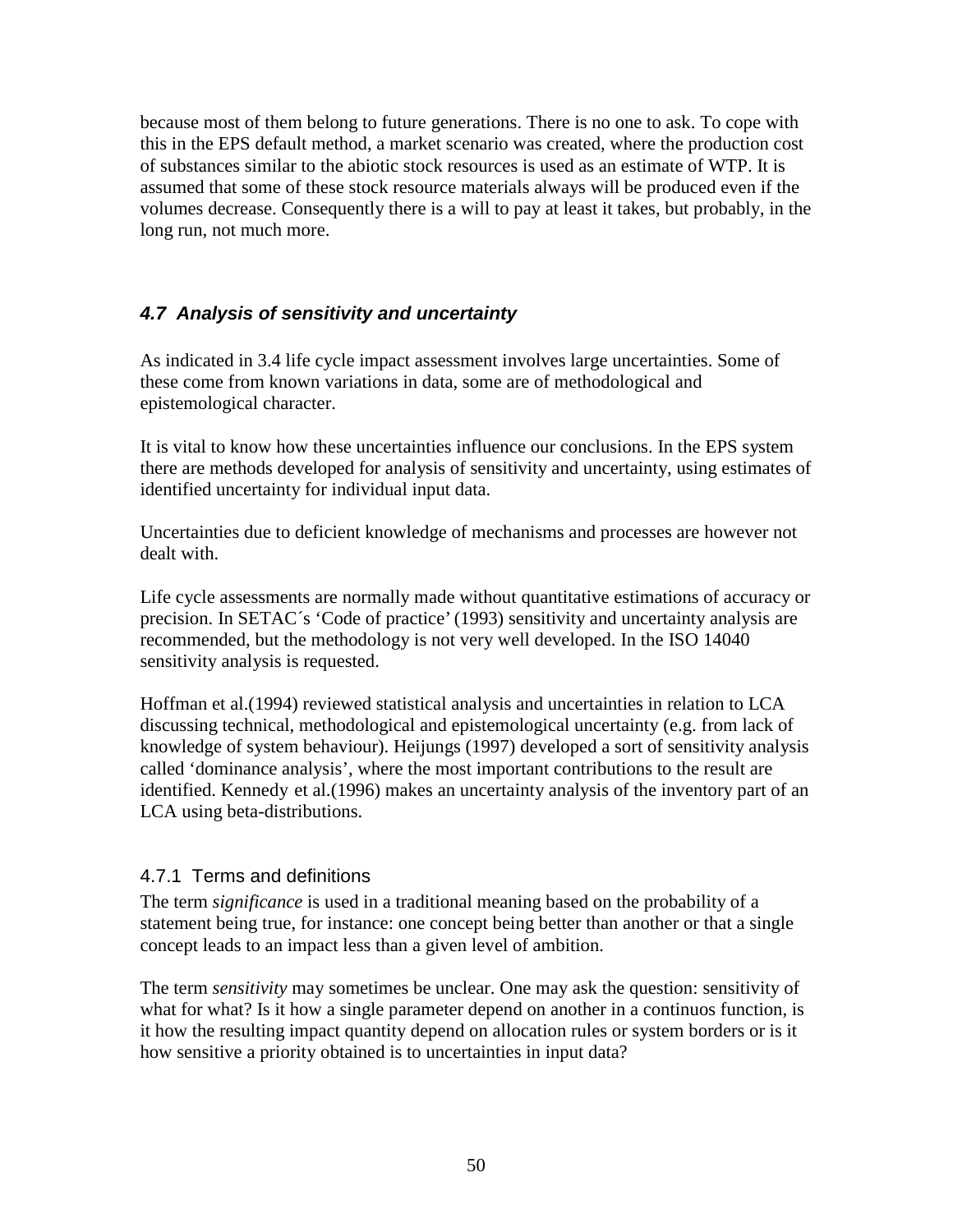because most of them belong to future generations. There is no one to ask. To cope with this in the EPS default method, a market scenario was created, where the production cost of substances similar to the abiotic stock resources is used as an estimate of WTP. It is assumed that some of these stock resource materials always will be produced even if the volumes decrease. Consequently there is a will to pay at least it takes, but probably, in the long run, not much more.

## *4.7 Analysis of sensitivity and uncertainty*

As indicated in 3.4 life cycle impact assessment involves large uncertainties. Some of these come from known variations in data, some are of methodological and epistemological character.

It is vital to know how these uncertainties influence our conclusions. In the EPS system there are methods developed for analysis of sensitivity and uncertainty, using estimates of identified uncertainty for individual input data.

Uncertainties due to deficient knowledge of mechanisms and processes are however not dealt with.

Life cycle assessments are normally made without quantitative estimations of accuracy or precision. In SETAC´s 'Code of practice' (1993) sensitivity and uncertainty analysis are recommended, but the methodology is not very well developed. In the ISO 14040 sensitivity analysis is requested.

Hoffman et al.(1994) reviewed statistical analysis and uncertainties in relation to LCA discussing technical, methodological and epistemological uncertainty (e.g. from lack of knowledge of system behaviour). Heijungs (1997) developed a sort of sensitivity analysis called 'dominance analysis', where the most important contributions to the result are identified. Kennedy et al.(1996) makes an uncertainty analysis of the inventory part of an LCA using beta-distributions.

### 4.7.1 Terms and definitions

The term *significance* is used in a traditional meaning based on the probability of a statement being true, for instance: one concept being better than another or that a single concept leads to an impact less than a given level of ambition.

The term *sensitivity* may sometimes be unclear. One may ask the question: sensitivity of what for what? Is it how a single parameter depend on another in a continuos function, is it how the resulting impact quantity depend on allocation rules or system borders or is it how sensitive a priority obtained is to uncertainties in input data?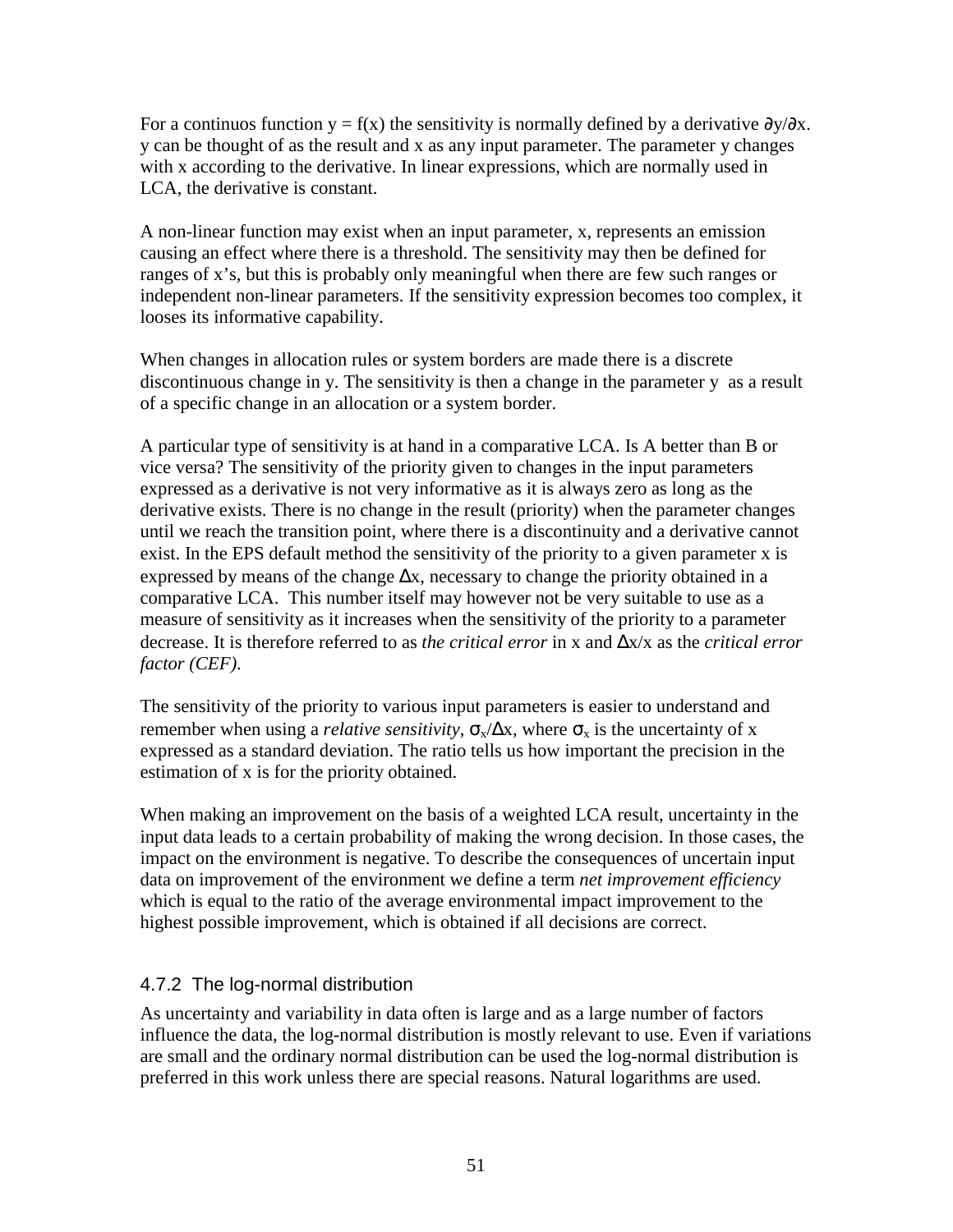For a continuos function $y = f(x)$ the sensitivity is normally defined by a derivative $\partial y/\partial x$. y can be thought of as the result and x as any input parameter. The parameter y changes with x according to the derivative. In linear expressions, which are normally used in LCA, the derivative is constant.

A non-linear function may exist when an input parameter, x, represents an emission causing an effect where there is a threshold. The sensitivity may then be defined for ranges of x's, but this is probably only meaningful when there are few such ranges or independent non-linear parameters. If the sensitivity expression becomes too complex, it looses its informative capability.

When changes in allocation rules or system borders are made there is a discrete discontinuous change in y. The sensitivity is then a change in the parameter y as a result of a specific change in an allocation or a system border.

A particular type of sensitivity is at hand in a comparative LCA. Is A better than B or vice versa? The sensitivity of the priority given to changes in the input parameters expressed as a derivative is not very informative as it is always zero as long as the derivative exists. There is no change in the result (priority) when the parameter changes until we reach the transition point, where there is a discontinuity and a derivative cannot exist. In the EPS default method the sensitivity of the priority to a given parameter x is expressed by means of the change $\Delta x$, necessary to change the priority obtained in a comparative LCA. This number itself may however not be very suitable to use as a measure of sensitivity as it increases when the sensitivity of the priority to a parameter decrease. It is therefore referred to as *the critical error* in x and $\Delta x/x$ as the *critical error factor (CEF)*.

The sensitivity of the priority to various input parameters is easier to understand and remember when using a *relative sensitivity*, $\sigma_x/\Delta x$, where $\sigma_x$ is the uncertainty of x expressed as a standard deviation. The ratio tells us how important the precision in the estimation of x is for the priority obtained.

When making an improvement on the basis of a weighted LCA result, uncertainty in the input data leads to a certain probability of making the wrong decision. In those cases, the impact on the environment is negative. To describe the consequences of uncertain input data on improvement of the environment we define a term *net improvement efficiency* which is equal to the ratio of the average environmental impact improvement to the highest possible improvement, which is obtained if all decisions are correct.

### 4.7.2 The log-normal distribution

As uncertainty and variability in data often is large and as a large number of factors influence the data, the log-normal distribution is mostly relevant to use. Even if variations are small and the ordinary normal distribution can be used the log-normal distribution is preferred in this work unless there are special reasons. Natural logarithms are used.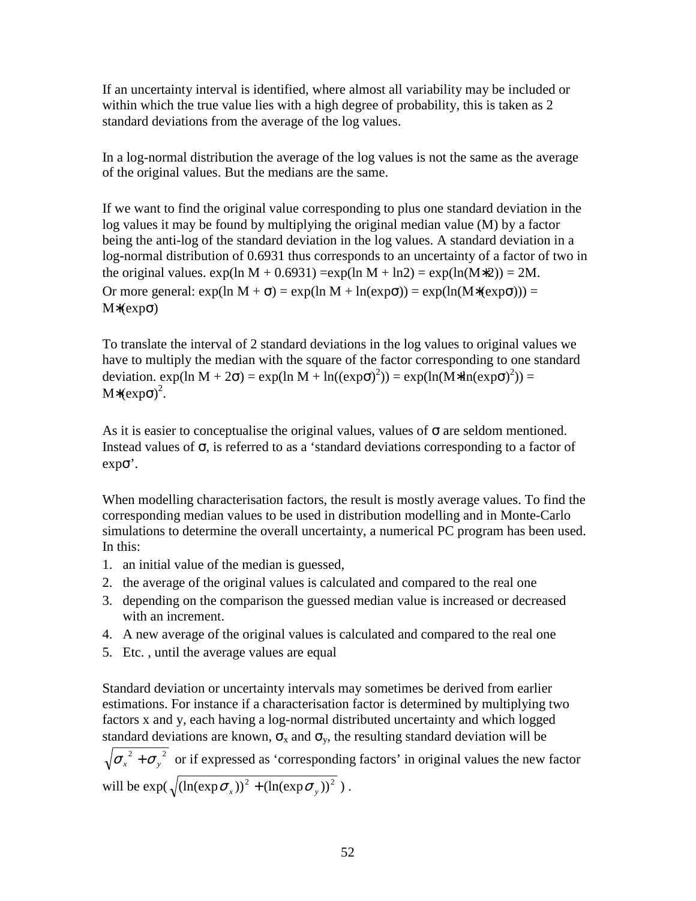If an uncertainty interval is identified, where almost all variability may be included or within which the true value lies with a high degree of probability, this is taken as 2 standard deviations from the average of the log values.

In a log-normal distribution the average of the log values is not the same as the average of the original values. But the medians are the same.

If we want to find the original value corresponding to plus one standard deviation in the log values it may be found by multiplying the original median value (M) by a factor being the anti-log of the standard deviation in the log values. A standard deviation in a log-normal distribution of 0.6931 thus corresponds to an uncertainty of a factor of two in the original values. $\exp(\ln M + 0.6931) = \exp(\ln M + \ln 2) = \exp(\ln(M*2)) = 2M$.
Or more general: $\exp(\ln M + \sigma) = \exp(\ln M + \ln(\exp\sigma)) = \exp(\ln(M*(\exp\sigma))) = M*(\exp\sigma)$

To translate the interval of 2 standard deviations in the log values to original values we have to multiply the median with the square of the factor corresponding to one standard deviation. $\exp(\ln M + 2\sigma) = \exp(\ln M + \ln((\exp\sigma)^2)) = \exp(\ln(M*\ln(\exp\sigma)^2)) = M*(\exp\sigma)^2$.

As it is easier to conceptualise the original values, values of $\sigma$ are seldom mentioned. Instead values of $\sigma$, is referred to as a 'standard deviations corresponding to a factor of $\exp\sigma$'.

When modelling characterisation factors, the result is mostly average values. To find the corresponding median values to be used in distribution modelling and in Monte-Carlo simulations to determine the overall uncertainty, a numerical PC program has been used. In this:

1. an initial value of the median is guessed,
2. the average of the original values is calculated and compared to the real one
3. depending on the comparison the guessed median value is increased or decreased with an increment.
4. A new average of the original values is calculated and compared to the real one
5. Etc. , until the average values are equal

Standard deviation or uncertainty intervals may sometimes be derived from earlier estimations. For instance if a characterisation factor is determined by multiplying two factors x and y, each having a log-normal distributed uncertainty and which logged standard deviations are known, $\sigma_x$ and $\sigma_y$, the resulting standard deviation will be $\sqrt{\sigma_x{}^2 + \sigma_y{}^2}$ or if expressed as 'corresponding factors' in original values the new factor will be $\exp(\sqrt{(\ln(\exp\sigma_x))^2 + (\ln(\exp\sigma_y))^2})$ .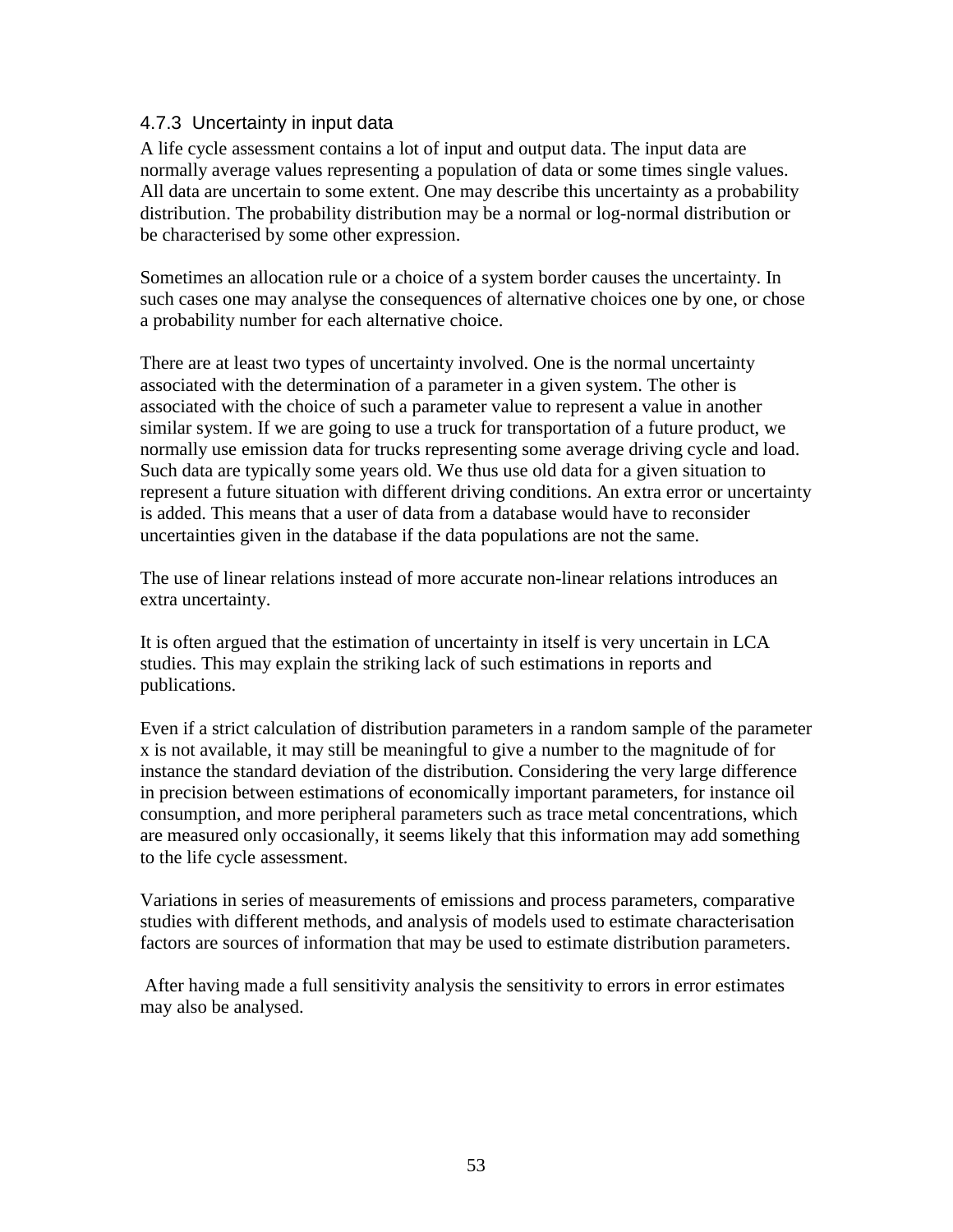### 4.7.3 Uncertainty in input data

A life cycle assessment contains a lot of input and output data. The input data are normally average values representing a population of data or some times single values. All data are uncertain to some extent. One may describe this uncertainty as a probability distribution. The probability distribution may be a normal or log-normal distribution or be characterised by some other expression.

Sometimes an allocation rule or a choice of a system border causes the uncertainty. In such cases one may analyse the consequences of alternative choices one by one, or chose a probability number for each alternative choice.

There are at least two types of uncertainty involved. One is the normal uncertainty associated with the determination of a parameter in a given system. The other is associated with the choice of such a parameter value to represent a value in another similar system. If we are going to use a truck for transportation of a future product, we normally use emission data for trucks representing some average driving cycle and load. Such data are typically some years old. We thus use old data for a given situation to represent a future situation with different driving conditions. An extra error or uncertainty is added. This means that a user of data from a database would have to reconsider uncertainties given in the database if the data populations are not the same.

The use of linear relations instead of more accurate non-linear relations introduces an extra uncertainty.

It is often argued that the estimation of uncertainty in itself is very uncertain in LCA studies. This may explain the striking lack of such estimations in reports and publications.

Even if a strict calculation of distribution parameters in a random sample of the parameter x is not available, it may still be meaningful to give a number to the magnitude of for instance the standard deviation of the distribution. Considering the very large difference in precision between estimations of economically important parameters, for instance oil consumption, and more peripheral parameters such as trace metal concentrations, which are measured only occasionally, it seems likely that this information may add something to the life cycle assessment.

Variations in series of measurements of emissions and process parameters, comparative studies with different methods, and analysis of models used to estimate characterisation factors are sources of information that may be used to estimate distribution parameters.

After having made a full sensitivity analysis the sensitivity to errors in error estimates may also be analysed.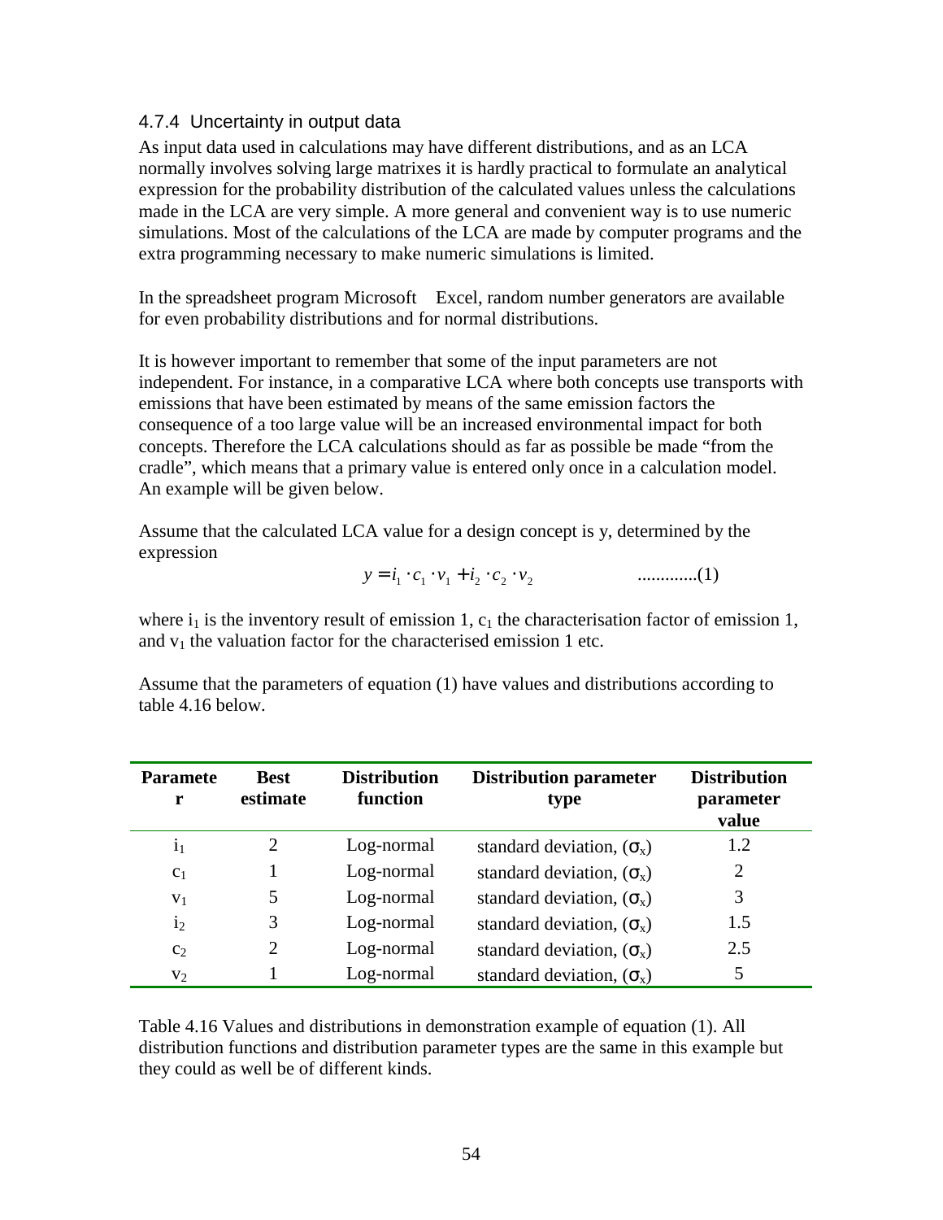### 4.7.4 Uncertainty in output data

As input data used in calculations may have different distributions, and as an LCA normally involves solving large matrixes it is hardly practical to formulate an analytical expression for the probability distribution of the calculated values unless the calculations made in the LCA are very simple. A more general and convenient way is to use numeric simulations. Most of the calculations of the LCA are made by computer programs and the extra programming necessary to make numeric simulations is limited.

In the spreadsheet program Microsoft Excel, random number generators are available for even probability distributions and for normal distributions.

It is however important to remember that some of the input parameters are not independent. For instance, in a comparative LCA where both concepts use transports with emissions that have been estimated by means of the same emission factors the consequence of a too large value will be an increased environmental impact for both concepts. Therefore the LCA calculations should as far as possible be made "from the cradle", which means that a primary value is entered only once in a calculation model. An example will be given below.

Assume that the calculated LCA value for a design concept is y, determined by the expression

$$y = i_1 \cdot c_1 \cdot v_1 + i_2 \cdot c_2 \cdot v_2 \qquad \text{............(1)}$$

where $i_1$ is the inventory result of emission 1, $c_1$ the characterisation factor of emission 1, and $v_1$ the valuation factor for the characterised emission 1 etc.

Assume that the parameters of equation (1) have values and distributions according to table 4.16 below.

| Parameter | Best estimate | Distribution function | Distribution parameter type | Distribution parameter value |
|---|---|---|---|---|
| $i_1$ | 2 | Log-normal | standard deviation, ($\sigma_x$) | 1.2 |
| $c_1$ | 1 | Log-normal | standard deviation, ($\sigma_x$) | 2 |
| $v_1$ | 5 | Log-normal | standard deviation, ($\sigma_x$) | 3 |
| $i_2$ | 3 | Log-normal | standard deviation, ($\sigma_x$) | 1.5 |
| $c_2$ | 2 | Log-normal | standard deviation, ($\sigma_x$) | 2.5 |
| $v_2$ | 1 | Log-normal | standard deviation, ($\sigma_x$) | 5 |

Table 4.16 Values and distributions in demonstration example of equation (1). All distribution functions and distribution parameter types are the same in this example but they could as well be of different kinds.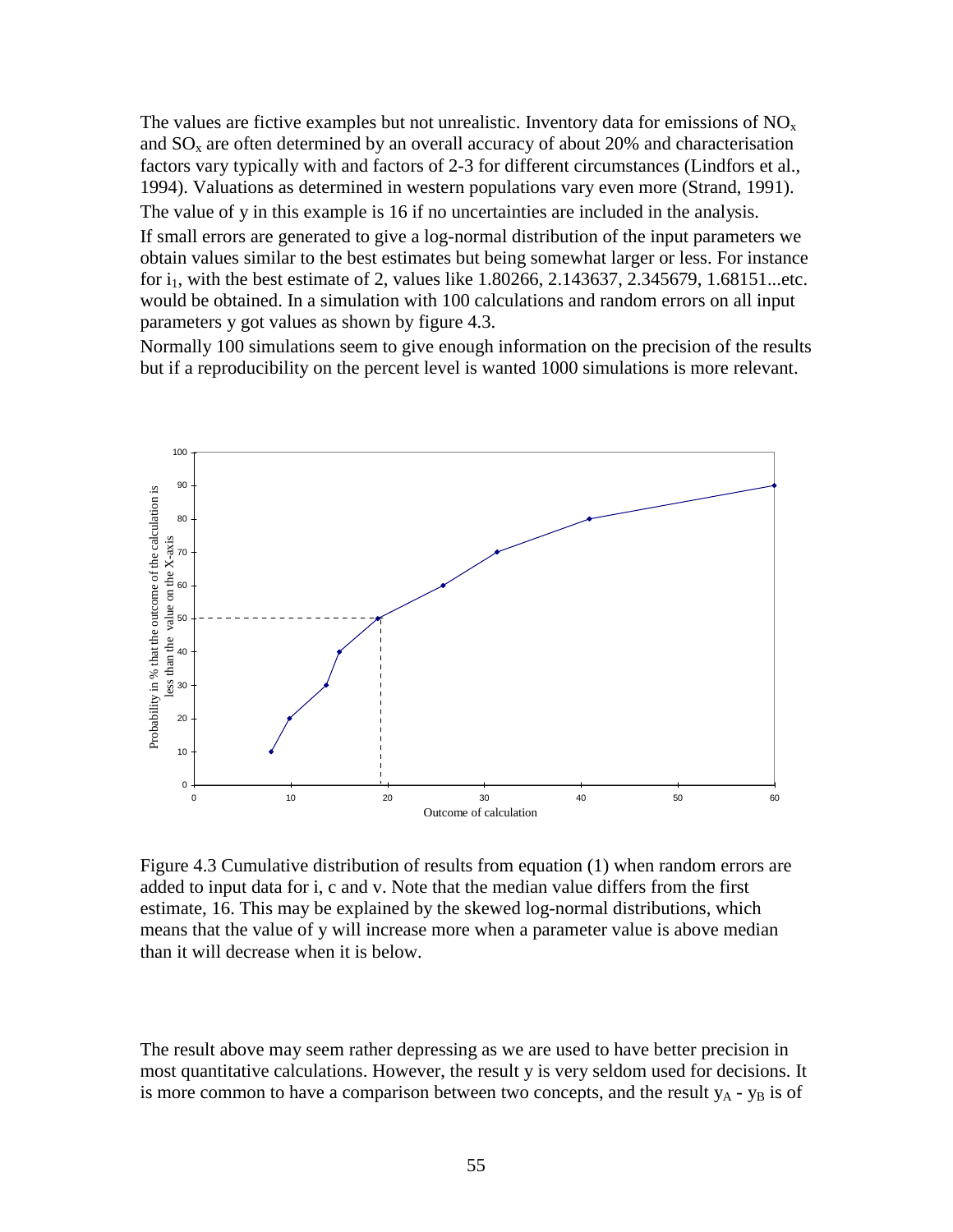The values are fictive examples but not unrealistic. Inventory data for emissions of $NO_x$ and $SO_x$ are often determined by an overall accuracy of about 20% and characterisation factors vary typically with and factors of 2-3 for different circumstances (Lindfors et al., 1994). Valuations as determined in western populations vary even more (Strand, 1991).

The value of y in this example is 16 if no uncertainties are included in the analysis.

If small errors are generated to give a log-normal distribution of the input parameters we obtain values similar to the best estimates but being somewhat larger or less. For instance for $i_1$, with the best estimate of 2, values like 1.80266, 2.143637, 2.345679, 1.68151...etc. would be obtained. In a simulation with 100 calculations and random errors on all input parameters y got values as shown by figure 4.3.

Normally 100 simulations seem to give enough information on the precision of the results but if a reproducibility on the percent level is wanted 1000 simulations is more relevant.

Figure 4.3 Cumulative distribution of results from equation (1) when random errors are added to input data for i, c and v. Note that the median value differs from the first estimate, 16. This may be explained by the skewed log-normal distributions, which means that the value of y will increase more when a parameter value is above median than it will decrease when it is below.

The result above may seem rather depressing as we are used to have better precision in most quantitative calculations. However, the result y is very seldom used for decisions. It is more common to have a comparison between two concepts, and the result $y_A - y_B$ is of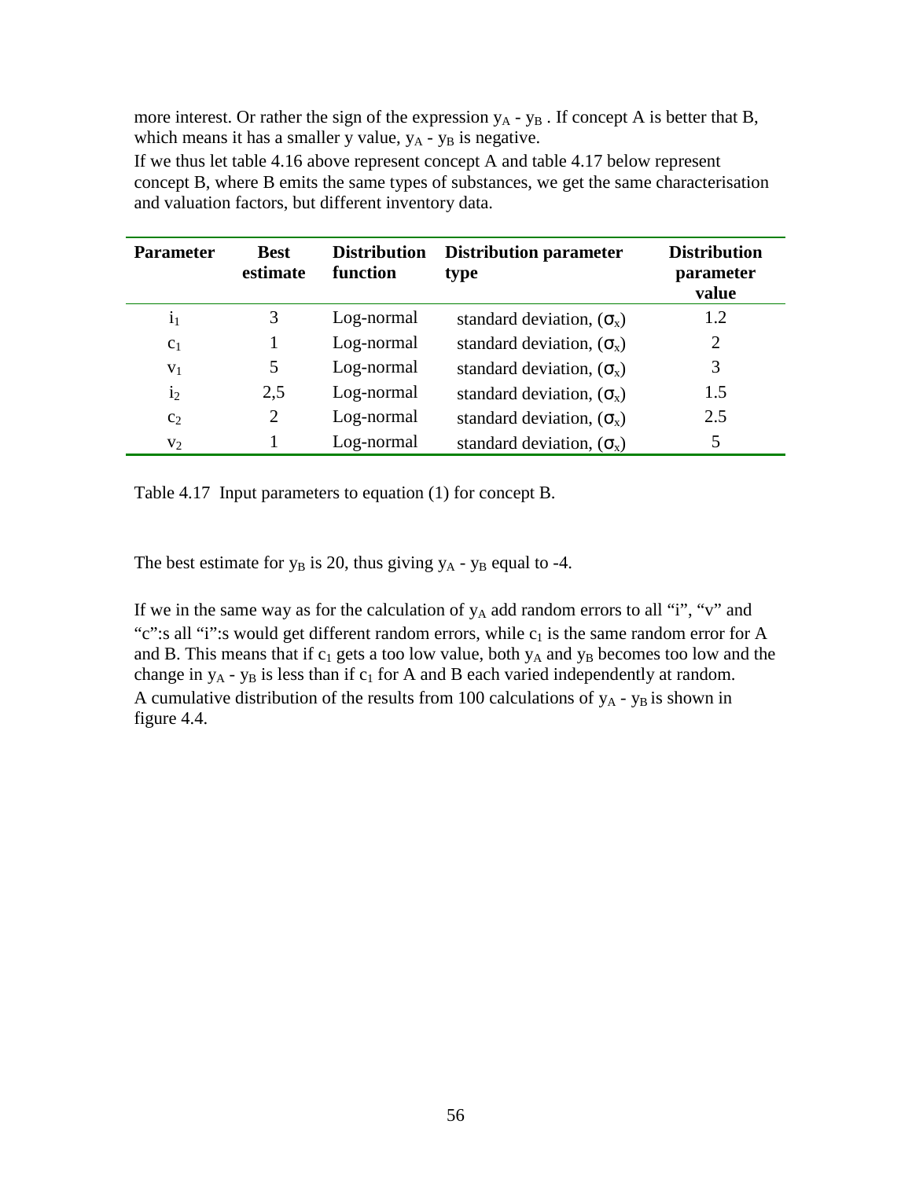more interest. Or rather the sign of the expression $y_A$ - $y_B$ . If concept A is better that B, which means it has a smaller y value, $y_A$ - $y_B$ is negative.

If we thus let table 4.16 above represent concept A and table 4.17 below represent concept B, where B emits the same types of substances, we get the same characterisation and valuation factors, but different inventory data.

| Parameter | Best estimate | Distribution function | Distribution parameter type | Distribution parameter value |
|---|---|---|---|---|
| $i_1$ | 3 | Log-normal | standard deviation, ($\sigma_x$) | 1.2 |
| $c_1$ | 1 | Log-normal | standard deviation, ($\sigma_x$) | 2 |
| $v_1$ | 5 | Log-normal | standard deviation, ($\sigma_x$) | 3 |
| $i_2$ | 2,5 | Log-normal | standard deviation, ($\sigma_x$) | 1.5 |
| $c_2$ | 2 | Log-normal | standard deviation, ($\sigma_x$) | 2.5 |
| $v_2$ | 1 | Log-normal | standard deviation, ($\sigma_x$) | 5 |

Table 4.17 Input parameters to equation (1) for concept B.

The best estimate for $y_B$ is 20, thus giving $y_A$ - $y_B$ equal to -4.

If we in the same way as for the calculation of $y_A$ add random errors to all "i", "v" and "c":s all "i":s would get different random errors, while $c_1$ is the same random error for A and B. This means that if $c_1$ gets a too low value, both $y_A$ and $y_B$ becomes too low and the change in $y_A$ - $y_B$ is less than if $c_1$ for A and B each varied independently at random. A cumulative distribution of the results from 100 calculations of $y_A$ - $y_B$ is shown in figure 4.4.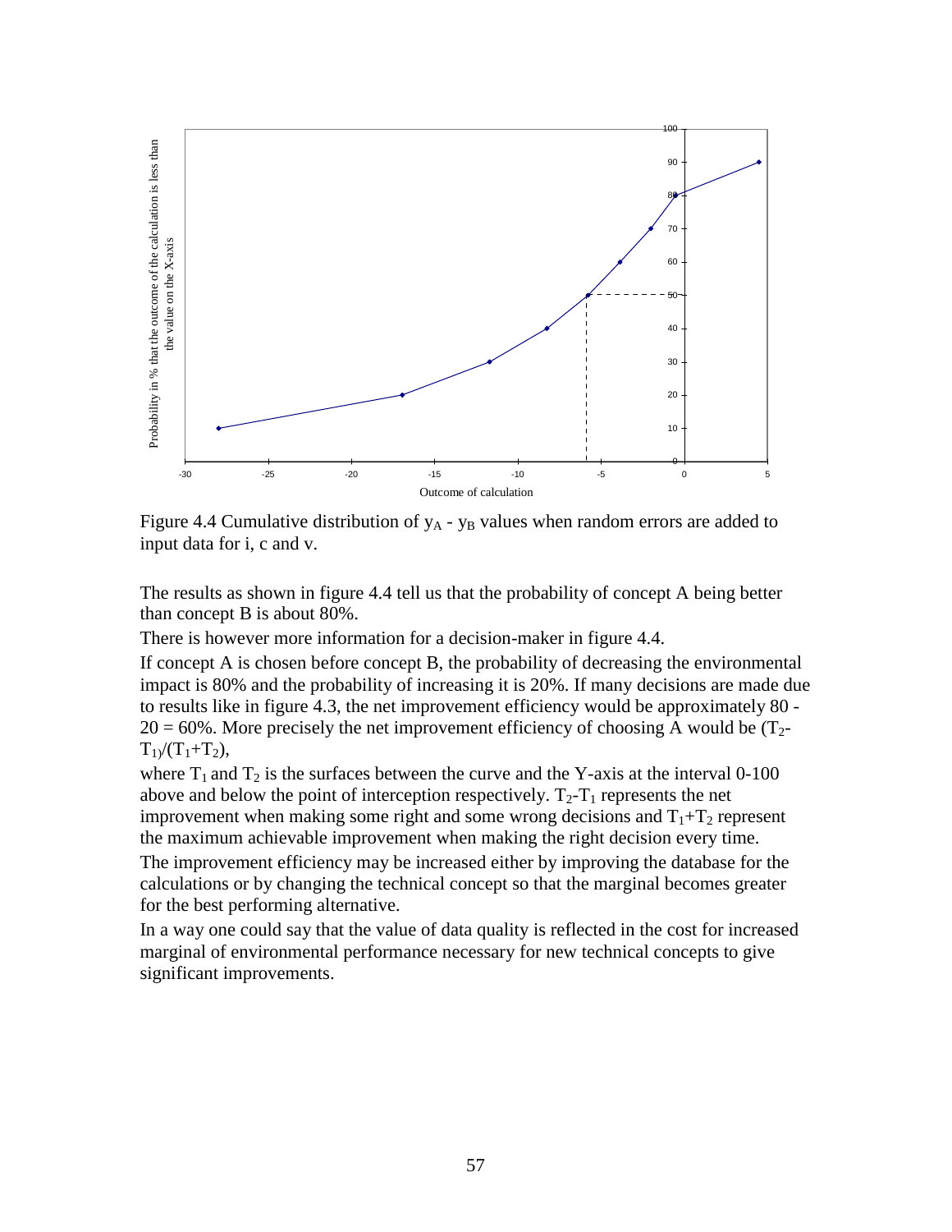Figure 4.4 Cumulative distribution of $y_A$ - $y_B$ values when random errors are added to input data for i, c and v.

The results as shown in figure 4.4 tell us that the probability of concept A being better than concept B is about 80%.

There is however more information for a decision-maker in figure 4.4.

If concept A is chosen before concept B, the probability of decreasing the environmental impact is 80% and the probability of increasing it is 20%. If many decisions are made due to results like in figure 4.3, the net improvement efficiency would be approximately 80 - 20 = 60%. More precisely the net improvement efficiency of choosing A would be $(T_2-T_1)/(T_1+T_2)$,

where $T_1$ and $T_2$ is the surfaces between the curve and the Y-axis at the interval 0-100 above and below the point of interception respectively. $T_2$-$T_1$ represents the net improvement when making some right and some wrong decisions and $T_1$+$T_2$ represent the maximum achievable improvement when making the right decision every time.

The improvement efficiency may be increased either by improving the database for the calculations or by changing the technical concept so that the marginal becomes greater for the best performing alternative.

In a way one could say that the value of data quality is reflected in the cost for increased marginal of environmental performance necessary for new technical concepts to give significant improvements.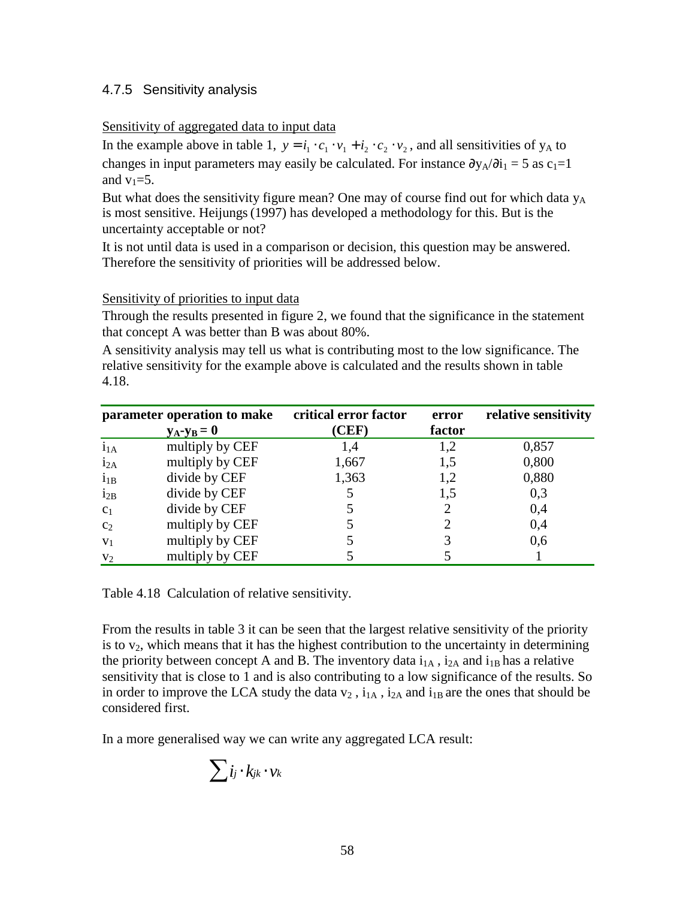### 4.7.5 Sensitivity analysis

Sensitivity of aggregated data to input data

In the example above in table 1, $y = i_1 \cdot c_1 \cdot v_1 + i_2 \cdot c_2 \cdot v_2$, and all sensitivities of $y_A$ to changes in input parameters may easily be calculated. For instance $\partial y_A / \partial i_1 = 5$ as $c_1=1$ and $v_1=5$.

But what does the sensitivity figure mean? One may of course find out for which data $y_A$ is most sensitive. Heijungs (1997) has developed a methodology for this. But is the uncertainty acceptable or not?

It is not until data is used in a comparison or decision, this question may be answered. Therefore the sensitivity of priorities will be addressed below.

Sensitivity of priorities to input data

Through the results presented in figure 2, we found that the significance in the statement that concept A was better than B was about 80%.

A sensitivity analysis may tell us what is contributing most to the low significance. The relative sensitivity for the example above is calculated and the results shown in table 4.18.

| parameter | operation to make $y_A$-$y_B = 0$ | critical error factor (CEF) | error factor | relative sensitivity |
|---|---|---|---|---|
| $i_{1A}$ | multiply by CEF | 1,4 | 1,2 | 0,857 |
| $i_{2A}$ | multiply by CEF | 1,667 | 1,5 | 0,800 |
| $i_{1B}$ | divide by CEF | 1,363 | 1,2 | 0,880 |
| $i_{2B}$ | divide by CEF | 5 | 1,5 | 0,3 |
| $c_1$ | divide by CEF | 5 | 2 | 0,4 |
| $c_2$ | multiply by CEF | 5 | 2 | 0,4 |
| $v_1$ | multiply by CEF | 5 | 3 | 0,6 |
| $v_2$ | multiply by CEF | 5 | 5 | 1 |

Table 4.18 Calculation of relative sensitivity.

From the results in table 3 it can be seen that the largest relative sensitivity of the priority is to $v_2$, which means that it has the highest contribution to the uncertainty in determining the priority between concept A and B. The inventory data $i_{1A}$ , $i_{2A}$ and $i_{1B}$ has a relative sensitivity that is close to 1 and is also contributing to a low significance of the results. So in order to improve the LCA study the data $v_2$ , $i_{1A}$ , $i_{2A}$ and $i_{1B}$ are the ones that should be considered first.

In a more generalised way we can write any aggregated LCA result:

$$\sum i_j \cdot k_{jk} \cdot v_k$$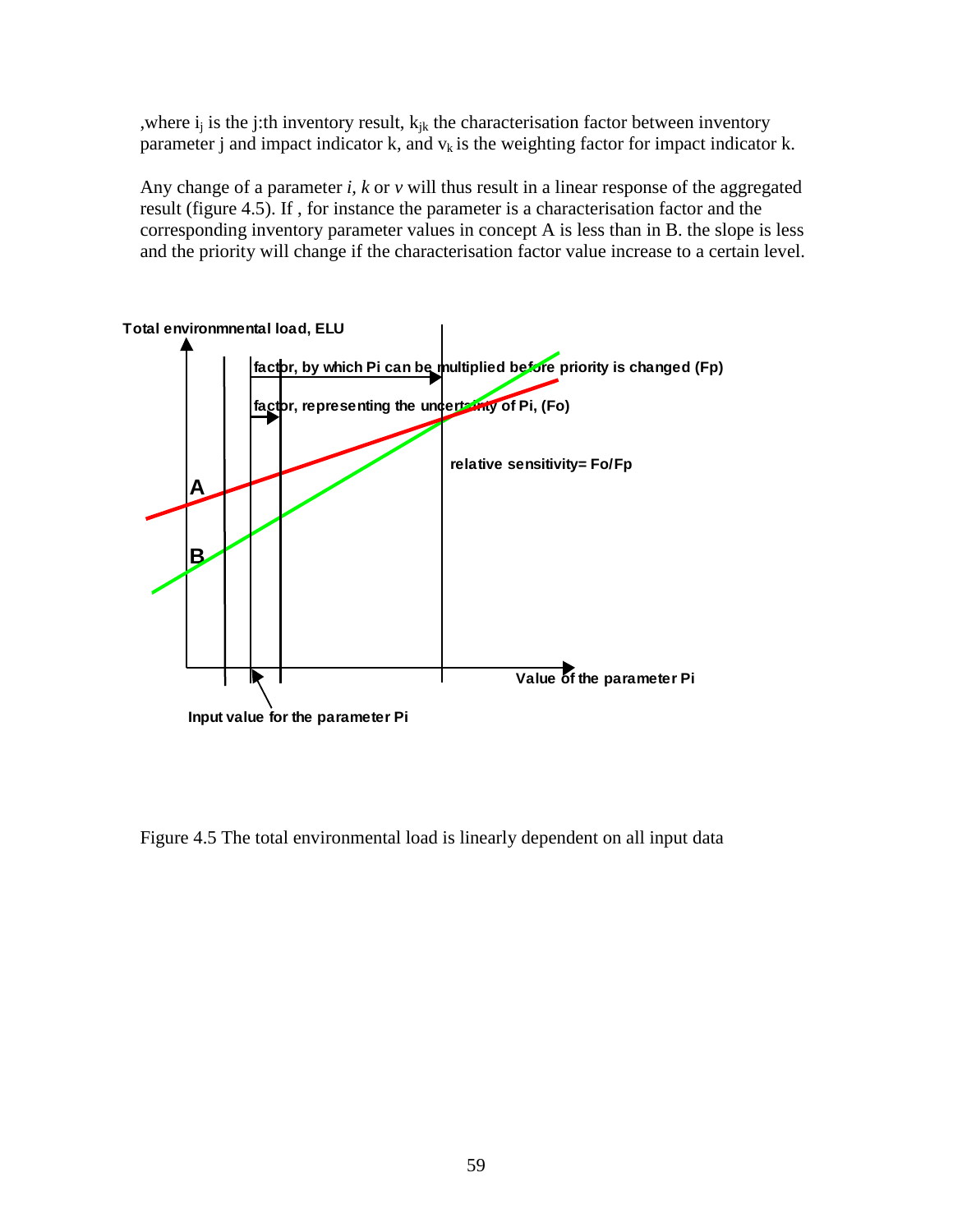,where $i_j$ is the j:th inventory result, $k_{jk}$ the characterisation factor between inventory parameter j and impact indicator k, and $v_k$ is the weighting factor for impact indicator k.

Any change of a parameter *i*, *k* or *v* will thus result in a linear response of the aggregated result (figure 4.5). If , for instance the parameter is a characterisation factor and the corresponding inventory parameter values in concept A is less than in B. the slope is less and the priority will change if the characterisation factor value increase to a certain level.

Figure 4.5 The total environmental load is linearly dependent on all input data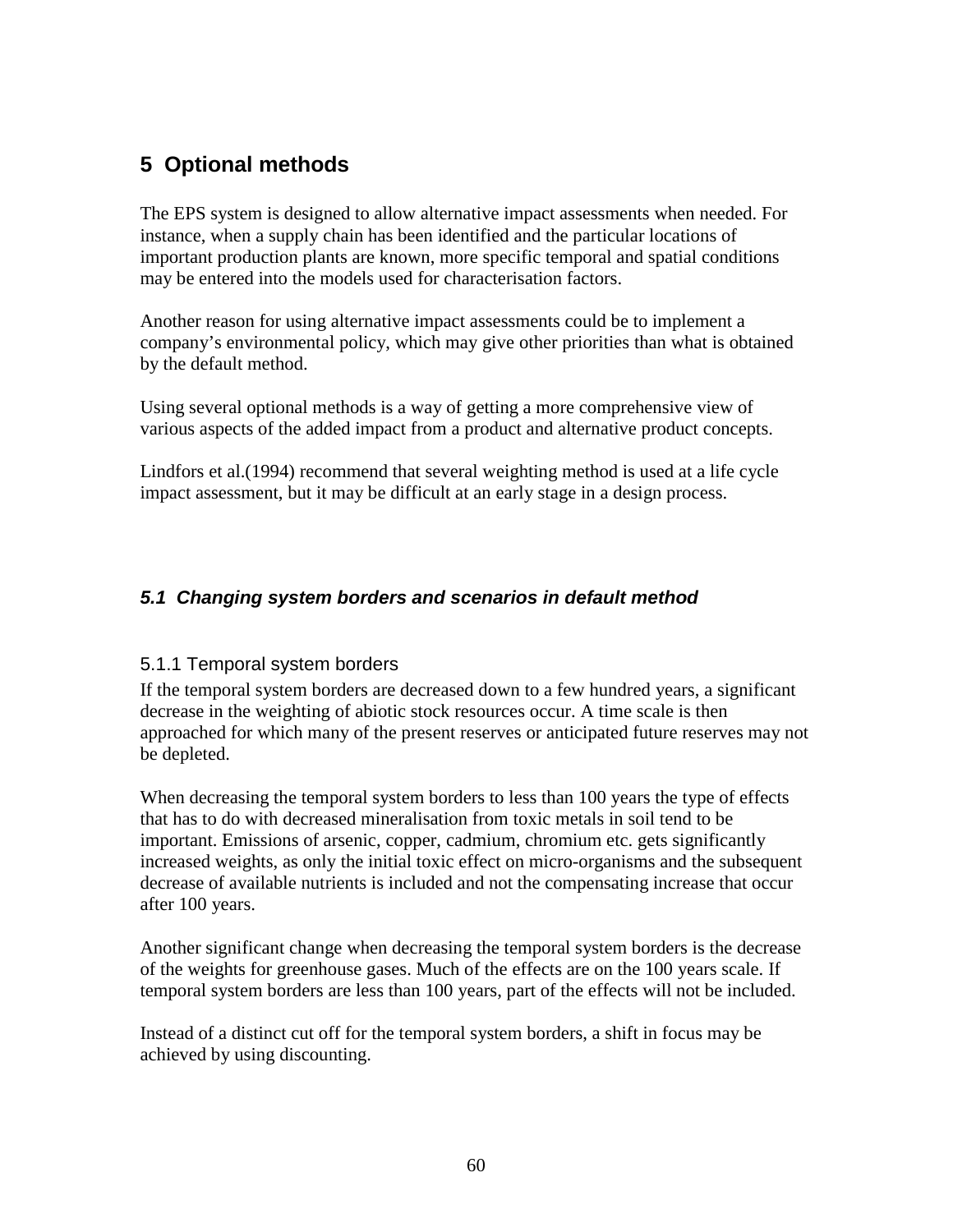# 5 Optional methods

The EPS system is designed to allow alternative impact assessments when needed. For instance, when a supply chain has been identified and the particular locations of important production plants are known, more specific temporal and spatial conditions may be entered into the models used for characterisation factors.

Another reason for using alternative impact assessments could be to implement a company's environmental policy, which may give other priorities than what is obtained by the default method.

Using several optional methods is a way of getting a more comprehensive view of various aspects of the added impact from a product and alternative product concepts.

Lindfors et al.(1994) recommend that several weighting method is used at a life cycle impact assessment, but it may be difficult at an early stage in a design process.

## *5.1 Changing system borders and scenarios in default method*

### 5.1.1 Temporal system borders

If the temporal system borders are decreased down to a few hundred years, a significant decrease in the weighting of abiotic stock resources occur. A time scale is then approached for which many of the present reserves or anticipated future reserves may not be depleted.

When decreasing the temporal system borders to less than 100 years the type of effects that has to do with decreased mineralisation from toxic metals in soil tend to be important. Emissions of arsenic, copper, cadmium, chromium etc. gets significantly increased weights, as only the initial toxic effect on micro-organisms and the subsequent decrease of available nutrients is included and not the compensating increase that occur after 100 years.

Another significant change when decreasing the temporal system borders is the decrease of the weights for greenhouse gases. Much of the effects are on the 100 years scale. If temporal system borders are less than 100 years, part of the effects will not be included.

Instead of a distinct cut off for the temporal system borders, a shift in focus may be achieved by using discounting.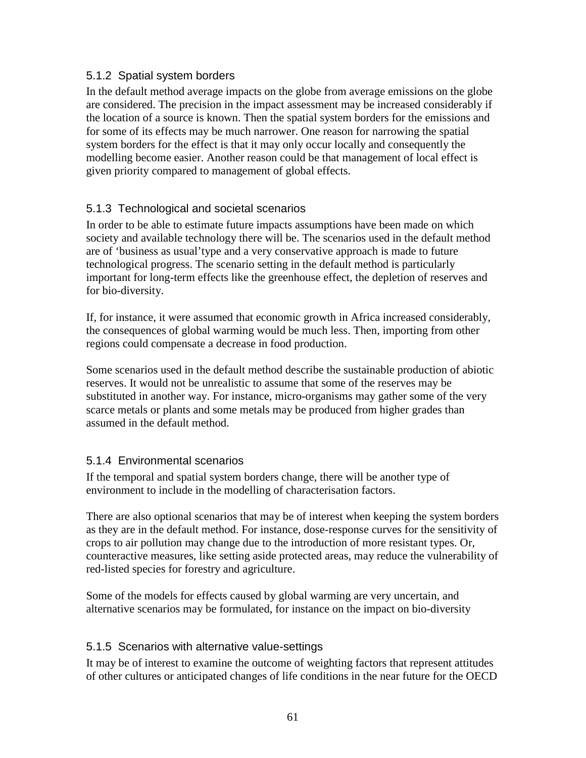### 5.1.2 Spatial system borders

In the default method average impacts on the globe from average emissions on the globe are considered. The precision in the impact assessment may be increased considerably if the location of a source is known. Then the spatial system borders for the emissions and for some of its effects may be much narrower. One reason for narrowing the spatial system borders for the effect is that it may only occur locally and consequently the modelling become easier. Another reason could be that management of local effect is given priority compared to management of global effects.

### 5.1.3 Technological and societal scenarios

In order to be able to estimate future impacts assumptions have been made on which society and available technology there will be. The scenarios used in the default method are of 'business as usual'type and a very conservative approach is made to future technological progress. The scenario setting in the default method is particularly important for long-term effects like the greenhouse effect, the depletion of reserves and for bio-diversity.

If, for instance, it were assumed that economic growth in Africa increased considerably, the consequences of global warming would be much less. Then, importing from other regions could compensate a decrease in food production.

Some scenarios used in the default method describe the sustainable production of abiotic reserves. It would not be unrealistic to assume that some of the reserves may be substituted in another way. For instance, micro-organisms may gather some of the very scarce metals or plants and some metals may be produced from higher grades than assumed in the default method.

### 5.1.4 Environmental scenarios

If the temporal and spatial system borders change, there will be another type of environment to include in the modelling of characterisation factors.

There are also optional scenarios that may be of interest when keeping the system borders as they are in the default method. For instance, dose-response curves for the sensitivity of crops to air pollution may change due to the introduction of more resistant types. Or, counteractive measures, like setting aside protected areas, may reduce the vulnerability of red-listed species for forestry and agriculture.

Some of the models for effects caused by global warming are very uncertain, and alternative scenarios may be formulated, for instance on the impact on bio-diversity

### 5.1.5 Scenarios with alternative value-settings

It may be of interest to examine the outcome of weighting factors that represent attitudes of other cultures or anticipated changes of life conditions in the near future for the OECD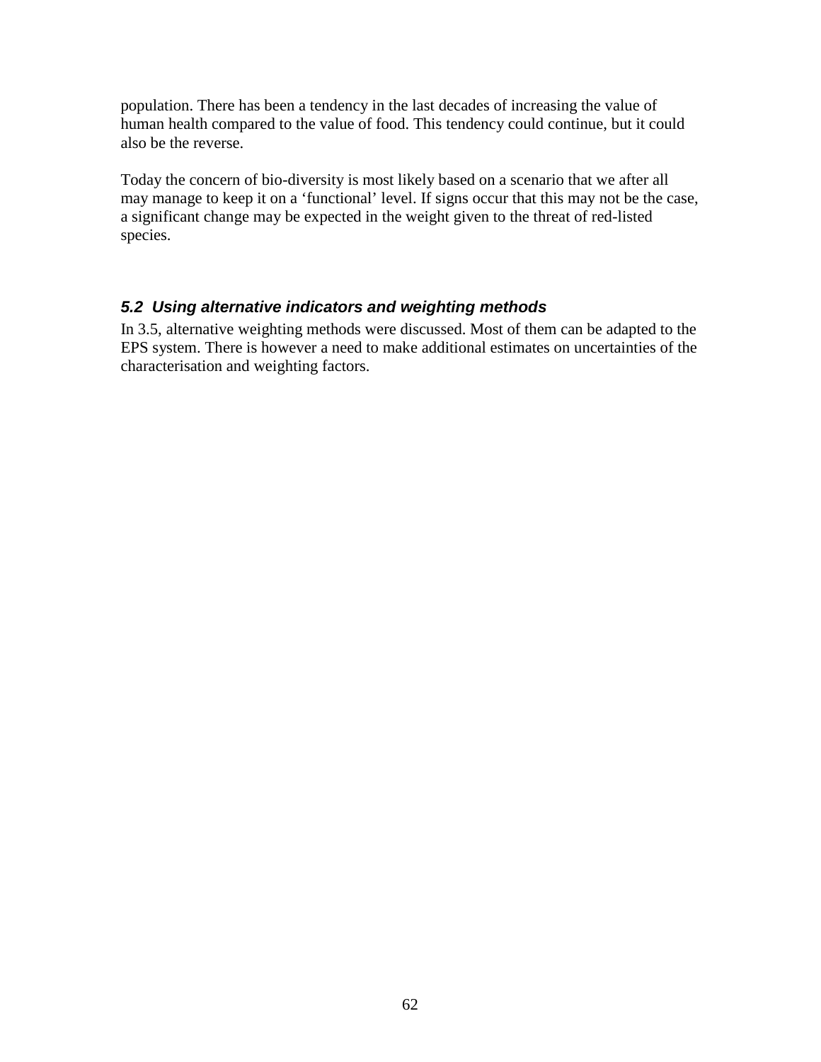population. There has been a tendency in the last decades of increasing the value of human health compared to the value of food. This tendency could continue, but it could also be the reverse.

Today the concern of bio-diversity is most likely based on a scenario that we after all may manage to keep it on a 'functional' level. If signs occur that this may not be the case, a significant change may be expected in the weight given to the threat of red-listed species.

### *5.2 Using alternative indicators and weighting methods*

In 3.5, alternative weighting methods were discussed. Most of them can be adapted to the EPS system. There is however a need to make additional estimates on uncertainties of the characterisation and weighting factors.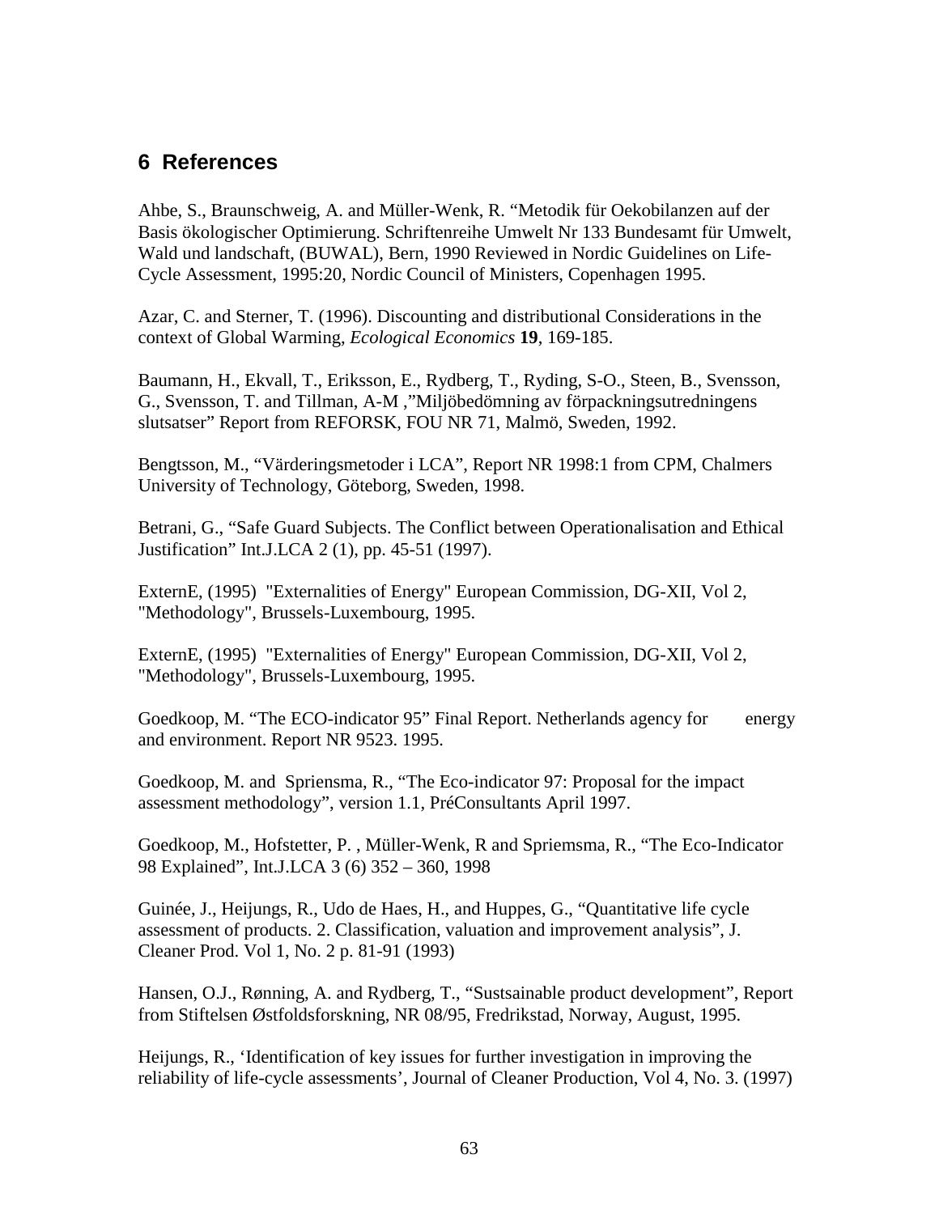## 6 References

Ahbe, S., Braunschweig, A. and Müller-Wenk, R. "Metodik für Oekobilanzen auf der Basis ökologischer Optimierung. Schriftenreihe Umwelt Nr 133 Bundesamt für Umwelt, Wald und landschaft, (BUWAL), Bern, 1990 Reviewed in Nordic Guidelines on Life-Cycle Assessment, 1995:20, Nordic Council of Ministers, Copenhagen 1995.

Azar, C. and Sterner, T. (1996). Discounting and distributional Considerations in the context of Global Warming, *Ecological Economics* **19**, 169-185.

Baumann, H., Ekvall, T., Eriksson, E., Rydberg, T., Ryding, S-O., Steen, B., Svensson, G., Svensson, T. and Tillman, A-M ,"Miljöbedömning av förpackningsutredningens slutsatser" Report from REFORSK, FOU NR 71, Malmö, Sweden, 1992.

Bengtsson, M., "Värderingsmetoder i LCA", Report NR 1998:1 from CPM, Chalmers University of Technology, Göteborg, Sweden, 1998.

Betrani, G., "Safe Guard Subjects. The Conflict between Operationalisation and Ethical Justification" Int.J.LCA 2 (1), pp. 45-51 (1997).

ExternE, (1995) "Externalities of Energy" European Commission, DG-XII, Vol 2, "Methodology", Brussels-Luxembourg, 1995.

ExternE, (1995) "Externalities of Energy" European Commission, DG-XII, Vol 2, "Methodology", Brussels-Luxembourg, 1995.

Goedkoop, M. "The ECO-indicator 95" Final Report. Netherlands agency for energy and environment. Report NR 9523. 1995.

Goedkoop, M. and Spriensma, R., "The Eco-indicator 97: Proposal for the impact assessment methodology", version 1.1, PréConsultants April 1997.

Goedkoop, M., Hofstetter, P. , Müller-Wenk, R and Spriemsma, R., "The Eco-Indicator 98 Explained", Int.J.LCA 3 (6) 352 – 360, 1998

Guinée, J., Heijungs, R., Udo de Haes, H., and Huppes, G., "Quantitative life cycle assessment of products. 2. Classification, valuation and improvement analysis", J. Cleaner Prod. Vol 1, No. 2 p. 81-91 (1993)

Hansen, O.J., Rønning, A. and Rydberg, T., "Sustsainable product development", Report from Stiftelsen Østfoldsforskning, NR 08/95, Fredrikstad, Norway, August, 1995.

Heijungs, R., 'Identification of key issues for further investigation in improving the reliability of life-cycle assessments', Journal of Cleaner Production, Vol 4, No. 3. (1997)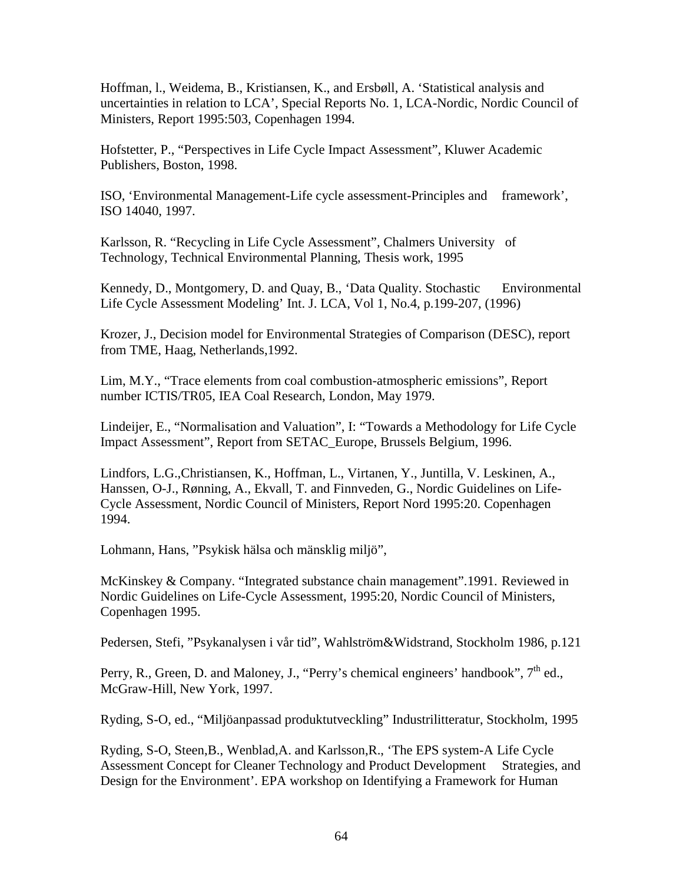Hoffman, l., Weidema, B., Kristiansen, K., and Ersbøll, A. 'Statistical analysis and uncertainties in relation to LCA', Special Reports No. 1, LCA-Nordic, Nordic Council of Ministers, Report 1995:503, Copenhagen 1994.

Hofstetter, P., "Perspectives in Life Cycle Impact Assessment", Kluwer Academic Publishers, Boston, 1998.

ISO, 'Environmental Management-Life cycle assessment-Principles and framework', ISO 14040, 1997.

Karlsson, R. "Recycling in Life Cycle Assessment", Chalmers University of Technology, Technical Environmental Planning, Thesis work, 1995

Kennedy, D., Montgomery, D. and Quay, B., 'Data Quality. Stochastic Environmental Life Cycle Assessment Modeling' Int. J. LCA, Vol 1, No.4, p.199-207, (1996)

Krozer, J., Decision model for Environmental Strategies of Comparison (DESC), report from TME, Haag, Netherlands,1992.

Lim, M.Y., "Trace elements from coal combustion-atmospheric emissions", Report number ICTIS/TR05, IEA Coal Research, London, May 1979.

Lindeijer, E., "Normalisation and Valuation", I: "Towards a Methodology for Life Cycle Impact Assessment", Report from SETAC_Europe, Brussels Belgium, 1996.

Lindfors, L.G.,Christiansen, K., Hoffman, L., Virtanen, Y., Juntilla, V. Leskinen, A., Hanssen, O-J., Rønning, A., Ekvall, T. and Finnveden, G., Nordic Guidelines on Life-Cycle Assessment, Nordic Council of Ministers, Report Nord 1995:20. Copenhagen 1994.

Lohmann, Hans, "Psykisk hälsa och mänsklig miljö",

McKinskey & Company. "Integrated substance chain management".1991. Reviewed in Nordic Guidelines on Life-Cycle Assessment, 1995:20, Nordic Council of Ministers, Copenhagen 1995.

Pedersen, Stefi, "Psykanalysen i vår tid", Wahlström&Widstrand, Stockholm 1986, p.121

Perry, R., Green, D. and Maloney, J., "Perry's chemical engineers' handbook", 7th ed., McGraw-Hill, New York, 1997.

Ryding, S-O, ed., "Miljöanpassad produktutveckling" Industrilitteratur, Stockholm, 1995

Ryding, S-O, Steen,B., Wenblad,A. and Karlsson,R., 'The EPS system-A Life Cycle Assessment Concept for Cleaner Technology and Product Development Strategies, and Design for the Environment'. EPA workshop on Identifying a Framework for Human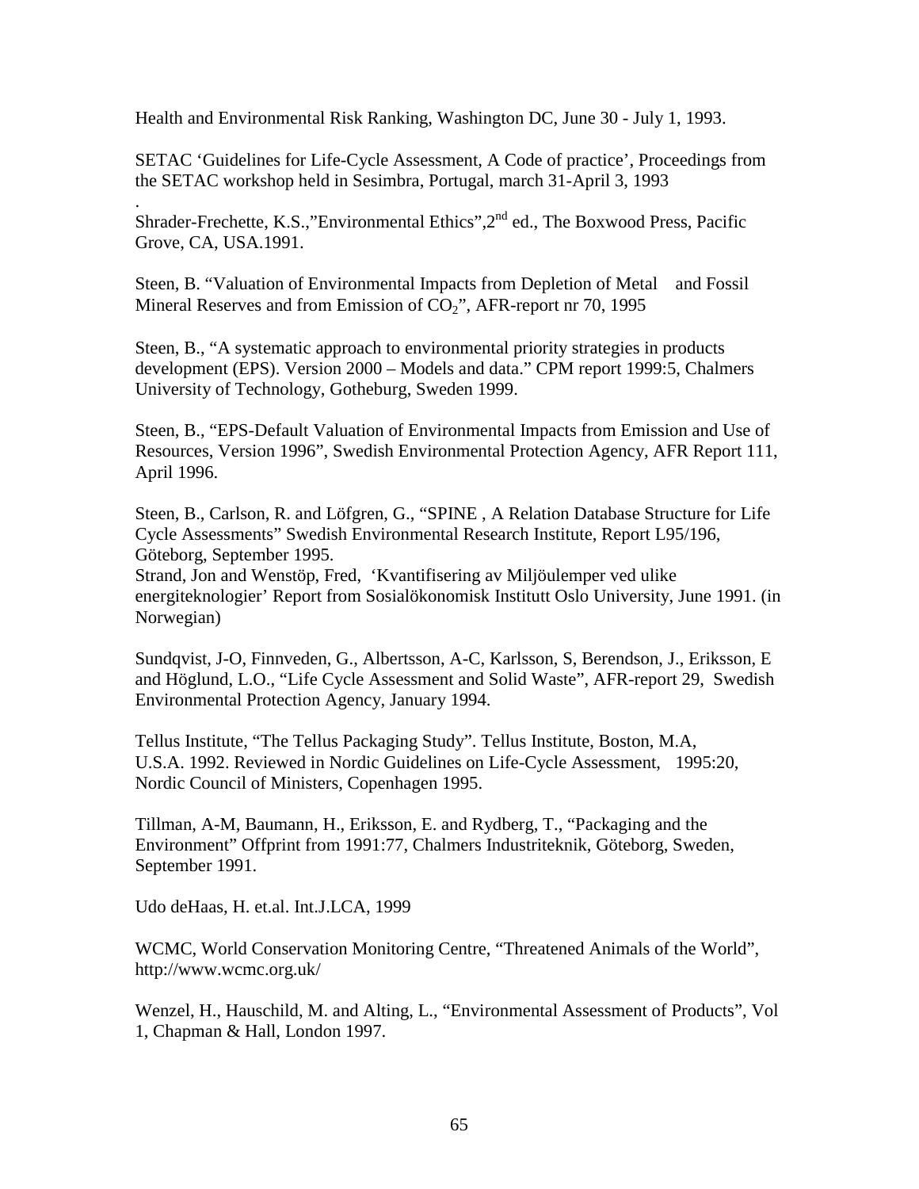Health and Environmental Risk Ranking, Washington DC, June 30 - July 1, 1993.

SETAC 'Guidelines for Life-Cycle Assessment, A Code of practice', Proceedings from the SETAC workshop held in Sesimbra, Portugal, march 31-April 3, 1993

.
Shrader-Frechette, K.S.,"Environmental Ethics",2nd ed., The Boxwood Press, Pacific Grove, CA, USA.1991.

Steen, B. "Valuation of Environmental Impacts from Depletion of Metal and Fossil Mineral Reserves and from Emission of $CO_2$", AFR-report nr 70, 1995

Steen, B., "A systematic approach to environmental priority strategies in products development (EPS). Version 2000 – Models and data." CPM report 1999:5, Chalmers University of Technology, Gotheburg, Sweden 1999.

Steen, B., "EPS-Default Valuation of Environmental Impacts from Emission and Use of Resources, Version 1996", Swedish Environmental Protection Agency, AFR Report 111, April 1996.

Steen, B., Carlson, R. and Löfgren, G., "SPINE , A Relation Database Structure for Life Cycle Assessments" Swedish Environmental Research Institute, Report L95/196, Göteborg, September 1995.
Strand, Jon and Wenstöp, Fred, 'Kvantifisering av Miljöulemper ved ulike energiteknologier' Report from Sosialökonomisk Institutt Oslo University, June 1991. (in Norwegian)

Sundqvist, J-O, Finnveden, G., Albertsson, A-C, Karlsson, S, Berendson, J., Eriksson, E and Höglund, L.O., "Life Cycle Assessment and Solid Waste", AFR-report 29, Swedish Environmental Protection Agency, January 1994.

Tellus Institute, "The Tellus Packaging Study". Tellus Institute, Boston, M.A, U.S.A. 1992. Reviewed in Nordic Guidelines on Life-Cycle Assessment, 1995:20, Nordic Council of Ministers, Copenhagen 1995.

Tillman, A-M, Baumann, H., Eriksson, E. and Rydberg, T., "Packaging and the Environment" Offprint from 1991:77, Chalmers Industriteknik, Göteborg, Sweden, September 1991.

Udo deHaas, H. et.al. Int.J.LCA, 1999

WCMC, World Conservation Monitoring Centre, "Threatened Animals of the World", http://www.wcmc.org.uk/

Wenzel, H., Hauschild, M. and Alting, L., "Environmental Assessment of Products", Vol 1, Chapman & Hall, London 1997.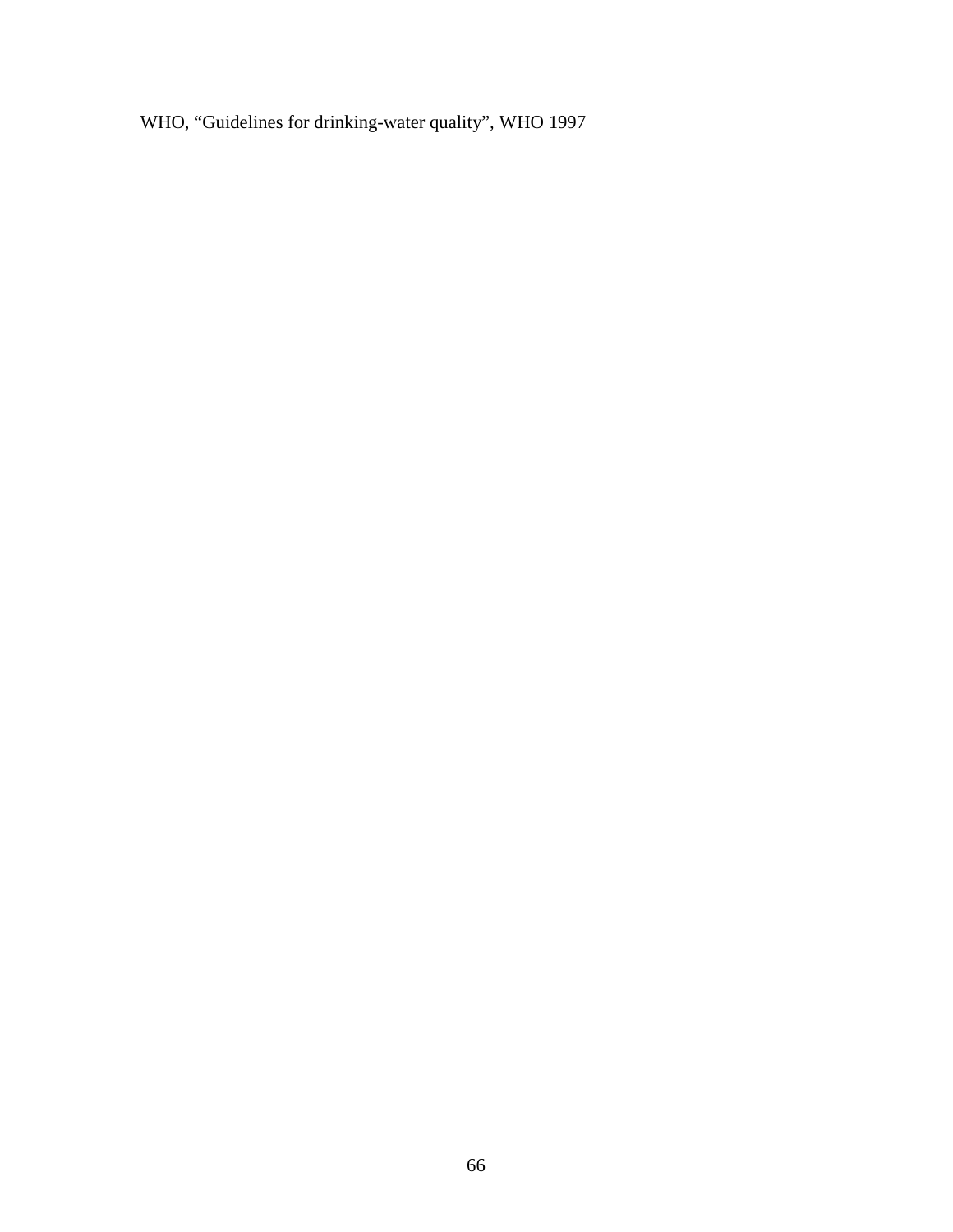WHO, “Guidelines for drinking-water quality”, WHO 1997